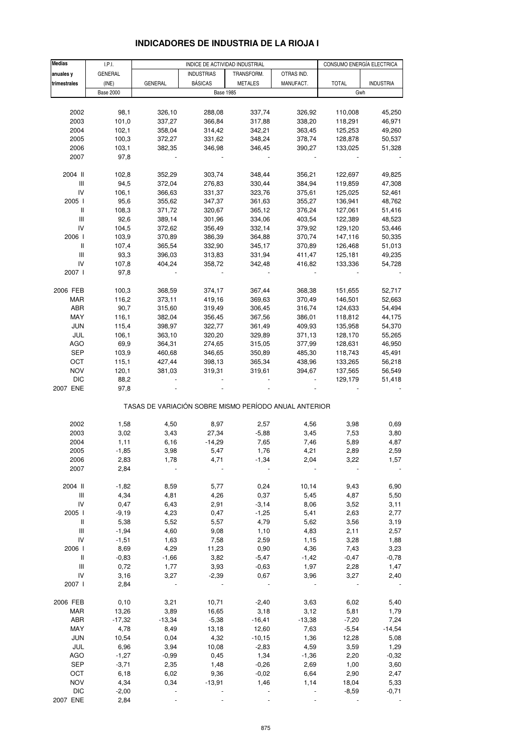# INDICADORES DE INDUSTRIA DE LA RIOJA I

| Medias anuales y trimestrales | I.P.I. GENERAL (INE) | INDICE DE ACTIVIDAD INDUSTRIAL | | | | CONSUMO ENERGÍA ELECTRICA | |
|---|---|---|---|---|---|---|---|
| | | GENERAL | INDUSTRIAS BÁSICAS | TRANSFORM. METALES | OTRAS IND. MANUFACT. | TOTAL | INDUSTRIA |
| | Base 2000 | Base 1985 | | | | Gwh | |
| 2002 | 98,1 | 326,10 | 288,08 | 337,74 | 326,92 | 110,008 | 45,250 |
| 2003 | 101,0 | 337,27 | 366,84 | 317,88 | 338,20 | 118,291 | 46,971 |
| 2004 | 102,1 | 358,04 | 314,42 | 342,21 | 363,45 | 125,253 | 49,260 |
| 2005 | 100,3 | 372,27 | 331,62 | 348,24 | 378,74 | 128,878 | 50,537 |
| 2006 | 103,1 | 382,35 | 346,98 | 346,45 | 390,27 | 133,025 | 51,328 |
| 2007 | 97,8 | - | - | - | - | - | - |
| 2004 II | 102,8 | 352,29 | 303,74 | 348,44 | 356,21 | 122,697 | 49,825 |
| III | 94,5 | 372,04 | 276,83 | 330,44 | 384,94 | 119,859 | 47,308 |
| IV | 106,1 | 366,63 | 331,37 | 323,76 | 375,61 | 125,025 | 52,461 |
| 2005 I | 95,6 | 355,62 | 347,37 | 361,63 | 355,27 | 136,941 | 48,762 |
| II | 108,3 | 371,72 | 320,67 | 365,12 | 376,24 | 127,061 | 51,416 |
| III | 92,6 | 389,14 | 301,96 | 334,06 | 403,54 | 122,389 | 48,523 |
| IV | 104,5 | 372,62 | 356,49 | 332,14 | 379,92 | 129,120 | 53,446 |
| 2006 I | 103,9 | 370,89 | 386,39 | 364,88 | 370,74 | 147,116 | 50,335 |
| II | 107,4 | 365,54 | 332,90 | 345,17 | 370,89 | 126,468 | 51,013 |
| III | 93,3 | 396,03 | 313,83 | 331,94 | 411,47 | 125,181 | 49,235 |
| IV | 107,8 | 404,24 | 358,72 | 342,48 | 416,82 | 133,336 | 54,728 |
| 2007 I | 97,8 | - | - | - | - | - | - |
| 2006 FEB | 100,3 | 368,59 | 374,17 | 367,44 | 368,38 | 151,655 | 52,717 |
| MAR | 116,2 | 373,11 | 419,16 | 369,63 | 370,49 | 146,501 | 52,663 |
| ABR | 90,7 | 315,60 | 319,49 | 306,45 | 316,74 | 124,633 | 54,494 |
| MAY | 116,1 | 382,04 | 356,45 | 367,56 | 386,01 | 118,812 | 44,175 |
| JUN | 115,4 | 398,97 | 322,77 | 361,49 | 409,93 | 135,958 | 54,370 |
| JUL | 106,1 | 363,10 | 320,20 | 329,89 | 371,13 | 128,170 | 55,265 |
| AGO | 69,9 | 364,31 | 274,65 | 315,05 | 377,99 | 128,631 | 46,950 |
| SEP | 103,9 | 460,68 | 346,65 | 350,89 | 485,30 | 118,743 | 45,491 |
| OCT | 115,1 | 427,44 | 398,13 | 365,34 | 438,96 | 133,265 | 56,218 |
| NOV | 120,1 | 381,03 | 319,31 | 319,61 | 394,67 | 137,565 | 56,549 |
| DIC | 88,2 | - | - | - | - | 129,179 | 51,418 |
| 2007 ENE | 97,8 | - | - | - | - | - | - |
| TASAS DE VARIACIÓN SOBRE MISMO PERÍODO ANUAL ANTERIOR | | | | | | | |
| 2002 | 1,58 | 4,50 | 8,97 | 2,57 | 4,56 | 3,98 | 0,69 |
| 2003 | 3,02 | 3,43 | 27,34 | -5,88 | 3,45 | 7,53 | 3,80 |
| 2004 | 1,11 | 6,16 | -14,29 | 7,65 | 7,46 | 5,89 | 4,87 |
| 2005 | -1,85 | 3,98 | 5,47 | 1,76 | 4,21 | 2,89 | 2,59 |
| 2006 | 2,83 | 1,78 | 4,71 | -1,34 | 2,04 | 3,22 | 1,57 |
| 2007 | 2,84 | - | - | - | - | - | - |
| 2004 II | -1,82 | 8,59 | 5,77 | 0,24 | 10,14 | 9,43 | 6,90 |
| III | 4,34 | 4,81 | 4,26 | 0,37 | 5,45 | 4,87 | 5,50 |
| IV | 0,47 | 6,43 | 2,91 | -3,14 | 8,06 | 3,52 | 3,11 |
| 2005 I | -9,19 | 4,23 | 0,47 | -1,25 | 5,41 | 2,63 | 2,77 |
| II | 5,38 | 5,52 | 5,57 | 4,79 | 5,62 | 3,56 | 3,19 |
| III | -1,94 | 4,60 | 9,08 | 1,10 | 4,83 | 2,11 | 2,57 |
| IV | -1,51 | 1,63 | 7,58 | 2,59 | 1,15 | 3,28 | 1,88 |
| 2006 I | 8,69 | 4,29 | 11,23 | 0,90 | 4,36 | 7,43 | 3,23 |
| II | -0,83 | -1,66 | 3,82 | -5,47 | -1,42 | -0,47 | -0,78 |
| III | 0,72 | 1,77 | 3,93 | -0,63 | 1,97 | 2,28 | 1,47 |
| IV | 3,16 | 3,27 | -2,39 | 0,67 | 3,96 | 3,27 | 2,40 |
| 2007 I | 2,84 | - | - | - | - | - | - |
| 2006 FEB | 0,10 | 3,21 | 10,71 | -2,40 | 3,63 | 6,02 | 5,40 |
| MAR | 13,26 | 3,89 | 16,65 | 3,18 | 3,12 | 5,81 | 1,79 |
| ABR | -17,32 | -13,34 | -5,38 | -16,41 | -13,38 | -7,20 | 7,24 |
| MAY | 4,78 | 8,49 | 13,18 | 12,60 | 7,63 | -5,54 | -14,54 |
| JUN | 10,54 | 0,04 | 4,32 | -10,15 | 1,36 | 12,28 | 5,08 |
| JUL | 6,96 | 3,94 | 10,08 | -2,83 | 4,59 | 3,59 | 1,29 |
| AGO | -1,27 | -0,99 | 0,45 | 1,34 | -1,36 | 2,20 | -0,32 |
| SEP | -3,71 | 2,35 | 1,48 | -0,26 | 2,69 | 1,00 | 3,60 |
| OCT | 6,18 | 6,02 | 9,36 | -0,02 | 6,64 | 2,90 | 2,47 |
| NOV | 4,34 | 0,34 | -13,91 | 1,46 | 1,14 | 18,04 | 5,33 |
| DIC | -2,00 | - | - | - | - | -8,59 | -0,71 |
| 2007 ENE | 2,84 | - | - | - | - | - | - |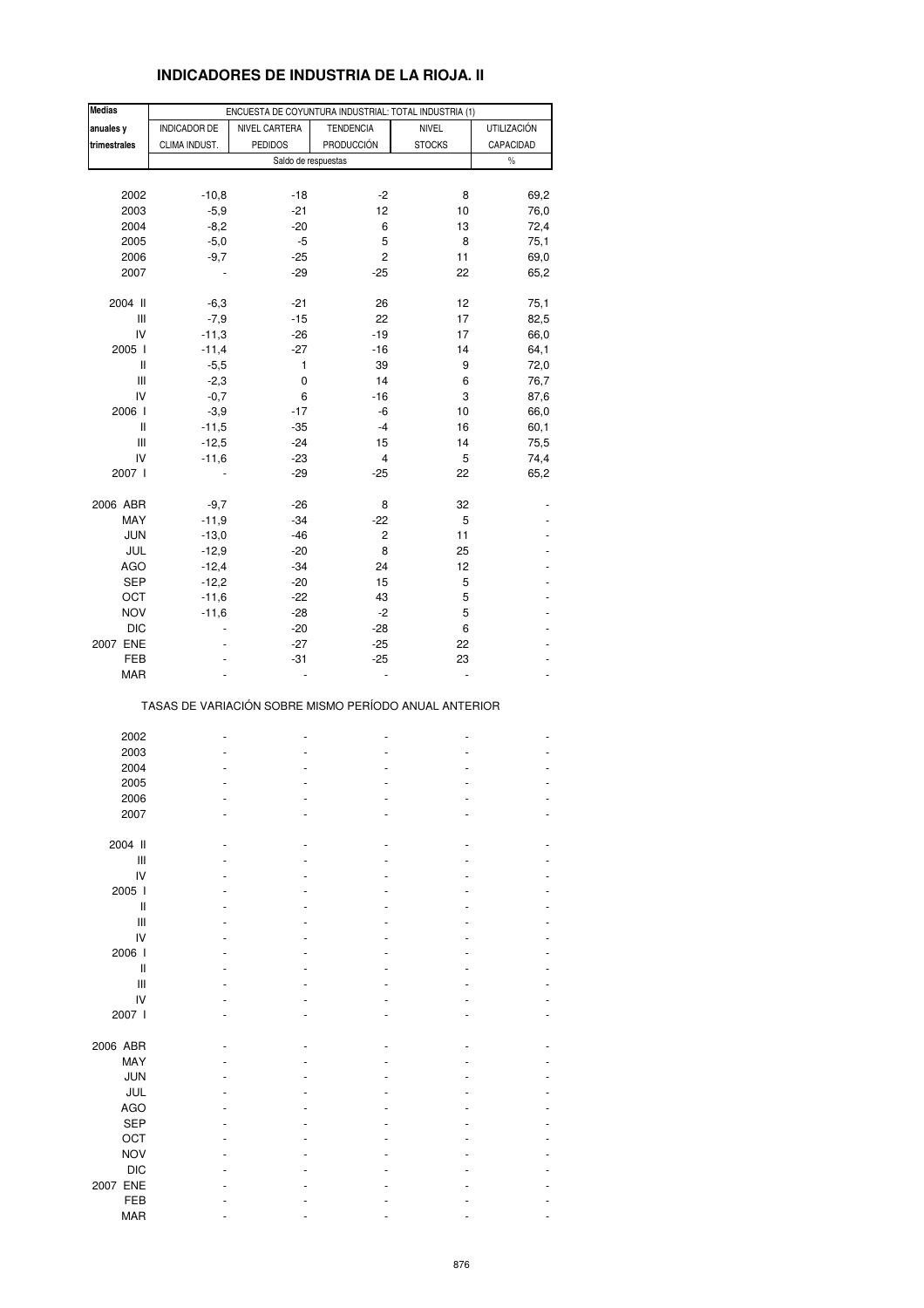# INDICADORES DE INDUSTRIA DE LA RIOJA. II

| Medias anuales y trimestrales | ENCUESTA DE COYUNTURA INDUSTRIAL: TOTAL INDUSTRIA (1) | | | | |
|---|---|---|---|---|---|
| | INDICADOR DE CLIMA INDUST. | NIVEL CARTERA PEDIDOS | TENDENCIA PRODUCCIÓN | NIVEL STOCKS | UTILIZACIÓN CAPACIDAD |
| | Saldo de respuestas | | | | % |
| 2002 | -10,8 | -18 | -2 | 8 | 69,2 |
| 2003 | -5,9 | -21 | 12 | 10 | 76,0 |
| 2004 | -8,2 | -20 | 6 | 13 | 72,4 |
| 2005 | -5,0 | -5 | 5 | 8 | 75,1 |
| 2006 | -9,7 | -25 | 2 | 11 | 69,0 |
| 2007 | - | -29 | -25 | 22 | 65,2 |
| 2004 II | -6,3 | -21 | 26 | 12 | 75,1 |
| III | -7,9 | -15 | 22 | 17 | 82,5 |
| IV | -11,3 | -26 | -19 | 17 | 66,0 |
| 2005 I | -11,4 | -27 | -16 | 14 | 64,1 |
| II | -5,5 | 1 | 39 | 9 | 72,0 |
| III | -2,3 | 0 | 14 | 6 | 76,7 |
| IV | -0,7 | 6 | -16 | 3 | 87,6 |
| 2006 I | -3,9 | -17 | -6 | 10 | 66,0 |
| II | -11,5 | -35 | -4 | 16 | 60,1 |
| III | -12,5 | -24 | 15 | 14 | 75,5 |
| IV | -11,6 | -23 | 4 | 5 | 74,4 |
| 2007 I | - | -29 | -25 | 22 | 65,2 |
| 2006 ABR | -9,7 | -26 | 8 | 32 | - |
| MAY | -11,9 | -34 | -22 | 5 | - |
| JUN | -13,0 | -46 | 2 | 11 | - |
| JUL | -12,9 | -20 | 8 | 25 | - |
| AGO | -12,4 | -34 | 24 | 12 | - |
| SEP | -12,2 | -20 | 15 | 5 | - |
| OCT | -11,6 | -22 | 43 | 5 | - |
| NOV | -11,6 | -28 | -2 | 5 | - |
| DIC | - | -20 | -28 | 6 | - |
| 2007 ENE | - | -27 | -25 | 22 | - |
| FEB | - | -31 | -25 | 23 | - |
| MAR | - | - | - | - | - |

TASAS DE VARIACIÓN SOBRE MISMO PERÍODO ANUAL ANTERIOR

| | | | | | |
|---|---|---|---|---|---|
| 2002 | - | - | - | - | - |
| 2003 | - | - | - | - | - |
| 2004 | - | - | - | - | - |
| 2005 | - | - | - | - | - |
| 2006 | - | - | - | - | - |
| 2007 | - | - | - | - | - |
| 2004 II | - | - | - | - | - |
| III | - | - | - | - | - |
| IV | - | - | - | - | - |
| 2005 I | - | - | - | - | - |
| II | - | - | - | - | - |
| III | - | - | - | - | - |
| IV | - | - | - | - | - |
| 2006 I | - | - | - | - | - |
| II | - | - | - | - | - |
| III | - | - | - | - | - |
| IV | - | - | - | - | - |
| 2007 I | - | - | - | - | - |
| 2006 ABR | - | - | - | - | - |
| MAY | - | - | - | - | - |
| JUN | - | - | - | - | - |
| JUL | - | - | - | - | - |
| AGO | - | - | - | - | - |
| SEP | - | - | - | - | - |
| OCT | - | - | - | - | - |
| NOV | - | - | - | - | - |
| DIC | - | - | - | - | - |
| 2007 ENE | - | - | - | - | - |
| FEB | - | - | - | - | - |
| MAR | - | - | - | - | - |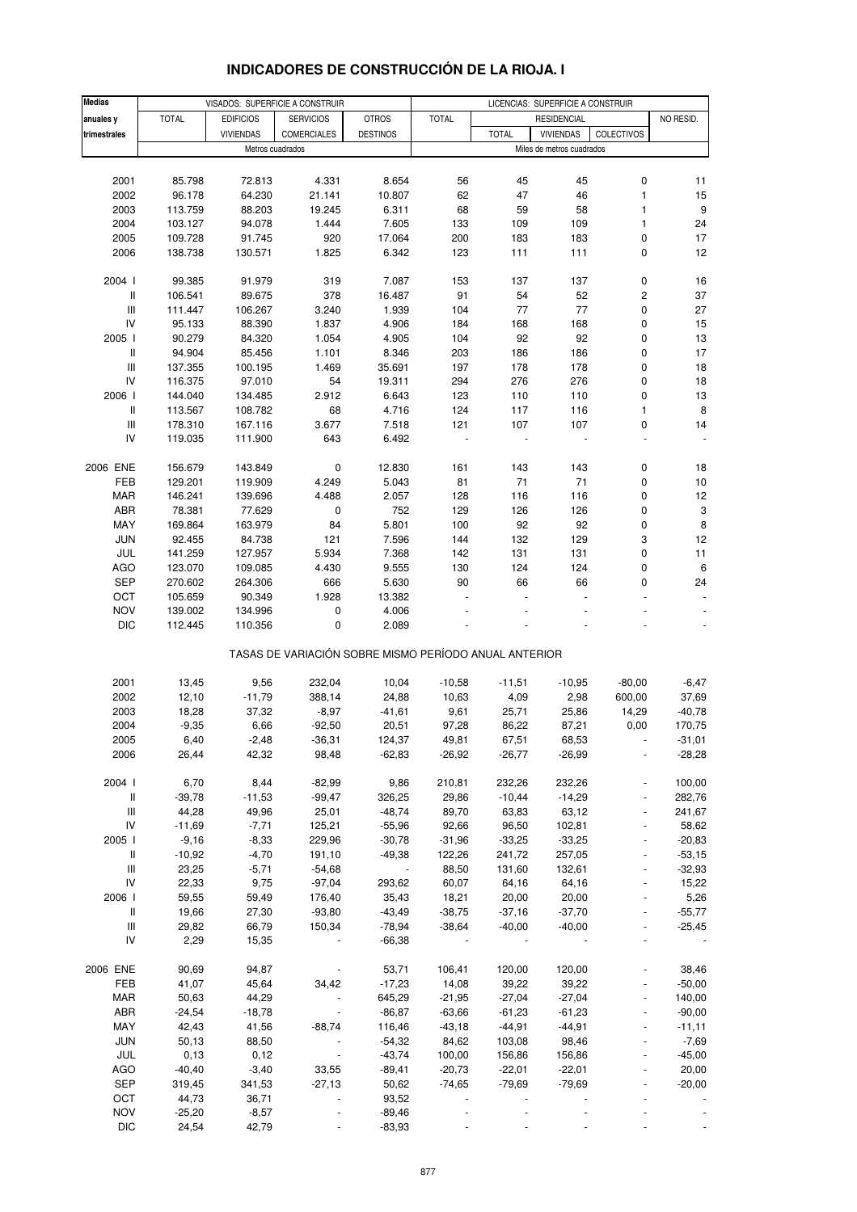# INDICADORES DE CONSTRUCCIÓN DE LA RIOJA. I

| Medias anuales y trimestrales | VISADOS: SUPERFICIE A CONSTRUIR | | | | LICENCIAS: SUPERFICIE A CONSTRUIR | | | | |
|---|---|---|---|---|---|---|---|---|---|
| | TOTAL | EDIFICIOS VIVIENDAS | SERVICIOS COMERCIALES | OTROS DESTINOS | TOTAL | RESIDENCIAL | | | NO RESID. |
| | | | | | | TOTAL | VIVIENDAS | COLECTIVOS | |
| | Metros cuadrados | | | | Miles de metros cuadrados | | | | |
| 2001 | 85.798 | 72.813 | 4.331 | 8.654 | 56 | 45 | 45 | 0 | 11 |
| 2002 | 96.178 | 64.230 | 21.141 | 10.807 | 62 | 47 | 46 | 1 | 15 |
| 2003 | 113.759 | 88.203 | 19.245 | 6.311 | 68 | 59 | 58 | 1 | 9 |
| 2004 | 103.127 | 94.078 | 1.444 | 7.605 | 133 | 109 | 109 | 1 | 24 |
| 2005 | 109.728 | 91.745 | 920 | 17.064 | 200 | 183 | 183 | 0 | 17 |
| 2006 | 138.738 | 130.571 | 1.825 | 6.342 | 123 | 111 | 111 | 0 | 12 |
| 2004 I | 99.385 | 91.979 | 319 | 7.087 | 153 | 137 | 137 | 0 | 16 |
| II | 106.541 | 89.675 | 378 | 16.487 | 91 | 54 | 52 | 2 | 37 |
| III | 111.447 | 106.267 | 3.240 | 1.939 | 104 | 77 | 77 | 0 | 27 |
| IV | 95.133 | 88.390 | 1.837 | 4.906 | 184 | 168 | 168 | 0 | 15 |
| 2005 I | 90.279 | 84.320 | 1.054 | 4.905 | 104 | 92 | 92 | 0 | 13 |
| II | 94.904 | 85.456 | 1.101 | 8.346 | 203 | 186 | 186 | 0 | 17 |
| III | 137.355 | 100.195 | 1.469 | 35.691 | 197 | 178 | 178 | 0 | 18 |
| IV | 116.375 | 97.010 | 54 | 19.311 | 294 | 276 | 276 | 0 | 18 |
| 2006 I | 144.040 | 134.485 | 2.912 | 6.643 | 123 | 110 | 110 | 0 | 13 |
| II | 113.567 | 108.782 | 68 | 4.716 | 124 | 117 | 116 | 1 | 8 |
| III | 178.310 | 167.116 | 3.677 | 7.518 | 121 | 107 | 107 | 0 | 14 |
| IV | 119.035 | 111.900 | 643 | 6.492 | - | - | - | - | - |
| 2006 ENE | 156.679 | 143.849 | 0 | 12.830 | 161 | 143 | 143 | 0 | 18 |
| FEB | 129.201 | 119.909 | 4.249 | 5.043 | 81 | 71 | 71 | 0 | 10 |
| MAR | 146.241 | 139.696 | 4.488 | 2.057 | 128 | 116 | 116 | 0 | 12 |
| ABR | 78.381 | 77.629 | 0 | 752 | 129 | 126 | 126 | 0 | 3 |
| MAY | 169.864 | 163.979 | 84 | 5.801 | 100 | 92 | 92 | 0 | 8 |
| JUN | 92.455 | 84.738 | 121 | 7.596 | 144 | 132 | 129 | 3 | 12 |
| JUL | 141.259 | 127.957 | 5.934 | 7.368 | 142 | 131 | 131 | 0 | 11 |
| AGO | 123.070 | 109.085 | 4.430 | 9.555 | 130 | 124 | 124 | 0 | 6 |
| SEP | 270.602 | 264.306 | 666 | 5.630 | 90 | 66 | 66 | 0 | 24 |
| OCT | 105.659 | 90.349 | 1.928 | 13.382 | - | - | - | - | - |
| NOV | 139.002 | 134.996 | 0 | 4.006 | - | - | - | - | - |
| DIC | 112.445 | 110.356 | 0 | 2.089 | - | - | - | - | - |

TASAS DE VARIACIÓN SOBRE MISMO PERÍODO ANUAL ANTERIOR

| | TOTAL | EDIFICIOS VIVIENDAS | SERVICIOS COMERCIALES | OTROS DESTINOS | TOTAL | RESIDENCIAL TOTAL | VIVIENDAS | COLECTIVOS | NO RESID. |
|---|---|---|---|---|---|---|---|---|---|
| 2001 | 13,45 | 9,56 | 232,04 | 10,04 | -10,58 | -11,51 | -10,95 | -80,00 | -6,47 |
| 2002 | 12,10 | -11,79 | 388,14 | 24,88 | 10,63 | 4,09 | 2,98 | 600,00 | 37,69 |
| 2003 | 18,28 | 37,32 | -8,97 | -41,61 | 9,61 | 25,71 | 25,86 | 14,29 | -40,78 |
| 2004 | -9,35 | 6,66 | -92,50 | 20,51 | 97,28 | 86,22 | 87,21 | 0,00 | 170,75 |
| 2005 | 6,40 | -2,48 | -36,31 | 124,37 | 49,81 | 67,51 | 68,53 | - | -31,01 |
| 2006 | 26,44 | 42,32 | 98,48 | -62,83 | -26,92 | -26,77 | -26,99 | - | -28,28 |
| 2004 I | 6,70 | 8,44 | -82,99 | 9,86 | 210,81 | 232,26 | 232,26 | - | 100,00 |
| II | -39,78 | -11,53 | -99,47 | 326,25 | 29,86 | -10,44 | -14,29 | - | 282,76 |
| III | 44,28 | 49,96 | 25,01 | -48,74 | 89,70 | 63,83 | 63,12 | - | 241,67 |
| IV | -11,69 | -7,71 | 125,21 | -55,96 | 92,66 | 96,50 | 102,81 | - | 58,62 |
| 2005 I | -9,16 | -8,33 | 229,96 | -30,78 | -31,96 | -33,25 | -33,25 | - | -20,83 |
| II | -10,92 | -4,70 | 191,10 | -49,38 | 122,26 | 241,72 | 257,05 | - | -53,15 |
| III | 23,25 | -5,71 | -54,68 | - | 88,50 | 131,60 | 132,61 | - | -32,93 |
| IV | 22,33 | 9,75 | -97,04 | 293,62 | 60,07 | 64,16 | 64,16 | - | 15,22 |
| 2006 I | 59,55 | 59,49 | 176,40 | 35,43 | 18,21 | 20,00 | 20,00 | - | 5,26 |
| II | 19,66 | 27,30 | -93,80 | -43,49 | -38,75 | -37,16 | -37,70 | - | -55,77 |
| III | 29,82 | 66,79 | 150,34 | -78,94 | -38,64 | -40,00 | -40,00 | - | -25,45 |
| IV | 2,29 | 15,35 | - | -66,38 | - | - | - | - | - |
| 2006 ENE | 90,69 | 94,87 | - | 53,71 | 106,41 | 120,00 | 120,00 | - | 38,46 |
| FEB | 41,07 | 45,64 | 34,42 | -17,23 | 14,08 | 39,22 | 39,22 | - | -50,00 |
| MAR | 50,63 | 44,29 | - | 645,29 | -21,95 | -27,04 | -27,04 | - | 140,00 |
| ABR | -24,54 | -18,78 | - | -86,87 | -63,66 | -61,23 | -61,23 | - | -90,00 |
| MAY | 42,43 | 41,56 | -88,74 | 116,46 | -43,18 | -44,91 | -44,91 | - | -11,11 |
| JUN | 50,13 | 88,50 | - | -54,32 | 84,62 | 103,08 | 98,46 | - | -7,69 |
| JUL | 0,13 | 0,12 | - | -43,74 | 100,00 | 156,86 | 156,86 | - | -45,00 |
| AGO | -40,40 | -3,40 | 33,55 | -89,41 | -20,73 | -22,01 | -22,01 | - | 20,00 |
| SEP | 319,45 | 341,53 | -27,13 | 50,62 | -74,65 | -79,69 | -79,69 | - | -20,00 |
| OCT | 44,73 | 36,71 | - | 93,52 | - | - | - | - | - |
| NOV | -25,20 | -8,57 | - | -89,46 | - | - | - | - | - |
| DIC | 24,54 | 42,79 | - | -83,93 | - | - | - | - | - |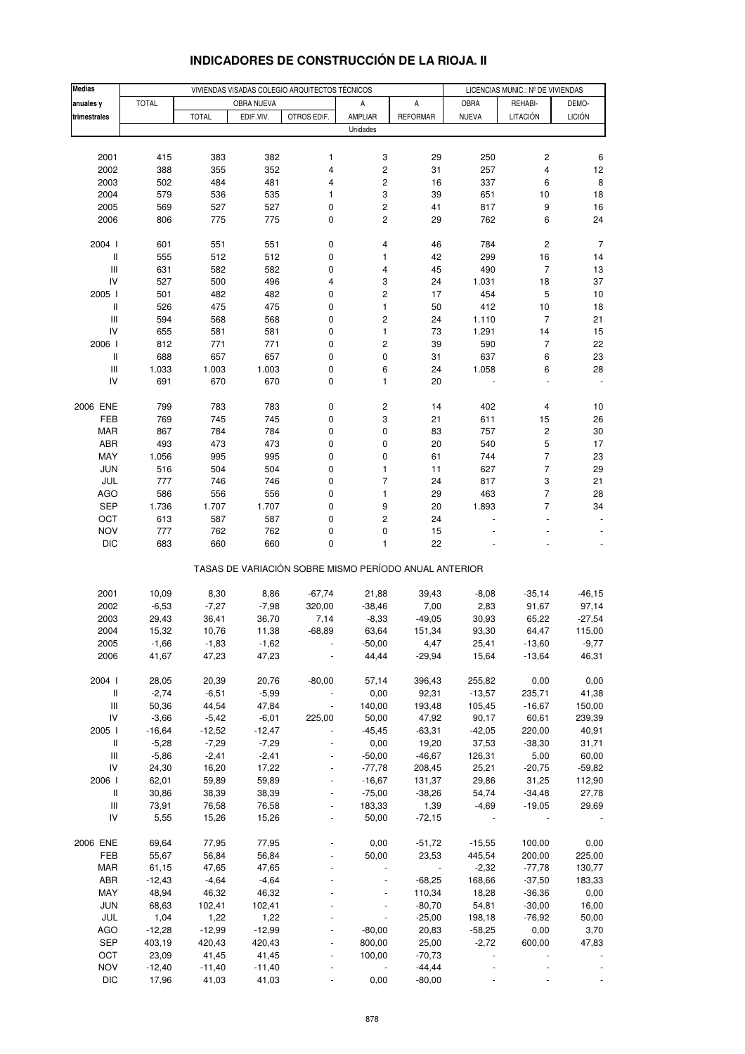# INDICADORES DE CONSTRUCCIÓN DE LA RIOJA. II

| Medias anuales y trimestrales | VIVIENDAS VISADAS COLEGIO ARQUITECTOS TÉCNICOS | | | | | | LICENCIAS MUNIC.: Nº DE VIVIENDAS | | |
|---|---|---|---|---|---|---|---|---|---|
| | TOTAL | OBRA NUEVA | | | A | A | OBRA | REHABI- | DEMO- |
| | | TOTAL | EDIF.VIV. | OTROS EDIF. | AMPLIAR | REFORMAR | NUEVA | LITACIÓN | LICIÓN |
| | Unidades | | | | | | | | |
| 2001 | 415 | 383 | 382 | 1 | 3 | 29 | 250 | 2 | 6 |
| 2002 | 388 | 355 | 352 | 4 | 2 | 31 | 257 | 4 | 12 |
| 2003 | 502 | 484 | 481 | 4 | 2 | 16 | 337 | 6 | 8 |
| 2004 | 579 | 536 | 535 | 1 | 3 | 39 | 651 | 10 | 18 |
| 2005 | 569 | 527 | 527 | 0 | 2 | 41 | 817 | 9 | 16 |
| 2006 | 806 | 775 | 775 | 0 | 2 | 29 | 762 | 6 | 24 |
| 2004 I | 601 | 551 | 551 | 0 | 4 | 46 | 784 | 2 | 7 |
| II | 555 | 512 | 512 | 0 | 1 | 42 | 299 | 16 | 14 |
| III | 631 | 582 | 582 | 0 | 4 | 45 | 490 | 7 | 13 |
| IV | 527 | 500 | 496 | 4 | 3 | 24 | 1.031 | 18 | 37 |
| 2005 I | 501 | 482 | 482 | 0 | 2 | 17 | 454 | 5 | 10 |
| II | 526 | 475 | 475 | 0 | 1 | 50 | 412 | 10 | 18 |
| III | 594 | 568 | 568 | 0 | 2 | 24 | 1.110 | 7 | 21 |
| IV | 655 | 581 | 581 | 0 | 1 | 73 | 1.291 | 14 | 15 |
| 2006 I | 812 | 771 | 771 | 0 | 2 | 39 | 590 | 7 | 22 |
| II | 688 | 657 | 657 | 0 | 0 | 31 | 637 | 6 | 23 |
| III | 1.033 | 1.003 | 1.003 | 0 | 6 | 24 | 1.058 | 6 | 28 |
| IV | 691 | 670 | 670 | 0 | 1 | 20 | - | - | - |
| 2006 ENE | 799 | 783 | 783 | 0 | 2 | 14 | 402 | 4 | 10 |
| FEB | 769 | 745 | 745 | 0 | 3 | 21 | 611 | 15 | 26 |
| MAR | 867 | 784 | 784 | 0 | 0 | 83 | 757 | 2 | 30 |
| ABR | 493 | 473 | 473 | 0 | 0 | 20 | 540 | 5 | 17 |
| MAY | 1.056 | 995 | 995 | 0 | 0 | 61 | 744 | 7 | 23 |
| JUN | 516 | 504 | 504 | 0 | 1 | 11 | 627 | 7 | 29 |
| JUL | 777 | 746 | 746 | 0 | 7 | 24 | 817 | 3 | 21 |
| AGO | 586 | 556 | 556 | 0 | 1 | 29 | 463 | 7 | 28 |
| SEP | 1.736 | 1.707 | 1.707 | 0 | 9 | 20 | 1.893 | 7 | 34 |
| OCT | 613 | 587 | 587 | 0 | 2 | 24 | - | - | - |
| NOV | 777 | 762 | 762 | 0 | 0 | 15 | - | - | - |
| DIC | 683 | 660 | 660 | 0 | 1 | 22 | - | - | - |
| | TASAS DE VARIACIÓN SOBRE MISMO PERÍODO ANUAL ANTERIOR | | | | | | | | |
| 2001 | 10,09 | 8,30 | 8,86 | -67,74 | 21,88 | 39,43 | -8,08 | -35,14 | -46,15 |
| 2002 | -6,53 | -7,27 | -7,98 | 320,00 | -38,46 | 7,00 | 2,83 | 91,67 | 97,14 |
| 2003 | 29,43 | 36,41 | 36,70 | 7,14 | -8,33 | -49,05 | 30,93 | 65,22 | -27,54 |
| 2004 | 15,32 | 10,76 | 11,38 | -68,89 | 63,64 | 151,34 | 93,30 | 64,47 | 115,00 |
| 2005 | -1,66 | -1,83 | -1,62 | - | -50,00 | 4,47 | 25,41 | -13,60 | -9,77 |
| 2006 | 41,67 | 47,23 | 47,23 | - | 44,44 | -29,94 | 15,64 | -13,64 | 46,31 |
| 2004 I | 28,05 | 20,39 | 20,76 | -80,00 | 57,14 | 396,43 | 255,82 | 0,00 | 0,00 |
| II | -2,74 | -6,51 | -5,99 | - | 0,00 | 92,31 | -13,57 | 235,71 | 41,38 |
| III | 50,36 | 44,54 | 47,84 | - | 140,00 | 193,48 | 105,45 | -16,67 | 150,00 |
| IV | -3,66 | -5,42 | -6,01 | 225,00 | 50,00 | 47,92 | 90,17 | 60,61 | 239,39 |
| 2005 I | -16,64 | -12,52 | -12,47 | - | -45,45 | -63,31 | -42,05 | 220,00 | 40,91 |
| II | -5,28 | -7,29 | -7,29 | - | 0,00 | 19,20 | 37,53 | -38,30 | 31,71 |
| III | -5,86 | -2,41 | -2,41 | - | -50,00 | -46,67 | 126,31 | 5,00 | 60,00 |
| IV | 24,30 | 16,20 | 17,22 | - | -77,78 | 208,45 | 25,21 | -20,75 | -59,82 |
| 2006 I | 62,01 | 59,89 | 59,89 | - | -16,67 | 131,37 | 29,86 | 31,25 | 112,90 |
| II | 30,86 | 38,39 | 38,39 | - | -75,00 | -38,26 | 54,74 | -34,48 | 27,78 |
| III | 73,91 | 76,58 | 76,58 | - | 183,33 | 1,39 | -4,69 | -19,05 | 29,69 |
| IV | 5,55 | 15,26 | 15,26 | - | 50,00 | -72,15 | - | - | - |
| 2006 ENE | 69,64 | 77,95 | 77,95 | - | 0,00 | -51,72 | -15,55 | 100,00 | 0,00 |
| FEB | 55,67 | 56,84 | 56,84 | - | 50,00 | 23,53 | 445,54 | 200,00 | 225,00 |
| MAR | 61,15 | 47,65 | 47,65 | - | - | - | -2,32 | -77,78 | 130,77 |
| ABR | -12,43 | -4,64 | -4,64 | - | - | -68,25 | 168,66 | -37,50 | 183,33 |
| MAY | 48,94 | 46,32 | 46,32 | - | - | 110,34 | 18,28 | -36,36 | 0,00 |
| JUN | 68,63 | 102,41 | 102,41 | - | - | -80,70 | 54,81 | -30,00 | 16,00 |
| JUL | 1,04 | 1,22 | 1,22 | - | - | -25,00 | 198,18 | -76,92 | 50,00 |
| AGO | -12,28 | -12,99 | -12,99 | - | -80,00 | 20,83 | -58,25 | 0,00 | 3,70 |
| SEP | 403,19 | 420,43 | 420,43 | - | 800,00 | 25,00 | -2,72 | 600,00 | 47,83 |
| OCT | 23,09 | 41,45 | 41,45 | - | 100,00 | -70,73 | - | - | - |
| NOV | -12,40 | -11,40 | -11,40 | - | - | -44,44 | - | - | - |
| DIC | 17,96 | 41,03 | 41,03 | - | 0,00 | -80,00 | - | - | - |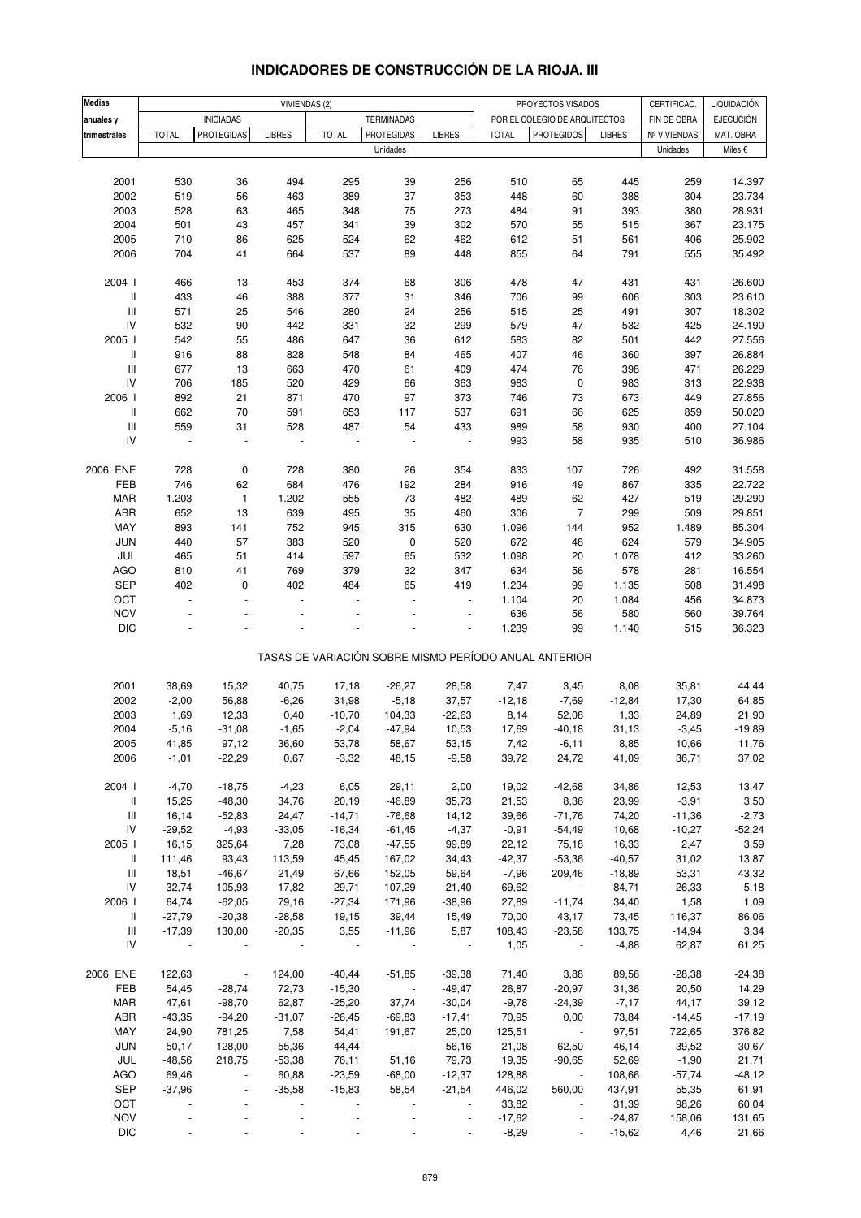# INDICADORES DE CONSTRUCCIÓN DE LA RIOJA. III

| Medias anuales y trimestrales | VIVIENDAS (2) | | | | | | PROYECTOS VISADOS | | | CERTIFICAC. | LIQUIDACIÓN |
|---|---|---|---|---|---|---|---|---|---|---|---|
| | INICIADAS | | | TERMINADAS | | | POR EL COLEGIO DE ARQUITECTOS | | | FIN DE OBRA | EJECUCIÓN |
| | TOTAL | PROTEGIDAS | LIBRES | TOTAL | PROTEGIDAS | LIBRES | TOTAL | PROTEGIDOS | LIBRES | Nº VIVIENDAS | MAT. OBRA |
| | Unidades | | | | | | | | | Unidades | Miles € |
| 2001 | 530 | 36 | 494 | 295 | 39 | 256 | 510 | 65 | 445 | 259 | 14.397 |
| 2002 | 519 | 56 | 463 | 389 | 37 | 353 | 448 | 60 | 388 | 304 | 23.734 |
| 2003 | 528 | 63 | 465 | 348 | 75 | 273 | 484 | 91 | 393 | 380 | 28.931 |
| 2004 | 501 | 43 | 457 | 341 | 39 | 302 | 570 | 55 | 515 | 367 | 23.175 |
| 2005 | 710 | 86 | 625 | 524 | 62 | 462 | 612 | 51 | 561 | 406 | 25.902 |
| 2006 | 704 | 41 | 664 | 537 | 89 | 448 | 855 | 64 | 791 | 555 | 35.492 |
| 2004 I | 466 | 13 | 453 | 374 | 68 | 306 | 478 | 47 | 431 | 431 | 26.600 |
| II | 433 | 46 | 388 | 377 | 31 | 346 | 706 | 99 | 606 | 303 | 23.610 |
| III | 571 | 25 | 546 | 280 | 24 | 256 | 515 | 25 | 491 | 307 | 18.302 |
| IV | 532 | 90 | 442 | 331 | 32 | 299 | 579 | 47 | 532 | 425 | 24.190 |
| 2005 I | 542 | 55 | 486 | 647 | 36 | 612 | 583 | 82 | 501 | 442 | 27.556 |
| II | 916 | 88 | 828 | 548 | 84 | 465 | 407 | 46 | 360 | 397 | 26.884 |
| III | 677 | 13 | 663 | 470 | 61 | 409 | 474 | 76 | 398 | 471 | 26.229 |
| IV | 706 | 185 | 520 | 429 | 66 | 363 | 983 | 0 | 983 | 313 | 22.938 |
| 2006 I | 892 | 21 | 871 | 470 | 97 | 373 | 746 | 73 | 673 | 449 | 27.856 |
| II | 662 | 70 | 591 | 653 | 117 | 537 | 691 | 66 | 625 | 859 | 50.020 |
| III | 559 | 31 | 528 | 487 | 54 | 433 | 989 | 58 | 930 | 400 | 27.104 |
| IV | - | - | - | - | - | - | 993 | 58 | 935 | 510 | 36.986 |
| 2006 ENE | 728 | 0 | 728 | 380 | 26 | 354 | 833 | 107 | 726 | 492 | 31.558 |
| FEB | 746 | 62 | 684 | 476 | 192 | 284 | 916 | 49 | 867 | 335 | 22.722 |
| MAR | 1.203 | 1 | 1.202 | 555 | 73 | 482 | 489 | 62 | 427 | 519 | 29.290 |
| ABR | 652 | 13 | 639 | 495 | 35 | 460 | 306 | 7 | 299 | 509 | 29.851 |
| MAY | 893 | 141 | 752 | 945 | 315 | 630 | 1.096 | 144 | 952 | 1.489 | 85.304 |
| JUN | 440 | 57 | 383 | 520 | 0 | 520 | 672 | 48 | 624 | 579 | 34.905 |
| JUL | 465 | 51 | 414 | 597 | 65 | 532 | 1.098 | 20 | 1.078 | 412 | 33.260 |
| AGO | 810 | 41 | 769 | 379 | 32 | 347 | 634 | 56 | 578 | 281 | 16.554 |
| SEP | 402 | 0 | 402 | 484 | 65 | 419 | 1.234 | 99 | 1.135 | 508 | 31.498 |
| OCT | - | - | - | - | - | - | 1.104 | 20 | 1.084 | 456 | 34.873 |
| NOV | - | - | - | - | - | - | 636 | 56 | 580 | 560 | 39.764 |
| DIC | - | - | - | - | - | - | 1.239 | 99 | 1.140 | 515 | 36.323 |
| | TASAS DE VARIACIÓN SOBRE MISMO PERÍODO ANUAL ANTERIOR | | | | | | | | | | |
| 2001 | 38,69 | 15,32 | 40,75 | 17,18 | -26,27 | 28,58 | 7,47 | 3,45 | 8,08 | 35,81 | 44,44 |
| 2002 | -2,00 | 56,88 | -6,26 | 31,98 | -5,18 | 37,57 | -12,18 | -7,69 | -12,84 | 17,30 | 64,85 |
| 2003 | 1,69 | 12,33 | 0,40 | -10,70 | 104,33 | -22,63 | 8,14 | 52,08 | 1,33 | 24,89 | 21,90 |
| 2004 | -5,16 | -31,08 | -1,65 | -2,04 | -47,94 | 10,53 | 17,69 | -40,18 | 31,13 | -3,45 | -19,89 |
| 2005 | 41,85 | 97,12 | 36,60 | 53,78 | 58,67 | 53,15 | 7,42 | -6,11 | 8,85 | 10,66 | 11,76 |
| 2006 | -1,01 | -22,29 | 0,67 | -3,32 | 48,15 | -9,58 | 39,72 | 24,72 | 41,09 | 36,71 | 37,02 |
| 2004 I | -4,70 | -18,75 | -4,23 | 6,05 | 29,11 | 2,00 | 19,02 | -42,68 | 34,86 | 12,53 | 13,47 |
| II | 15,25 | -48,30 | 34,76 | 20,19 | -46,89 | 35,73 | 21,53 | 8,36 | 23,99 | -3,91 | 3,50 |
| III | 16,14 | -52,83 | 24,47 | -14,71 | -76,68 | 14,12 | 39,66 | -71,76 | 74,20 | -11,36 | -2,73 |
| IV | -29,52 | -4,93 | -33,05 | -16,34 | -61,45 | -4,37 | -0,91 | -54,49 | 10,68 | -10,27 | -52,24 |
| 2005 I | 16,15 | 325,64 | 7,28 | 73,08 | -47,55 | 99,89 | 22,12 | 75,18 | 16,33 | 2,47 | 3,59 |
| II | 111,46 | 93,43 | 113,59 | 45,45 | 167,02 | 34,43 | -42,37 | -53,36 | -40,57 | 31,02 | 13,87 |
| III | 18,51 | -46,67 | 21,49 | 67,66 | 152,05 | 59,64 | -7,96 | 209,46 | -18,89 | 53,31 | 43,32 |
| IV | 32,74 | 105,93 | 17,82 | 29,71 | 107,29 | 21,40 | 69,62 | - | 84,71 | -26,33 | -5,18 |
| 2006 I | 64,74 | -62,05 | 79,16 | -27,34 | 171,96 | -38,96 | 27,89 | -11,74 | 34,40 | 1,58 | 1,09 |
| II | -27,79 | -20,38 | -28,58 | 19,15 | 39,44 | 15,49 | 70,00 | 43,17 | 73,45 | 116,37 | 86,06 |
| III | -17,39 | 130,00 | -20,35 | 3,55 | -11,96 | 5,87 | 108,43 | -23,58 | 133,75 | -14,94 | 3,34 |
| IV | - | - | - | - | - | - | 1,05 | - | -4,88 | 62,87 | 61,25 |
| 2006 ENE | 122,63 | - | 124,00 | -40,44 | -51,85 | -39,38 | 71,40 | 3,88 | 89,56 | -28,38 | -24,38 |
| FEB | 54,45 | -28,74 | 72,73 | -15,30 | - | -49,47 | 26,87 | -20,97 | 31,36 | 20,50 | 14,29 |
| MAR | 47,61 | -98,70 | 62,87 | -25,20 | 37,74 | -30,04 | -9,78 | -24,39 | -7,17 | 44,17 | 39,12 |
| ABR | -43,35 | -94,20 | -31,07 | -26,45 | -69,83 | -17,41 | 70,95 | 0,00 | 73,84 | -14,45 | -17,19 |
| MAY | 24,90 | 781,25 | 7,58 | 54,41 | 191,67 | 25,00 | 125,51 | - | 97,51 | 722,65 | 376,82 |
| JUN | -50,17 | 128,00 | -55,36 | 44,44 | - | 56,16 | 21,08 | -62,50 | 46,14 | 39,52 | 30,67 |
| JUL | -48,56 | 218,75 | -53,38 | 76,11 | 51,16 | 79,73 | 19,35 | -90,65 | 52,69 | -1,90 | 21,71 |
| AGO | 69,46 | - | 60,88 | -23,59 | -68,00 | -12,37 | 128,88 | - | 108,66 | -57,74 | -48,12 |
| SEP | -37,96 | - | -35,58 | -15,83 | 58,54 | -21,54 | 446,02 | 560,00 | 437,91 | 55,35 | 61,91 |
| OCT | - | - | - | - | - | - | 33,82 | - | 31,39 | 98,26 | 60,04 |
| NOV | - | - | - | - | - | - | -17,62 | - | -24,87 | 158,06 | 131,65 |
| DIC | - | - | - | - | - | - | -8,29 | - | -15,62 | 4,46 | 21,66 |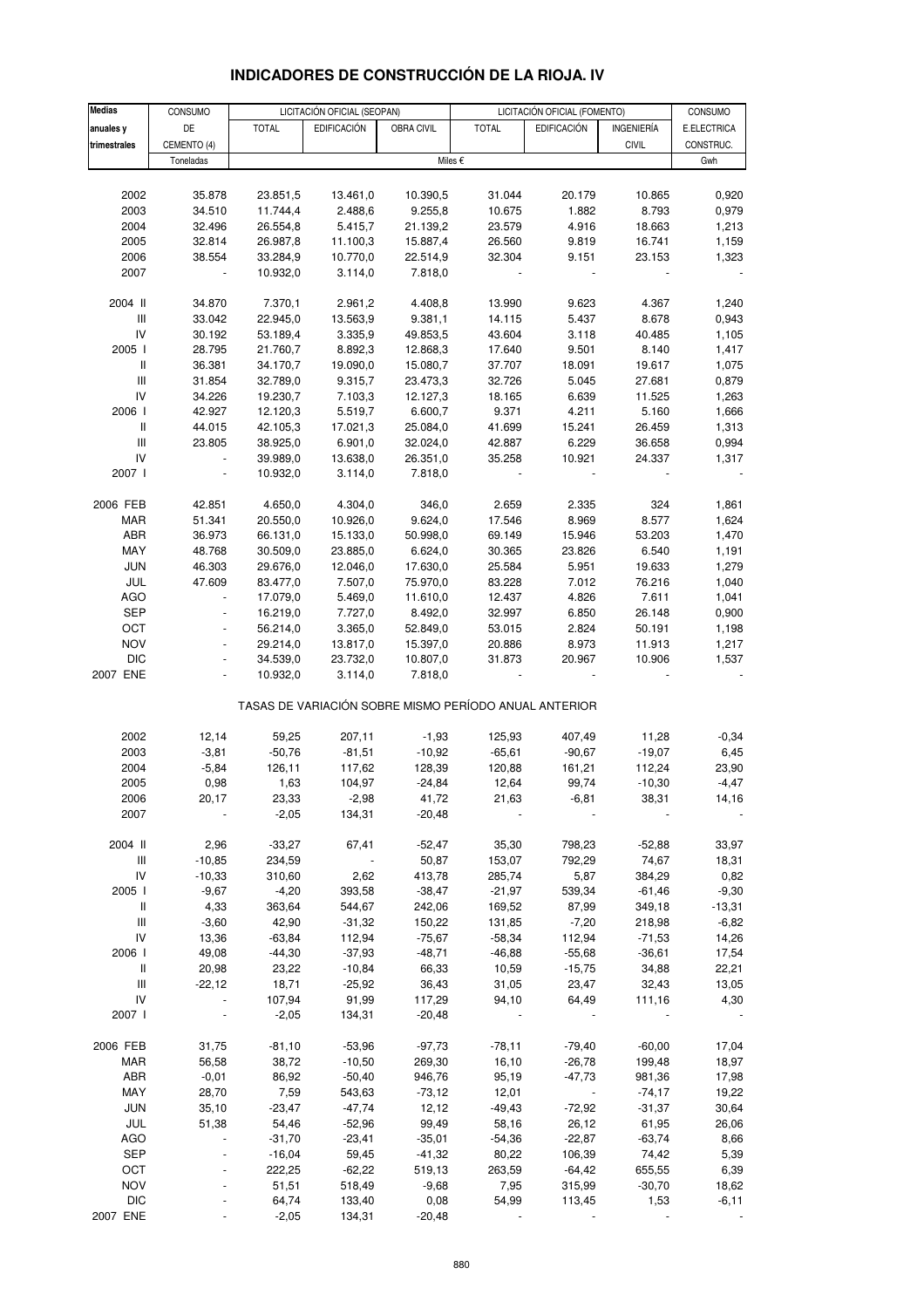# INDICADORES DE CONSTRUCCIÓN DE LA RIOJA. IV

| Medias anuales y trimestrales | CONSUMO DE CEMENTO (4) | LICITACIÓN OFICIAL (SEOPAN) | | | LICITACIÓN OFICIAL (FOMENTO) | | | CONSUMO E.ELECTRICA CONSTRUC. |
|---|---|---|---|---|---|---|---|---|
| | | TOTAL | EDIFICACIÓN | OBRA CIVIL | TOTAL | EDIFICACIÓN | INGENIERÍA CIVIL | |
| | Toneladas | Miles € | | | | | | Gwh |
| 2002 | 35.878 | 23.851,5 | 13.461,0 | 10.390,5 | 31.044 | 20.179 | 10.865 | 0,920 |
| 2003 | 34.510 | 11.744,4 | 2.488,6 | 9.255,8 | 10.675 | 1.882 | 8.793 | 0,979 |
| 2004 | 32.496 | 26.554,8 | 5.415,7 | 21.139,2 | 23.579 | 4.916 | 18.663 | 1,213 |
| 2005 | 32.814 | 26.987,8 | 11.100,3 | 15.887,4 | 26.560 | 9.819 | 16.741 | 1,159 |
| 2006 | 38.554 | 33.284,9 | 10.770,0 | 22.514,9 | 32.304 | 9.151 | 23.153 | 1,323 |
| 2007 | - | 10.932,0 | 3.114,0 | 7.818,0 | - | - | - | - |
| 2004 II | 34.870 | 7.370,1 | 2.961,2 | 4.408,8 | 13.990 | 9.623 | 4.367 | 1,240 |
| III | 33.042 | 22.945,0 | 13.563,9 | 9.381,1 | 14.115 | 5.437 | 8.678 | 0,943 |
| IV | 30.192 | 53.189,4 | 3.335,9 | 49.853,5 | 43.604 | 3.118 | 40.485 | 1,105 |
| 2005 I | 28.795 | 21.760,7 | 8.892,3 | 12.868,3 | 17.640 | 9.501 | 8.140 | 1,417 |
| II | 36.381 | 34.170,7 | 19.090,0 | 15.080,7 | 37.707 | 18.091 | 19.617 | 1,075 |
| III | 31.854 | 32.789,0 | 9.315,7 | 23.473,3 | 32.726 | 5.045 | 27.681 | 0,879 |
| IV | 34.226 | 19.230,7 | 7.103,3 | 12.127,3 | 18.165 | 6.639 | 11.525 | 1,263 |
| 2006 I | 42.927 | 12.120,3 | 5.519,7 | 6.600,7 | 9.371 | 4.211 | 5.160 | 1,666 |
| II | 44.015 | 42.105,3 | 17.021,3 | 25.084,0 | 41.699 | 15.241 | 26.459 | 1,313 |
| III | 23.805 | 38.925,0 | 6.901,0 | 32.024,0 | 42.887 | 6.229 | 36.658 | 0,994 |
| IV | - | 39.989,0 | 13.638,0 | 26.351,0 | 35.258 | 10.921 | 24.337 | 1,317 |
| 2007 I | - | 10.932,0 | 3.114,0 | 7.818,0 | - | - | - | - |
| 2006 FEB | 42.851 | 4.650,0 | 4.304,0 | 346,0 | 2.659 | 2.335 | 324 | 1,861 |
| MAR | 51.341 | 20.550,0 | 10.926,0 | 9.624,0 | 17.546 | 8.969 | 8.577 | 1,624 |
| ABR | 36.973 | 66.131,0 | 15.133,0 | 50.998,0 | 69.149 | 15.946 | 53.203 | 1,470 |
| MAY | 48.768 | 30.509,0 | 23.885,0 | 6.624,0 | 30.365 | 23.826 | 6.540 | 1,191 |
| JUN | 46.303 | 29.676,0 | 12.046,0 | 17.630,0 | 25.584 | 5.951 | 19.633 | 1,279 |
| JUL | 47.609 | 83.477,0 | 7.507,0 | 75.970,0 | 83.228 | 7.012 | 76.216 | 1,040 |
| AGO | - | 17.079,0 | 5.469,0 | 11.610,0 | 12.437 | 4.826 | 7.611 | 1,041 |
| SEP | - | 16.219,0 | 7.727,0 | 8.492,0 | 32.997 | 6.850 | 26.148 | 0,900 |
| OCT | - | 56.214,0 | 3.365,0 | 52.849,0 | 53.015 | 2.824 | 50.191 | 1,198 |
| NOV | - | 29.214,0 | 13.817,0 | 15.397,0 | 20.886 | 8.973 | 11.913 | 1,217 |
| DIC | - | 34.539,0 | 23.732,0 | 10.807,0 | 31.873 | 20.967 | 10.906 | 1,537 |
| 2007 ENE | - | 10.932,0 | 3.114,0 | 7.818,0 | - | - | - | - |
| TASAS DE VARIACIÓN SOBRE MISMO PERÍODO ANUAL ANTERIOR | | | | | | | | |
| 2002 | 12,14 | 59,25 | 207,11 | -1,93 | 125,93 | 407,49 | 11,28 | -0,34 |
| 2003 | -3,81 | -50,76 | -81,51 | -10,92 | -65,61 | -90,67 | -19,07 | 6,45 |
| 2004 | -5,84 | 126,11 | 117,62 | 128,39 | 120,88 | 161,21 | 112,24 | 23,90 |
| 2005 | 0,98 | 1,63 | 104,97 | -24,84 | 12,64 | 99,74 | -10,30 | -4,47 |
| 2006 | 20,17 | 23,33 | -2,98 | 41,72 | 21,63 | -6,81 | 38,31 | 14,16 |
| 2007 | - | -2,05 | 134,31 | -20,48 | - | - | - | - |
| 2004 II | 2,96 | -33,27 | 67,41 | -52,47 | 35,30 | 798,23 | -52,88 | 33,97 |
| III | -10,85 | 234,59 | - | 50,87 | 153,07 | 792,29 | 74,67 | 18,31 |
| IV | -10,33 | 310,60 | 2,62 | 413,78 | 285,74 | 5,87 | 384,29 | 0,82 |
| 2005 I | -9,67 | -4,20 | 393,58 | -38,47 | -21,97 | 539,34 | -61,46 | -9,30 |
| II | 4,33 | 363,64 | 544,67 | 242,06 | 169,52 | 87,99 | 349,18 | -13,31 |
| III | -3,60 | 42,90 | -31,32 | 150,22 | 131,85 | -7,20 | 218,98 | -6,82 |
| IV | 13,36 | -63,84 | 112,94 | -75,67 | -58,34 | 112,94 | -71,53 | 14,26 |
| 2006 I | 49,08 | -44,30 | -37,93 | -48,71 | -46,88 | -55,68 | -36,61 | 17,54 |
| II | 20,98 | 23,22 | -10,84 | 66,33 | 10,59 | -15,75 | 34,88 | 22,21 |
| III | -22,12 | 18,71 | -25,92 | 36,43 | 31,05 | 23,47 | 32,43 | 13,05 |
| IV | - | 107,94 | 91,99 | 117,29 | 94,10 | 64,49 | 111,16 | 4,30 |
| 2007 I | - | -2,05 | 134,31 | -20,48 | - | - | - | - |
| 2006 FEB | 31,75 | -81,10 | -53,96 | -97,73 | -78,11 | -79,40 | -60,00 | 17,04 |
| MAR | 56,58 | 38,72 | -10,50 | 269,30 | 16,10 | -26,78 | 199,48 | 18,97 |
| ABR | -0,01 | 86,92 | -50,40 | 946,76 | 95,19 | -47,73 | 981,36 | 17,98 |
| MAY | 28,70 | 7,59 | 543,63 | -73,12 | 12,01 | - | -74,17 | 19,22 |
| JUN | 35,10 | -23,47 | -47,74 | 12,12 | -49,43 | -72,92 | -31,37 | 30,64 |
| JUL | 51,38 | 54,46 | -52,96 | 99,49 | 58,16 | 26,12 | 61,95 | 26,06 |
| AGO | - | -31,70 | -23,41 | -35,01 | -54,36 | -22,87 | -63,74 | 8,66 |
| SEP | - | -16,04 | 59,45 | -41,32 | 80,22 | 106,39 | 74,42 | 5,39 |
| OCT | - | 222,25 | -62,22 | 519,13 | 263,59 | -64,42 | 655,55 | 6,39 |
| NOV | - | 51,51 | 518,49 | -9,68 | 7,95 | 315,99 | -30,70 | 18,62 |
| DIC | - | 64,74 | 133,40 | 0,08 | 54,99 | 113,45 | 1,53 | -6,11 |
| 2007 ENE | - | -2,05 | 134,31 | -20,48 | - | - | - | - |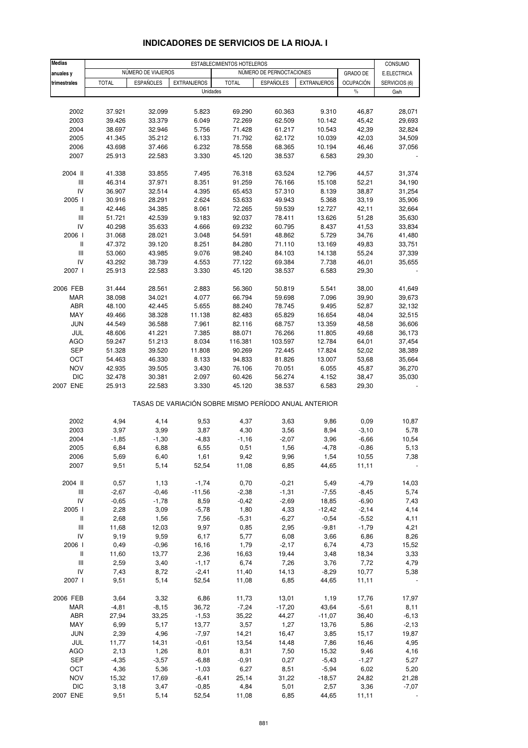# INDICADORES DE SERVICIOS DE LA RIOJA. I

| Medias anuales y trimestrales | ESTABLECIMIENTOS HOTELEROS | | | | | | | CONSUMO |
|---|---|---|---|---|---|---|---|---|
| | NÚMERO DE VIAJEROS | | | NÚMERO DE PERNOCTACIONES | | | GRADO DE | E.ELECTRICA |
| | TOTAL | ESPAÑOLES | EXTRANJEROS | TOTAL | ESPAÑOLES | EXTRANJEROS | OCUPACIÓN | SERVICIOS (6) |
| | Unidades | | | | | | % | Gwh |
| 2002 | 37.921 | 32.099 | 5.823 | 69.290 | 60.363 | 9.310 | 46,87 | 28,071 |
| 2003 | 39.426 | 33.379 | 6.049 | 72.269 | 62.509 | 10.142 | 45,42 | 29,693 |
| 2004 | 38.697 | 32.946 | 5.756 | 71.428 | 61.217 | 10.543 | 42,39 | 32,824 |
| 2005 | 41.345 | 35.212 | 6.133 | 71.792 | 62.172 | 10.039 | 42,03 | 34,509 |
| 2006 | 43.698 | 37.466 | 6.232 | 78.558 | 68.365 | 10.194 | 46,46 | 37,056 |
| 2007 | 25.913 | 22.583 | 3.330 | 45.120 | 38.537 | 6.583 | 29,30 | - |
| 2004 II | 41.338 | 33.855 | 7.495 | 76.318 | 63.524 | 12.796 | 44,57 | 31,374 |
| III | 46.314 | 37.971 | 8.351 | 91.259 | 76.166 | 15.108 | 52,21 | 34,190 |
| IV | 36.907 | 32.514 | 4.395 | 65.453 | 57.310 | 8.139 | 38,87 | 31,254 |
| 2005 I | 30.916 | 28.291 | 2.624 | 53.633 | 49.943 | 5.368 | 33,19 | 35,906 |
| II | 42.446 | 34.385 | 8.061 | 72.265 | 59.539 | 12.727 | 42,11 | 32,664 |
| III | 51.721 | 42.539 | 9.183 | 92.037 | 78.411 | 13.626 | 51,28 | 35,630 |
| IV | 40.298 | 35.633 | 4.666 | 69.232 | 60.795 | 8.437 | 41,53 | 33,834 |
| 2006 I | 31.068 | 28.021 | 3.048 | 54.591 | 48.862 | 5.729 | 34,76 | 41,480 |
| II | 47.372 | 39.120 | 8.251 | 84.280 | 71.110 | 13.169 | 49,83 | 33,751 |
| III | 53.060 | 43.985 | 9.076 | 98.240 | 84.103 | 14.138 | 55,24 | 37,339 |
| IV | 43.292 | 38.739 | 4.553 | 77.122 | 69.384 | 7.738 | 46,01 | 35,655 |
| 2007 I | 25.913 | 22.583 | 3.330 | 45.120 | 38.537 | 6.583 | 29,30 | - |
| 2006 FEB | 31.444 | 28.561 | 2.883 | 56.360 | 50.819 | 5.541 | 38,00 | 41,649 |
| MAR | 38.098 | 34.021 | 4.077 | 66.794 | 59.698 | 7.096 | 39,90 | 39,673 |
| ABR | 48.100 | 42.445 | 5.655 | 88.240 | 78.745 | 9.495 | 52,87 | 32,132 |
| MAY | 49.466 | 38.328 | 11.138 | 82.483 | 65.829 | 16.654 | 48,04 | 32,515 |
| JUN | 44.549 | 36.588 | 7.961 | 82.116 | 68.757 | 13.359 | 48,58 | 36,606 |
| JUL | 48.606 | 41.221 | 7.385 | 88.071 | 76.266 | 11.805 | 49,68 | 36,173 |
| AGO | 59.247 | 51.213 | 8.034 | 116.381 | 103.597 | 12.784 | 64,01 | 37,454 |
| SEP | 51.328 | 39.520 | 11.808 | 90.269 | 72.445 | 17.824 | 52,02 | 38,389 |
| OCT | 54.463 | 46.330 | 8.133 | 94.833 | 81.826 | 13.007 | 53,68 | 35,664 |
| NOV | 42.935 | 39.505 | 3.430 | 76.106 | 70.051 | 6.055 | 45,87 | 36,270 |
| DIC | 32.478 | 30.381 | 2.097 | 60.426 | 56.274 | 4.152 | 38,47 | 35,030 |
| 2007 ENE | 25.913 | 22.583 | 3.330 | 45.120 | 38.537 | 6.583 | 29,30 | - |
| | TASAS DE VARIACIÓN SOBRE MISMO PERÍODO ANUAL ANTERIOR | | | | | | | |
| 2002 | 4,94 | 4,14 | 9,53 | 4,37 | 3,63 | 9,86 | 0,09 | 10,87 |
| 2003 | 3,97 | 3,99 | 3,87 | 4,30 | 3,56 | 8,94 | -3,10 | 5,78 |
| 2004 | -1,85 | -1,30 | -4,83 | -1,16 | -2,07 | 3,96 | -6,66 | 10,54 |
| 2005 | 6,84 | 6,88 | 6,55 | 0,51 | 1,56 | -4,78 | -0,86 | 5,13 |
| 2006 | 5,69 | 6,40 | 1,61 | 9,42 | 9,96 | 1,54 | 10,55 | 7,38 |
| 2007 | 9,51 | 5,14 | 52,54 | 11,08 | 6,85 | 44,65 | 11,11 | - |
| 2004 II | 0,57 | 1,13 | -1,74 | 0,70 | -0,21 | 5,49 | -4,79 | 14,03 |
| III | -2,67 | -0,46 | -11,56 | -2,38 | -1,31 | -7,55 | -8,45 | 5,74 |
| IV | -0,65 | -1,78 | 8,59 | -0,42 | -2,69 | 18,85 | -6,90 | 7,43 |
| 2005 I | 2,28 | 3,09 | -5,78 | 1,80 | 4,33 | -12,42 | -2,14 | 4,14 |
| II | 2,68 | 1,56 | 7,56 | -5,31 | -6,27 | -0,54 | -5,52 | 4,11 |
| III | 11,68 | 12,03 | 9,97 | 0,85 | 2,95 | -9,81 | -1,79 | 4,21 |
| IV | 9,19 | 9,59 | 6,17 | 5,77 | 6,08 | 3,66 | 6,86 | 8,26 |
| 2006 I | 0,49 | -0,96 | 16,16 | 1,79 | -2,17 | 6,74 | 4,73 | 15,52 |
| II | 11,60 | 13,77 | 2,36 | 16,63 | 19,44 | 3,48 | 18,34 | 3,33 |
| III | 2,59 | 3,40 | -1,17 | 6,74 | 7,26 | 3,76 | 7,72 | 4,79 |
| IV | 7,43 | 8,72 | -2,41 | 11,40 | 14,13 | -8,29 | 10,77 | 5,38 |
| 2007 I | 9,51 | 5,14 | 52,54 | 11,08 | 6,85 | 44,65 | 11,11 | - |
| 2006 FEB | 3,64 | 3,32 | 6,86 | 11,73 | 13,01 | 1,19 | 17,76 | 17,97 |
| MAR | -4,81 | -8,15 | 36,72 | -7,24 | -17,20 | 43,64 | -5,61 | 8,11 |
| ABR | 27,94 | 33,25 | -1,53 | 35,22 | 44,27 | -11,07 | 36,40 | -6,13 |
| MAY | 6,99 | 5,17 | 13,77 | 3,57 | 1,27 | 13,76 | 5,86 | -2,13 |
| JUN | 2,39 | 4,96 | -7,97 | 14,21 | 16,47 | 3,85 | 15,17 | 19,87 |
| JUL | 11,77 | 14,31 | -0,61 | 13,54 | 14,48 | 7,86 | 16,46 | 4,95 |
| AGO | 2,13 | 1,26 | 8,01 | 8,31 | 7,50 | 15,32 | 9,46 | 4,16 |
| SEP | -4,35 | -3,57 | -6,88 | -0,91 | 0,27 | -5,43 | -1,27 | 5,27 |
| OCT | 4,36 | 5,36 | -1,03 | 6,27 | 8,51 | -5,94 | 6,02 | 5,20 |
| NOV | 15,32 | 17,69 | -6,41 | 25,14 | 31,22 | -18,57 | 24,82 | 21,28 |
| DIC | 3,18 | 3,47 | -0,85 | 4,84 | 5,01 | 2,57 | 3,36 | -7,07 |
| 2007 ENE | 9,51 | 5,14 | 52,54 | 11,08 | 6,85 | 44,65 | 11,11 | - |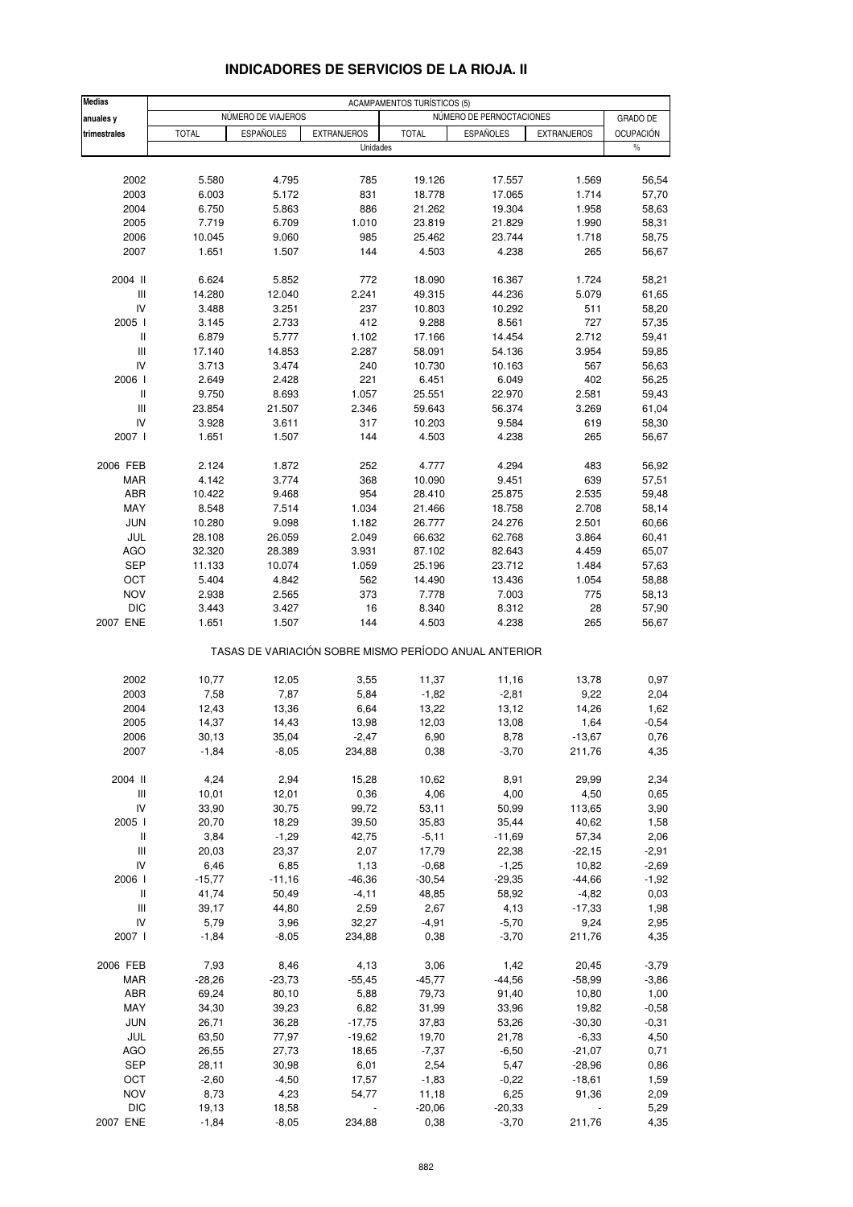# INDICADORES DE SERVICIOS DE LA RIOJA. II

| Medias anuales y trimestrales | ACAMPAMENTOS TURÍSTICOS (5) | | | | | | |
|---|---|---|---|---|---|---|---|
| | NÚMERO DE VIAJEROS | | | NÚMERO DE PERNOCTACIONES | | | GRADO DE OCUPACIÓN |
| | TOTAL | ESPAÑOLES | EXTRANJEROS | TOTAL | ESPAÑOLES | EXTRANJEROS | |
| | Unidades | | | | | | % |
| 2002 | 5.580 | 4.795 | 785 | 19.126 | 17.557 | 1.569 | 56,54 |
| 2003 | 6.003 | 5.172 | 831 | 18.778 | 17.065 | 1.714 | 57,70 |
| 2004 | 6.750 | 5.863 | 886 | 21.262 | 19.304 | 1.958 | 58,63 |
| 2005 | 7.719 | 6.709 | 1.010 | 23.819 | 21.829 | 1.990 | 58,31 |
| 2006 | 10.045 | 9.060 | 985 | 25.462 | 23.744 | 1.718 | 58,75 |
| 2007 | 1.651 | 1.507 | 144 | 4.503 | 4.238 | 265 | 56,67 |
| 2004 II | 6.624 | 5.852 | 772 | 18.090 | 16.367 | 1.724 | 58,21 |
| III | 14.280 | 12.040 | 2.241 | 49.315 | 44.236 | 5.079 | 61,65 |
| IV | 3.488 | 3.251 | 237 | 10.803 | 10.292 | 511 | 58,20 |
| 2005 I | 3.145 | 2.733 | 412 | 9.288 | 8.561 | 727 | 57,35 |
| II | 6.879 | 5.777 | 1.102 | 17.166 | 14.454 | 2.712 | 59,41 |
| III | 17.140 | 14.853 | 2.287 | 58.091 | 54.136 | 3.954 | 59,85 |
| IV | 3.713 | 3.474 | 240 | 10.730 | 10.163 | 567 | 56,63 |
| 2006 I | 2.649 | 2.428 | 221 | 6.451 | 6.049 | 402 | 56,25 |
| II | 9.750 | 8.693 | 1.057 | 25.551 | 22.970 | 2.581 | 59,43 |
| III | 23.854 | 21.507 | 2.346 | 59.643 | 56.374 | 3.269 | 61,04 |
| IV | 3.928 | 3.611 | 317 | 10.203 | 9.584 | 619 | 58,30 |
| 2007 I | 1.651 | 1.507 | 144 | 4.503 | 4.238 | 265 | 56,67 |
| 2006 FEB | 2.124 | 1.872 | 252 | 4.777 | 4.294 | 483 | 56,92 |
| MAR | 4.142 | 3.774 | 368 | 10.090 | 9.451 | 639 | 57,51 |
| ABR | 10.422 | 9.468 | 954 | 28.410 | 25.875 | 2.535 | 59,48 |
| MAY | 8.548 | 7.514 | 1.034 | 21.466 | 18.758 | 2.708 | 58,14 |
| JUN | 10.280 | 9.098 | 1.182 | 26.777 | 24.276 | 2.501 | 60,66 |
| JUL | 28.108 | 26.059 | 2.049 | 66.632 | 62.768 | 3.864 | 60,41 |
| AGO | 32.320 | 28.389 | 3.931 | 87.102 | 82.643 | 4.459 | 65,07 |
| SEP | 11.133 | 10.074 | 1.059 | 25.196 | 23.712 | 1.484 | 57,63 |
| OCT | 5.404 | 4.842 | 562 | 14.490 | 13.436 | 1.054 | 58,88 |
| NOV | 2.938 | 2.565 | 373 | 7.778 | 7.003 | 775 | 58,13 |
| DIC | 3.443 | 3.427 | 16 | 8.340 | 8.312 | 28 | 57,90 |
| 2007 ENE | 1.651 | 1.507 | 144 | 4.503 | 4.238 | 265 | 56,67 |
| | TASAS DE VARIACIÓN SOBRE MISMO PERÍODO ANUAL ANTERIOR | | | | | | |
| 2002 | 10,77 | 12,05 | 3,55 | 11,37 | 11,16 | 13,78 | 0,97 |
| 2003 | 7,58 | 7,87 | 5,84 | -1,82 | -2,81 | 9,22 | 2,04 |
| 2004 | 12,43 | 13,36 | 6,64 | 13,22 | 13,12 | 14,26 | 1,62 |
| 2005 | 14,37 | 14,43 | 13,98 | 12,03 | 13,08 | 1,64 | -0,54 |
| 2006 | 30,13 | 35,04 | -2,47 | 6,90 | 8,78 | -13,67 | 0,76 |
| 2007 | -1,84 | -8,05 | 234,88 | 0,38 | -3,70 | 211,76 | 4,35 |
| 2004 II | 4,24 | 2,94 | 15,28 | 10,62 | 8,91 | 29,99 | 2,34 |
| III | 10,01 | 12,01 | 0,36 | 4,06 | 4,00 | 4,50 | 0,65 |
| IV | 33,90 | 30,75 | 99,72 | 53,11 | 50,99 | 113,65 | 3,90 |
| 2005 I | 20,70 | 18,29 | 39,50 | 35,83 | 35,44 | 40,62 | 1,58 |
| II | 3,84 | -1,29 | 42,75 | -5,11 | -11,69 | 57,34 | 2,06 |
| III | 20,03 | 23,37 | 2,07 | 17,79 | 22,38 | -22,15 | -2,91 |
| IV | 6,46 | 6,85 | 1,13 | -0,68 | -1,25 | 10,82 | -2,69 |
| 2006 I | -15,77 | -11,16 | -46,36 | -30,54 | -29,35 | -44,66 | -1,92 |
| II | 41,74 | 50,49 | -4,11 | 48,85 | 58,92 | -4,82 | 0,03 |
| III | 39,17 | 44,80 | 2,59 | 2,67 | 4,13 | -17,33 | 1,98 |
| IV | 5,79 | 3,96 | 32,27 | -4,91 | -5,70 | 9,24 | 2,95 |
| 2007 I | -1,84 | -8,05 | 234,88 | 0,38 | -3,70 | 211,76 | 4,35 |
| 2006 FEB | 7,93 | 8,46 | 4,13 | 3,06 | 1,42 | 20,45 | -3,79 |
| MAR | -28,26 | -23,73 | -55,45 | -45,77 | -44,56 | -58,99 | -3,86 |
| ABR | 69,24 | 80,10 | 5,88 | 79,73 | 91,40 | 10,80 | 1,00 |
| MAY | 34,30 | 39,23 | 6,82 | 31,99 | 33,96 | 19,82 | -0,58 |
| JUN | 26,71 | 36,28 | -17,75 | 37,83 | 53,26 | -30,30 | -0,31 |
| JUL | 63,50 | 77,97 | -19,62 | 19,70 | 21,78 | -6,33 | 4,50 |
| AGO | 26,55 | 27,73 | 18,65 | -7,37 | -6,50 | -21,07 | 0,71 |
| SEP | 28,11 | 30,98 | 6,01 | 2,54 | 5,47 | -28,96 | 0,86 |
| OCT | -2,60 | -4,50 | 17,57 | -1,83 | -0,22 | -18,61 | 1,59 |
| NOV | 8,73 | 4,23 | 54,77 | 11,18 | 6,25 | 91,36 | 2,09 |
| DIC | 19,13 | 18,58 | - | -20,06 | -20,33 | - | 5,29 |
| 2007 ENE | -1,84 | -8,05 | 234,88 | 0,38 | -3,70 | 211,76 | 4,35 |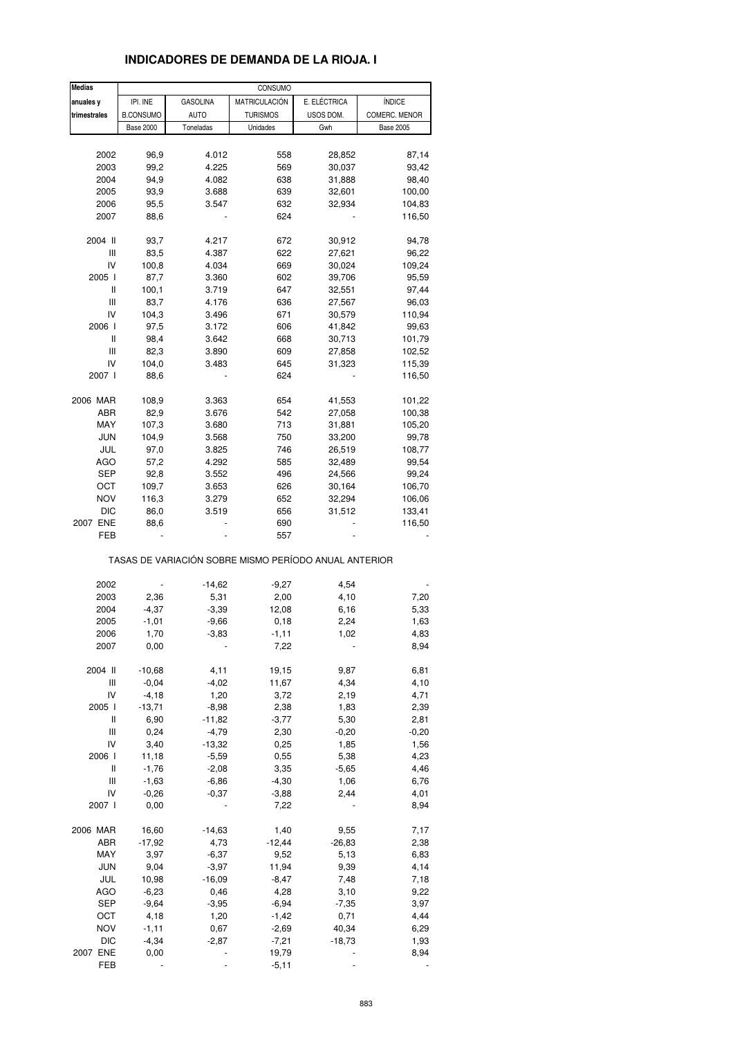# INDICADORES DE DEMANDA DE LA RIOJA. I

| Medias anuales y trimestrales | CONSUMO | | | | |
|---|---|---|---|---|---|
| | IPI. INE B.CONSUMO | GASOLINA AUTO | MATRICULACIÓN TURISMOS | E. ELÉCTRICA USOS DOM. | ÍNDICE COMERC. MENOR |
| | Base 2000 | Toneladas | Unidades | Gwh | Base 2005 |
| 2002 | 96,9 | 4.012 | 558 | 28,852 | 87,14 |
| 2003 | 99,2 | 4.225 | 569 | 30,037 | 93,42 |
| 2004 | 94,9 | 4.082 | 638 | 31,888 | 98,40 |
| 2005 | 93,9 | 3.688 | 639 | 32,601 | 100,00 |
| 2006 | 95,5 | 3.547 | 632 | 32,934 | 104,83 |
| 2007 | 88,6 | - | 624 | - | 116,50 |
| 2004 II | 93,7 | 4.217 | 672 | 30,912 | 94,78 |
| III | 83,5 | 4.387 | 622 | 27,621 | 96,22 |
| IV | 100,8 | 4.034 | 669 | 30,024 | 109,24 |
| 2005 I | 87,7 | 3.360 | 602 | 39,706 | 95,59 |
| II | 100,1 | 3.719 | 647 | 32,551 | 97,44 |
| III | 83,7 | 4.176 | 636 | 27,567 | 96,03 |
| IV | 104,3 | 3.496 | 671 | 30,579 | 110,94 |
| 2006 I | 97,5 | 3.172 | 606 | 41,842 | 99,63 |
| II | 98,4 | 3.642 | 668 | 30,713 | 101,79 |
| III | 82,3 | 3.890 | 609 | 27,858 | 102,52 |
| IV | 104,0 | 3.483 | 645 | 31,323 | 115,39 |
| 2007 I | 88,6 | - | 624 | - | 116,50 |
| 2006 MAR | 108,9 | 3.363 | 654 | 41,553 | 101,22 |
| ABR | 82,9 | 3.676 | 542 | 27,058 | 100,38 |
| MAY | 107,3 | 3.680 | 713 | 31,881 | 105,20 |
| JUN | 104,9 | 3.568 | 750 | 33,200 | 99,78 |
| JUL | 97,0 | 3.825 | 746 | 26,519 | 108,77 |
| AGO | 57,2 | 4.292 | 585 | 32,489 | 99,54 |
| SEP | 92,8 | 3.552 | 496 | 24,566 | 99,24 |
| OCT | 109,7 | 3.653 | 626 | 30,164 | 106,70 |
| NOV | 116,3 | 3.279 | 652 | 32,294 | 106,06 |
| DIC | 86,0 | 3.519 | 656 | 31,512 | 133,41 |
| 2007 ENE | 88,6 | - | 690 | - | 116,50 |
| FEB | - | - | 557 | - | - |
| | TASAS DE VARIACIÓN SOBRE MISMO PERÍODO ANUAL ANTERIOR | | | | |
| 2002 | - | -14,62 | -9,27 | 4,54 | - |
| 2003 | 2,36 | 5,31 | 2,00 | 4,10 | 7,20 |
| 2004 | -4,37 | -3,39 | 12,08 | 6,16 | 5,33 |
| 2005 | -1,01 | -9,66 | 0,18 | 2,24 | 1,63 |
| 2006 | 1,70 | -3,83 | -1,11 | 1,02 | 4,83 |
| 2007 | 0,00 | - | 7,22 | - | 8,94 |
| 2004 II | -10,68 | 4,11 | 19,15 | 9,87 | 6,81 |
| III | -0,04 | -4,02 | 11,67 | 4,34 | 4,10 |
| IV | -4,18 | 1,20 | 3,72 | 2,19 | 4,71 |
| 2005 I | -13,71 | -8,98 | 2,38 | 1,83 | 2,39 |
| II | 6,90 | -11,82 | -3,77 | 5,30 | 2,81 |
| III | 0,24 | -4,79 | 2,30 | -0,20 | -0,20 |
| IV | 3,40 | -13,32 | 0,25 | 1,85 | 1,56 |
| 2006 I | 11,18 | -5,59 | 0,55 | 5,38 | 4,23 |
| II | -1,76 | -2,08 | 3,35 | -5,65 | 4,46 |
| III | -1,63 | -6,86 | -4,30 | 1,06 | 6,76 |
| IV | -0,26 | -0,37 | -3,88 | 2,44 | 4,01 |
| 2007 I | 0,00 | - | 7,22 | - | 8,94 |
| 2006 MAR | 16,60 | -14,63 | 1,40 | 9,55 | 7,17 |
| ABR | -17,92 | 4,73 | -12,44 | -26,83 | 2,38 |
| MAY | 3,97 | -6,37 | 9,52 | 5,13 | 6,83 |
| JUN | 9,04 | -3,97 | 11,94 | 9,39 | 4,14 |
| JUL | 10,98 | -16,09 | -8,47 | 7,48 | 7,18 |
| AGO | -6,23 | 0,46 | 4,28 | 3,10 | 9,22 |
| SEP | -9,64 | -3,95 | -6,94 | -7,35 | 3,97 |
| OCT | 4,18 | 1,20 | -1,42 | 0,71 | 4,44 |
| NOV | -1,11 | 0,67 | -2,69 | 40,34 | 6,29 |
| DIC | -4,34 | -2,87 | -7,21 | -18,73 | 1,93 |
| 2007 ENE | 0,00 | - | 19,79 | - | 8,94 |
| FEB | - | - | -5,11 | - | - |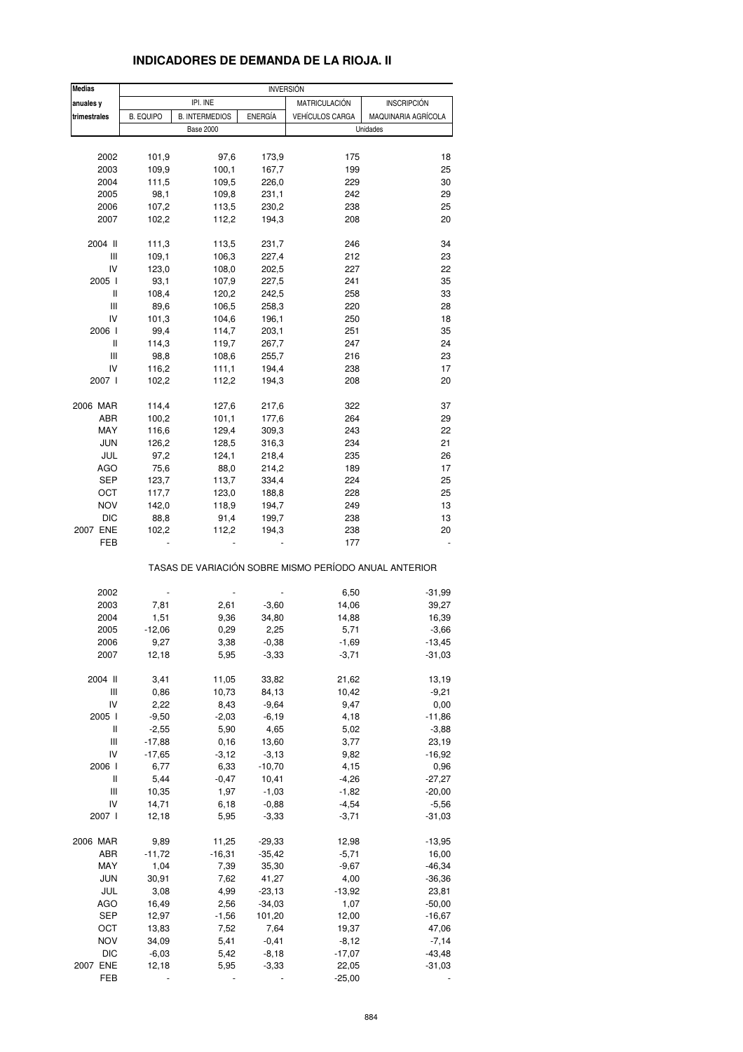# INDICADORES DE DEMANDA DE LA RIOJA. II

| Medias anuales y trimestrales | INVERSIÓN | | | | |
|---|---|---|---|---|---|
| | IPI. INE | | | MATRICULACIÓN | INSCRIPCIÓN |
| | B. EQUIPO | B. INTERMEDIOS | ENERGÍA | VEHÍCULOS CARGA | MAQUINARIA AGRÍCOLA |
| | Base 2000 | | | Unidades | |
| 2002 | 101,9 | 97,6 | 173,9 | 175 | 18 |
| 2003 | 109,9 | 100,1 | 167,7 | 199 | 25 |
| 2004 | 111,5 | 109,5 | 226,0 | 229 | 30 |
| 2005 | 98,1 | 109,8 | 231,1 | 242 | 29 |
| 2006 | 107,2 | 113,5 | 230,2 | 238 | 25 |
| 2007 | 102,2 | 112,2 | 194,3 | 208 | 20 |
| 2004 II | 111,3 | 113,5 | 231,7 | 246 | 34 |
| III | 109,1 | 106,3 | 227,4 | 212 | 23 |
| IV | 123,0 | 108,0 | 202,5 | 227 | 22 |
| 2005 I | 93,1 | 107,9 | 227,5 | 241 | 35 |
| II | 108,4 | 120,2 | 242,5 | 258 | 33 |
| III | 89,6 | 106,5 | 258,3 | 220 | 28 |
| IV | 101,3 | 104,6 | 196,1 | 250 | 18 |
| 2006 I | 99,4 | 114,7 | 203,1 | 251 | 35 |
| II | 114,3 | 119,7 | 267,7 | 247 | 24 |
| III | 98,8 | 108,6 | 255,7 | 216 | 23 |
| IV | 116,2 | 111,1 | 194,4 | 238 | 17 |
| 2007 I | 102,2 | 112,2 | 194,3 | 208 | 20 |
| 2006 MAR | 114,4 | 127,6 | 217,6 | 322 | 37 |
| ABR | 100,2 | 101,1 | 177,6 | 264 | 29 |
| MAY | 116,6 | 129,4 | 309,3 | 243 | 22 |
| JUN | 126,2 | 128,5 | 316,3 | 234 | 21 |
| JUL | 97,2 | 124,1 | 218,4 | 235 | 26 |
| AGO | 75,6 | 88,0 | 214,2 | 189 | 17 |
| SEP | 123,7 | 113,7 | 334,4 | 224 | 25 |
| OCT | 117,7 | 123,0 | 188,8 | 228 | 25 |
| NOV | 142,0 | 118,9 | 194,7 | 249 | 13 |
| DIC | 88,8 | 91,4 | 199,7 | 238 | 13 |
| 2007 ENE | 102,2 | 112,2 | 194,3 | 238 | 20 |
| FEB | - | - | - | 177 | - |
| | TASAS DE VARIACIÓN SOBRE MISMO PERÍODO ANUAL ANTERIOR | | | | |
| 2002 | - | - | - | 6,50 | -31,99 |
| 2003 | 7,81 | 2,61 | -3,60 | 14,06 | 39,27 |
| 2004 | 1,51 | 9,36 | 34,80 | 14,88 | 16,39 |
| 2005 | -12,06 | 0,29 | 2,25 | 5,71 | -3,66 |
| 2006 | 9,27 | 3,38 | -0,38 | -1,69 | -13,45 |
| 2007 | 12,18 | 5,95 | -3,33 | -3,71 | -31,03 |
| 2004 II | 3,41 | 11,05 | 33,82 | 21,62 | 13,19 |
| III | 0,86 | 10,73 | 84,13 | 10,42 | -9,21 |
| IV | 2,22 | 8,43 | -9,64 | 9,47 | 0,00 |
| 2005 I | -9,50 | -2,03 | -6,19 | 4,18 | -11,86 |
| II | -2,55 | 5,90 | 4,65 | 5,02 | -3,88 |
| III | -17,88 | 0,16 | 13,60 | 3,77 | 23,19 |
| IV | -17,65 | -3,12 | -3,13 | 9,82 | -16,92 |
| 2006 I | 6,77 | 6,33 | -10,70 | 4,15 | 0,96 |
| II | 5,44 | -0,47 | 10,41 | -4,26 | -27,27 |
| III | 10,35 | 1,97 | -1,03 | -1,82 | -20,00 |
| IV | 14,71 | 6,18 | -0,88 | -4,54 | -5,56 |
| 2007 I | 12,18 | 5,95 | -3,33 | -3,71 | -31,03 |
| 2006 MAR | 9,89 | 11,25 | -29,33 | 12,98 | -13,95 |
| ABR | -11,72 | -16,31 | -35,42 | -5,71 | 16,00 |
| MAY | 1,04 | 7,39 | 35,30 | -9,67 | -46,34 |
| JUN | 30,91 | 7,62 | 41,27 | 4,00 | -36,36 |
| JUL | 3,08 | 4,99 | -23,13 | -13,92 | 23,81 |
| AGO | 16,49 | 2,56 | -34,03 | 1,07 | -50,00 |
| SEP | 12,97 | -1,56 | 101,20 | 12,00 | -16,67 |
| OCT | 13,83 | 7,52 | 7,64 | 19,37 | 47,06 |
| NOV | 34,09 | 5,41 | -0,41 | -8,12 | -7,14 |
| DIC | -6,03 | 5,42 | -8,18 | -17,07 | -43,48 |
| 2007 ENE | 12,18 | 5,95 | -3,33 | 22,05 | -31,03 |
| FEB | - | - | - | -25,00 | - |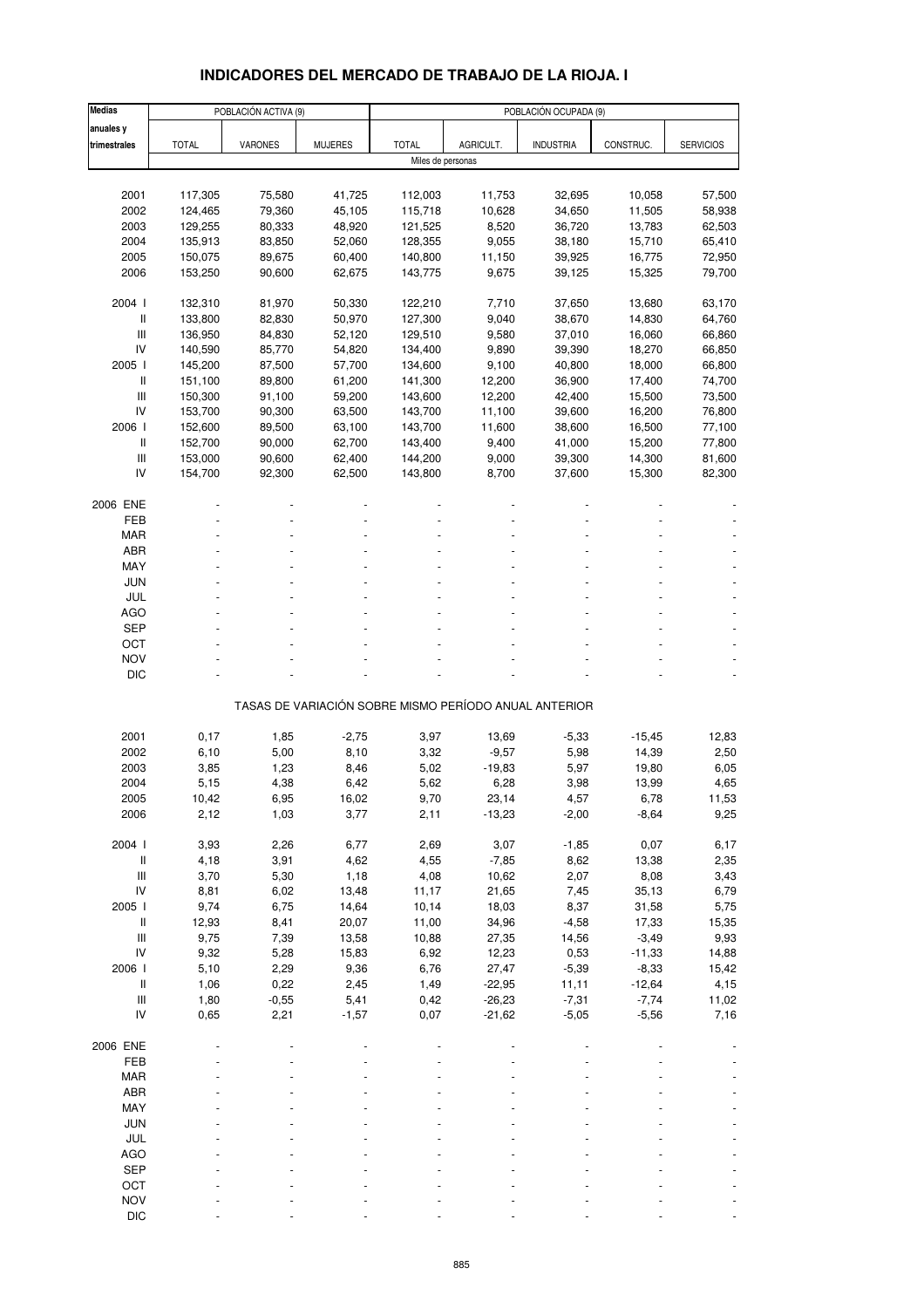# INDICADORES DEL MERCADO DE TRABAJO DE LA RIOJA. I

| Medias anuales y trimestrales | POBLACIÓN ACTIVA (9) | | | POBLACIÓN OCUPADA (9) | | | | |
|---|---|---|---|---|---|---|---|---|
| | TOTAL | VARONES | MUJERES | TOTAL | AGRICULT. | INDUSTRIA | CONSTRUC. | SERVICIOS |
| | Miles de personas | | | | | | | |
| 2001 | 117,305 | 75,580 | 41,725 | 112,003 | 11,753 | 32,695 | 10,058 | 57,500 |
| 2002 | 124,465 | 79,360 | 45,105 | 115,718 | 10,628 | 34,650 | 11,505 | 58,938 |
| 2003 | 129,255 | 80,333 | 48,920 | 121,525 | 8,520 | 36,720 | 13,783 | 62,503 |
| 2004 | 135,913 | 83,850 | 52,060 | 128,355 | 9,055 | 38,180 | 15,710 | 65,410 |
| 2005 | 150,075 | 89,675 | 60,400 | 140,800 | 11,150 | 39,925 | 16,775 | 72,950 |
| 2006 | 153,250 | 90,600 | 62,675 | 143,775 | 9,675 | 39,125 | 15,325 | 79,700 |
| 2004 I | 132,310 | 81,970 | 50,330 | 122,210 | 7,710 | 37,650 | 13,680 | 63,170 |
| II | 133,800 | 82,830 | 50,970 | 127,300 | 9,040 | 38,670 | 14,830 | 64,760 |
| III | 136,950 | 84,830 | 52,120 | 129,510 | 9,580 | 37,010 | 16,060 | 66,860 |
| IV | 140,590 | 85,770 | 54,820 | 134,400 | 9,890 | 39,390 | 18,270 | 66,850 |
| 2005 I | 145,200 | 87,500 | 57,700 | 134,600 | 9,100 | 40,800 | 18,000 | 66,800 |
| II | 151,100 | 89,800 | 61,200 | 141,300 | 12,200 | 36,900 | 17,400 | 74,700 |
| III | 150,300 | 91,100 | 59,200 | 143,600 | 12,200 | 42,400 | 15,500 | 73,500 |
| IV | 153,700 | 90,300 | 63,500 | 143,700 | 11,100 | 39,600 | 16,200 | 76,800 |
| 2006 I | 152,600 | 89,500 | 63,100 | 143,700 | 11,600 | 38,600 | 16,500 | 77,100 |
| II | 152,700 | 90,000 | 62,700 | 143,400 | 9,400 | 41,000 | 15,200 | 77,800 |
| III | 153,000 | 90,600 | 62,400 | 144,200 | 9,000 | 39,300 | 14,300 | 81,600 |
| IV | 154,700 | 92,300 | 62,500 | 143,800 | 8,700 | 37,600 | 15,300 | 82,300 |
| 2006 ENE | - | - | - | - | - | - | - | - |
| FEB | - | - | - | - | - | - | - | - |
| MAR | - | - | - | - | - | - | - | - |
| ABR | - | - | - | - | - | - | - | - |
| MAY | - | - | - | - | - | - | - | - |
| JUN | - | - | - | - | - | - | - | - |
| JUL | - | - | - | - | - | - | - | - |
| AGO | - | - | - | - | - | - | - | - |
| SEP | - | - | - | - | - | - | - | - |
| OCT | - | - | - | - | - | - | - | - |
| NOV | - | - | - | - | - | - | - | - |
| DIC | - | - | - | - | - | - | - | - |

TASAS DE VARIACIÓN SOBRE MISMO PERÍODO ANUAL ANTERIOR

| | TOTAL | VARONES | MUJERES | TOTAL | AGRICULT. | INDUSTRIA | CONSTRUC. | SERVICIOS |
|---|---|---|---|---|---|---|---|---|
| 2001 | 0,17 | 1,85 | -2,75 | 3,97 | 13,69 | -5,33 | -15,45 | 12,83 |
| 2002 | 6,10 | 5,00 | 8,10 | 3,32 | -9,57 | 5,98 | 14,39 | 2,50 |
| 2003 | 3,85 | 1,23 | 8,46 | 5,02 | -19,83 | 5,97 | 19,80 | 6,05 |
| 2004 | 5,15 | 4,38 | 6,42 | 5,62 | 6,28 | 3,98 | 13,99 | 4,65 |
| 2005 | 10,42 | 6,95 | 16,02 | 9,70 | 23,14 | 4,57 | 6,78 | 11,53 |
| 2006 | 2,12 | 1,03 | 3,77 | 2,11 | -13,23 | -2,00 | -8,64 | 9,25 |
| 2004 I | 3,93 | 2,26 | 6,77 | 2,69 | 3,07 | -1,85 | 0,07 | 6,17 |
| II | 4,18 | 3,91 | 4,62 | 4,55 | -7,85 | 8,62 | 13,38 | 2,35 |
| III | 3,70 | 5,30 | 1,18 | 4,08 | 10,62 | 2,07 | 8,08 | 3,43 |
| IV | 8,81 | 6,02 | 13,48 | 11,17 | 21,65 | 7,45 | 35,13 | 6,79 |
| 2005 I | 9,74 | 6,75 | 14,64 | 10,14 | 18,03 | 8,37 | 31,58 | 5,75 |
| II | 12,93 | 8,41 | 20,07 | 11,00 | 34,96 | -4,58 | 17,33 | 15,35 |
| III | 9,75 | 7,39 | 13,58 | 10,88 | 27,35 | 14,56 | -3,49 | 9,93 |
| IV | 9,32 | 5,28 | 15,83 | 6,92 | 12,23 | 0,53 | -11,33 | 14,88 |
| 2006 I | 5,10 | 2,29 | 9,36 | 6,76 | 27,47 | -5,39 | -8,33 | 15,42 |
| II | 1,06 | 0,22 | 2,45 | 1,49 | -22,95 | 11,11 | -12,64 | 4,15 |
| III | 1,80 | -0,55 | 5,41 | 0,42 | -26,23 | -7,31 | -7,74 | 11,02 |
| IV | 0,65 | 2,21 | -1,57 | 0,07 | -21,62 | -5,05 | -5,56 | 7,16 |
| 2006 ENE | - | - | - | - | - | - | - | - |
| FEB | - | - | - | - | - | - | - | - |
| MAR | - | - | - | - | - | - | - | - |
| ABR | - | - | - | - | - | - | - | - |
| MAY | - | - | - | - | - | - | - | - |
| JUN | - | - | - | - | - | - | - | - |
| JUL | - | - | - | - | - | - | - | - |
| AGO | - | - | - | - | - | - | - | - |
| SEP | - | - | - | - | - | - | - | - |
| OCT | - | - | - | - | - | - | - | - |
| NOV | - | - | - | - | - | - | - | - |
| DIC | - | - | - | - | - | - | - | - |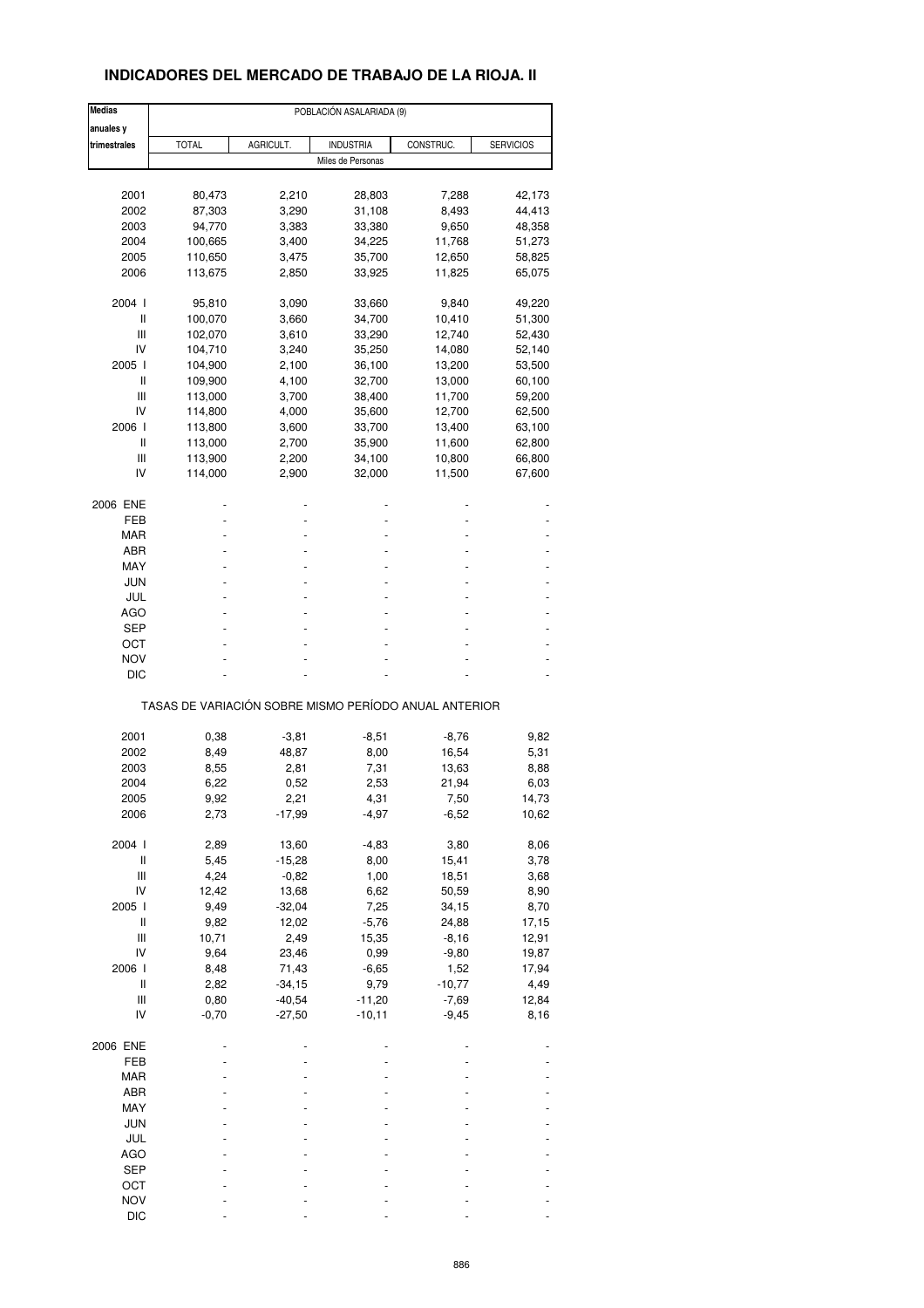## INDICADORES DEL MERCADO DE TRABAJO DE LA RIOJA. II

| Medias anuales y trimestrales | POBLACIÓN ASALARIADA (9) | | | | |
|---|---|---|---|---|---|
| | TOTAL | AGRICULT. | INDUSTRIA | CONSTRUC. | SERVICIOS |
| | Miles de Personas | | | | |
| 2001 | 80,473 | 2,210 | 28,803 | 7,288 | 42,173 |
| 2002 | 87,303 | 3,290 | 31,108 | 8,493 | 44,413 |
| 2003 | 94,770 | 3,383 | 33,380 | 9,650 | 48,358 |
| 2004 | 100,665 | 3,400 | 34,225 | 11,768 | 51,273 |
| 2005 | 110,650 | 3,475 | 35,700 | 12,650 | 58,825 |
| 2006 | 113,675 | 2,850 | 33,925 | 11,825 | 65,075 |
| 2004 I | 95,810 | 3,090 | 33,660 | 9,840 | 49,220 |
| II | 100,070 | 3,660 | 34,700 | 10,410 | 51,300 |
| III | 102,070 | 3,610 | 33,290 | 12,740 | 52,430 |
| IV | 104,710 | 3,240 | 35,250 | 14,080 | 52,140 |
| 2005 I | 104,900 | 2,100 | 36,100 | 13,200 | 53,500 |
| II | 109,900 | 4,100 | 32,700 | 13,000 | 60,100 |
| III | 113,000 | 3,700 | 38,400 | 11,700 | 59,200 |
| IV | 114,800 | 4,000 | 35,600 | 12,700 | 62,500 |
| 2006 I | 113,800 | 3,600 | 33,700 | 13,400 | 63,100 |
| II | 113,000 | 2,700 | 35,900 | 11,600 | 62,800 |
| III | 113,900 | 2,200 | 34,100 | 10,800 | 66,800 |
| IV | 114,000 | 2,900 | 32,000 | 11,500 | 67,600 |
| 2006 ENE | - | - | - | - | - |
| FEB | - | - | - | - | - |
| MAR | - | - | - | - | - |
| ABR | - | - | - | - | - |
| MAY | - | - | - | - | - |
| JUN | - | - | - | - | - |
| JUL | - | - | - | - | - |
| AGO | - | - | - | - | - |
| SEP | - | - | - | - | - |
| OCT | - | - | - | - | - |
| NOV | - | - | - | - | - |
| DIC | - | - | - | - | - |
| | TASAS DE VARIACIÓN SOBRE MISMO PERÍODO ANUAL ANTERIOR | | | | |
| 2001 | 0,38 | -3,81 | -8,51 | -8,76 | 9,82 |
| 2002 | 8,49 | 48,87 | 8,00 | 16,54 | 5,31 |
| 2003 | 8,55 | 2,81 | 7,31 | 13,63 | 8,88 |
| 2004 | 6,22 | 0,52 | 2,53 | 21,94 | 6,03 |
| 2005 | 9,92 | 2,21 | 4,31 | 7,50 | 14,73 |
| 2006 | 2,73 | -17,99 | -4,97 | -6,52 | 10,62 |
| 2004 I | 2,89 | 13,60 | -4,83 | 3,80 | 8,06 |
| II | 5,45 | -15,28 | 8,00 | 15,41 | 3,78 |
| III | 4,24 | -0,82 | 1,00 | 18,51 | 3,68 |
| IV | 12,42 | 13,68 | 6,62 | 50,59 | 8,90 |
| 2005 I | 9,49 | -32,04 | 7,25 | 34,15 | 8,70 |
| II | 9,82 | 12,02 | -5,76 | 24,88 | 17,15 |
| III | 10,71 | 2,49 | 15,35 | -8,16 | 12,91 |
| IV | 9,64 | 23,46 | 0,99 | -9,80 | 19,87 |
| 2006 I | 8,48 | 71,43 | -6,65 | 1,52 | 17,94 |
| II | 2,82 | -34,15 | 9,79 | -10,77 | 4,49 |
| III | 0,80 | -40,54 | -11,20 | -7,69 | 12,84 |
| IV | -0,70 | -27,50 | -10,11 | -9,45 | 8,16 |
| 2006 ENE | - | - | - | - | - |
| FEB | - | - | - | - | - |
| MAR | - | - | - | - | - |
| ABR | - | - | - | - | - |
| MAY | - | - | - | - | - |
| JUN | - | - | - | - | - |
| JUL | - | - | - | - | - |
| AGO | - | - | - | - | - |
| SEP | - | - | - | - | - |
| OCT | - | - | - | - | - |
| NOV | - | - | - | - | - |
| DIC | - | - | - | - | - |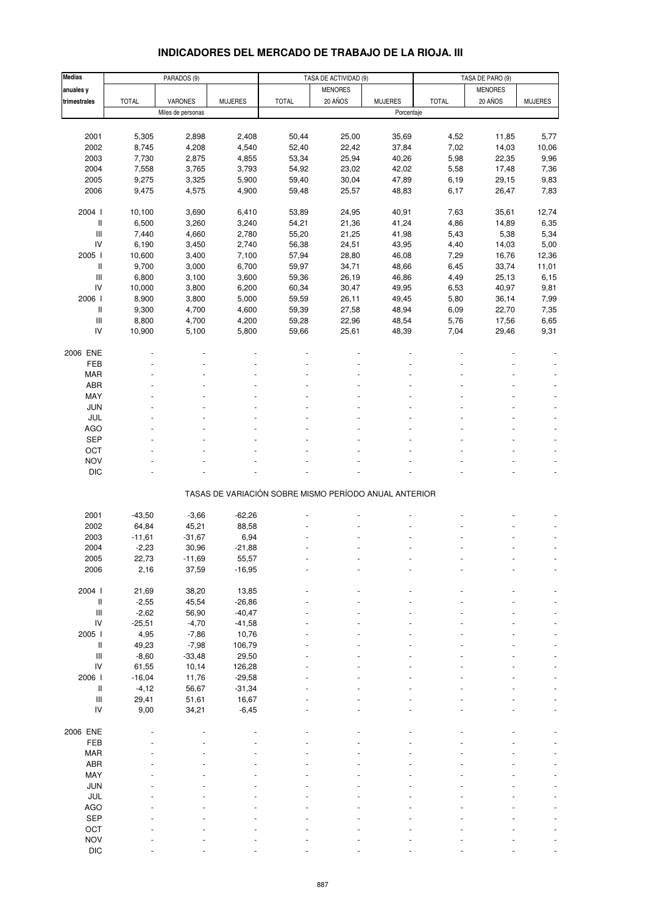# INDICADORES DEL MERCADO DE TRABAJO DE LA RIOJA. III

| Medias anuales y trimestrales | PARADOS (9) | | | TASA DE ACTIVIDAD (9) | | | TASA DE PARO (9) | | |
|---|---|---|---|---|---|---|---|---|---|
| | TOTAL | VARONES | MUJERES | TOTAL | MENORES 20 AÑOS | MUJERES | TOTAL | MENORES 20 AÑOS | MUJERES |
| | Miles de personas | | | Porcentaje | | | | | |
| 2001 | 5,305 | 2,898 | 2,408 | 50,44 | 25,00 | 35,69 | 4,52 | 11,85 | 5,77 |
| 2002 | 8,745 | 4,208 | 4,540 | 52,40 | 22,42 | 37,84 | 7,02 | 14,03 | 10,06 |
| 2003 | 7,730 | 2,875 | 4,855 | 53,34 | 25,94 | 40,26 | 5,98 | 22,35 | 9,96 |
| 2004 | 7,558 | 3,765 | 3,793 | 54,92 | 23,02 | 42,02 | 5,58 | 17,48 | 7,36 |
| 2005 | 9,275 | 3,325 | 5,900 | 59,40 | 30,04 | 47,89 | 6,19 | 29,15 | 9,83 |
| 2006 | 9,475 | 4,575 | 4,900 | 59,48 | 25,57 | 48,83 | 6,17 | 26,47 | 7,83 |
| 2004 I | 10,100 | 3,690 | 6,410 | 53,89 | 24,95 | 40,91 | 7,63 | 35,61 | 12,74 |
| II | 6,500 | 3,260 | 3,240 | 54,21 | 21,36 | 41,24 | 4,86 | 14,89 | 6,35 |
| III | 7,440 | 4,660 | 2,780 | 55,20 | 21,25 | 41,98 | 5,43 | 5,38 | 5,34 |
| IV | 6,190 | 3,450 | 2,740 | 56,38 | 24,51 | 43,95 | 4,40 | 14,03 | 5,00 |
| 2005 I | 10,600 | 3,400 | 7,100 | 57,94 | 28,80 | 46,08 | 7,29 | 16,76 | 12,36 |
| II | 9,700 | 3,000 | 6,700 | 59,97 | 34,71 | 48,66 | 6,45 | 33,74 | 11,01 |
| III | 6,800 | 3,100 | 3,600 | 59,36 | 26,19 | 46,86 | 4,49 | 25,13 | 6,15 |
| IV | 10,000 | 3,800 | 6,200 | 60,34 | 30,47 | 49,95 | 6,53 | 40,97 | 9,81 |
| 2006 I | 8,900 | 3,800 | 5,000 | 59,59 | 26,11 | 49,45 | 5,80 | 36,14 | 7,99 |
| II | 9,300 | 4,700 | 4,600 | 59,39 | 27,58 | 48,94 | 6,09 | 22,70 | 7,35 |
| III | 8,800 | 4,700 | 4,200 | 59,28 | 22,96 | 48,54 | 5,76 | 17,56 | 6,65 |
| IV | 10,900 | 5,100 | 5,800 | 59,66 | 25,61 | 48,39 | 7,04 | 29,46 | 9,31 |
| 2006 ENE | - | - | - | - | - | - | - | - | - |
| FEB | - | - | - | - | - | - | - | - | - |
| MAR | - | - | - | - | - | - | - | - | - |
| ABR | - | - | - | - | - | - | - | - | - |
| MAY | - | - | - | - | - | - | - | - | - |
| JUN | - | - | - | - | - | - | - | - | - |
| JUL | - | - | - | - | - | - | - | - | - |
| AGO | - | - | - | - | - | - | - | - | - |
| SEP | - | - | - | - | - | - | - | - | - |
| OCT | - | - | - | - | - | - | - | - | - |
| NOV | - | - | - | - | - | - | - | - | - |
| DIC | - | - | - | - | - | - | - | - | - |
| | TASAS DE VARIACIÓN SOBRE MISMO PERÍODO ANUAL ANTERIOR | | | | | | | | |
| 2001 | -43,50 | -3,66 | -62,26 | - | - | - | - | - | - |
| 2002 | 64,84 | 45,21 | 88,58 | - | - | - | - | - | - |
| 2003 | -11,61 | -31,67 | 6,94 | - | - | - | - | - | - |
| 2004 | -2,23 | 30,96 | -21,88 | - | - | - | - | - | - |
| 2005 | 22,73 | -11,69 | 55,57 | - | - | - | - | - | - |
| 2006 | 2,16 | 37,59 | -16,95 | - | - | - | - | - | - |
| 2004 I | 21,69 | 38,20 | 13,85 | - | - | - | - | - | - |
| II | -2,55 | 45,54 | -26,86 | - | - | - | - | - | - |
| III | -2,62 | 56,90 | -40,47 | - | - | - | - | - | - |
| IV | -25,51 | -4,70 | -41,58 | - | - | - | - | - | - |
| 2005 I | 4,95 | -7,86 | 10,76 | - | - | - | - | - | - |
| II | 49,23 | -7,98 | 106,79 | - | - | - | - | - | - |
| III | -8,60 | -33,48 | 29,50 | - | - | - | - | - | - |
| IV | 61,55 | 10,14 | 126,28 | - | - | - | - | - | - |
| 2006 I | -16,04 | 11,76 | -29,58 | - | - | - | - | - | - |
| II | -4,12 | 56,67 | -31,34 | - | - | - | - | - | - |
| III | 29,41 | 51,61 | 16,67 | - | - | - | - | - | - |
| IV | 9,00 | 34,21 | -6,45 | - | - | - | - | - | - |
| 2006 ENE | - | - | - | - | - | - | - | - | - |
| FEB | - | - | - | - | - | - | - | - | - |
| MAR | - | - | - | - | - | - | - | - | - |
| ABR | - | - | - | - | - | - | - | - | - |
| MAY | - | - | - | - | - | - | - | - | - |
| JUN | - | - | - | - | - | - | - | - | - |
| JUL | - | - | - | - | - | - | - | - | - |
| AGO | - | - | - | - | - | - | - | - | - |
| SEP | - | - | - | - | - | - | - | - | - |
| OCT | - | - | - | - | - | - | - | - | - |
| NOV | - | - | - | - | - | - | - | - | - |
| DIC | - | - | - | - | - | - | - | - | - |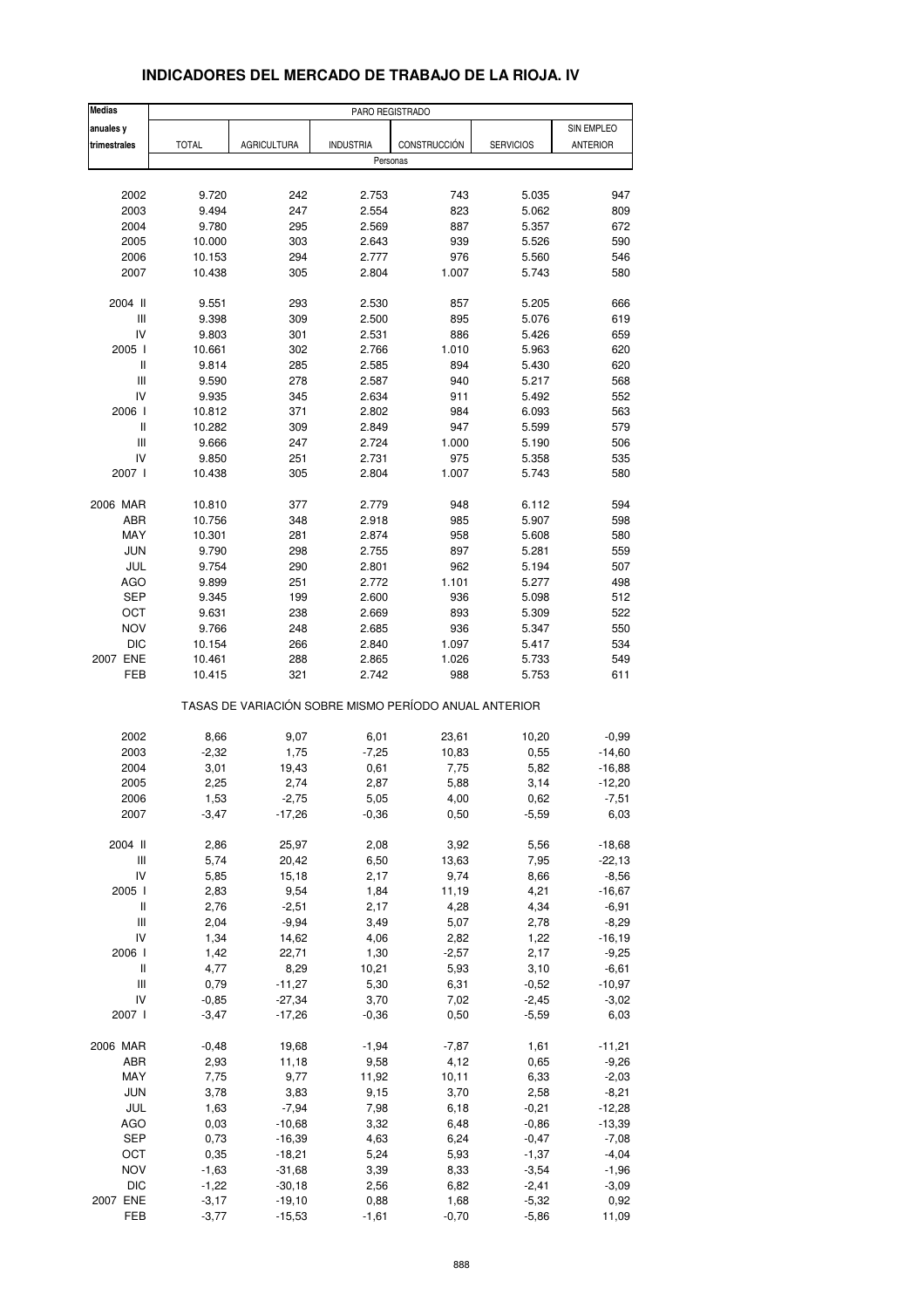# INDICADORES DEL MERCADO DE TRABAJO DE LA RIOJA. IV

| Medias anuales y trimestrales | PARO REGISTRADO | | | | | |
|---|---|---|---|---|---|---|
| | TOTAL | AGRICULTURA | INDUSTRIA | CONSTRUCCIÓN | SERVICIOS | SIN EMPLEO ANTERIOR |
| | Personas | | | | | |
| 2002 | 9.720 | 242 | 2.753 | 743 | 5.035 | 947 |
| 2003 | 9.494 | 247 | 2.554 | 823 | 5.062 | 809 |
| 2004 | 9.780 | 295 | 2.569 | 887 | 5.357 | 672 |
| 2005 | 10.000 | 303 | 2.643 | 939 | 5.526 | 590 |
| 2006 | 10.153 | 294 | 2.777 | 976 | 5.560 | 546 |
| 2007 | 10.438 | 305 | 2.804 | 1.007 | 5.743 | 580 |
| 2004 II | 9.551 | 293 | 2.530 | 857 | 5.205 | 666 |
| III | 9.398 | 309 | 2.500 | 895 | 5.076 | 619 |
| IV | 9.803 | 301 | 2.531 | 886 | 5.426 | 659 |
| 2005 I | 10.661 | 302 | 2.766 | 1.010 | 5.963 | 620 |
| II | 9.814 | 285 | 2.585 | 894 | 5.430 | 620 |
| III | 9.590 | 278 | 2.587 | 940 | 5.217 | 568 |
| IV | 9.935 | 345 | 2.634 | 911 | 5.492 | 552 |
| 2006 I | 10.812 | 371 | 2.802 | 984 | 6.093 | 563 |
| II | 10.282 | 309 | 2.849 | 947 | 5.599 | 579 |
| III | 9.666 | 247 | 2.724 | 1.000 | 5.190 | 506 |
| IV | 9.850 | 251 | 2.731 | 975 | 5.358 | 535 |
| 2007 I | 10.438 | 305 | 2.804 | 1.007 | 5.743 | 580 |
| 2006 MAR | 10.810 | 377 | 2.779 | 948 | 6.112 | 594 |
| ABR | 10.756 | 348 | 2.918 | 985 | 5.907 | 598 |
| MAY | 10.301 | 281 | 2.874 | 958 | 5.608 | 580 |
| JUN | 9.790 | 298 | 2.755 | 897 | 5.281 | 559 |
| JUL | 9.754 | 290 | 2.801 | 962 | 5.194 | 507 |
| AGO | 9.899 | 251 | 2.772 | 1.101 | 5.277 | 498 |
| SEP | 9.345 | 199 | 2.600 | 936 | 5.098 | 512 |
| OCT | 9.631 | 238 | 2.669 | 893 | 5.309 | 522 |
| NOV | 9.766 | 248 | 2.685 | 936 | 5.347 | 550 |
| DIC | 10.154 | 266 | 2.840 | 1.097 | 5.417 | 534 |
| 2007 ENE | 10.461 | 288 | 2.865 | 1.026 | 5.733 | 549 |
| FEB | 10.415 | 321 | 2.742 | 988 | 5.753 | 611 |
| | TASAS DE VARIACIÓN SOBRE MISMO PERÍODO ANUAL ANTERIOR | | | | | |
| 2002 | 8,66 | 9,07 | 6,01 | 23,61 | 10,20 | -0,99 |
| 2003 | -2,32 | 1,75 | -7,25 | 10,83 | 0,55 | -14,60 |
| 2004 | 3,01 | 19,43 | 0,61 | 7,75 | 5,82 | -16,88 |
| 2005 | 2,25 | 2,74 | 2,87 | 5,88 | 3,14 | -12,20 |
| 2006 | 1,53 | -2,75 | 5,05 | 4,00 | 0,62 | -7,51 |
| 2007 | -3,47 | -17,26 | -0,36 | 0,50 | -5,59 | 6,03 |
| 2004 II | 2,86 | 25,97 | 2,08 | 3,92 | 5,56 | -18,68 |
| III | 5,74 | 20,42 | 6,50 | 13,63 | 7,95 | -22,13 |
| IV | 5,85 | 15,18 | 2,17 | 9,74 | 8,66 | -8,56 |
| 2005 I | 2,83 | 9,54 | 1,84 | 11,19 | 4,21 | -16,67 |
| II | 2,76 | -2,51 | 2,17 | 4,28 | 4,34 | -6,91 |
| III | 2,04 | -9,94 | 3,49 | 5,07 | 2,78 | -8,29 |
| IV | 1,34 | 14,62 | 4,06 | 2,82 | 1,22 | -16,19 |
| 2006 I | 1,42 | 22,71 | 1,30 | -2,57 | 2,17 | -9,25 |
| II | 4,77 | 8,29 | 10,21 | 5,93 | 3,10 | -6,61 |
| III | 0,79 | -11,27 | 5,30 | 6,31 | -0,52 | -10,97 |
| IV | -0,85 | -27,34 | 3,70 | 7,02 | -2,45 | -3,02 |
| 2007 I | -3,47 | -17,26 | -0,36 | 0,50 | -5,59 | 6,03 |
| 2006 MAR | -0,48 | 19,68 | -1,94 | -7,87 | 1,61 | -11,21 |
| ABR | 2,93 | 11,18 | 9,58 | 4,12 | 0,65 | -9,26 |
| MAY | 7,75 | 9,77 | 11,92 | 10,11 | 6,33 | -2,03 |
| JUN | 3,78 | 3,83 | 9,15 | 3,70 | 2,58 | -8,21 |
| JUL | 1,63 | -7,94 | 7,98 | 6,18 | -0,21 | -12,28 |
| AGO | 0,03 | -10,68 | 3,32 | 6,48 | -0,86 | -13,39 |
| SEP | 0,73 | -16,39 | 4,63 | 6,24 | -0,47 | -7,08 |
| OCT | 0,35 | -18,21 | 5,24 | 5,93 | -1,37 | -4,04 |
| NOV | -1,63 | -31,68 | 3,39 | 8,33 | -3,54 | -1,96 |
| DIC | -1,22 | -30,18 | 2,56 | 6,82 | -2,41 | -3,09 |
| 2007 ENE | -3,17 | -19,10 | 0,88 | 1,68 | -5,32 | 0,92 |
| FEB | -3,77 | -15,53 | -1,61 | -0,70 | -5,86 | 11,09 |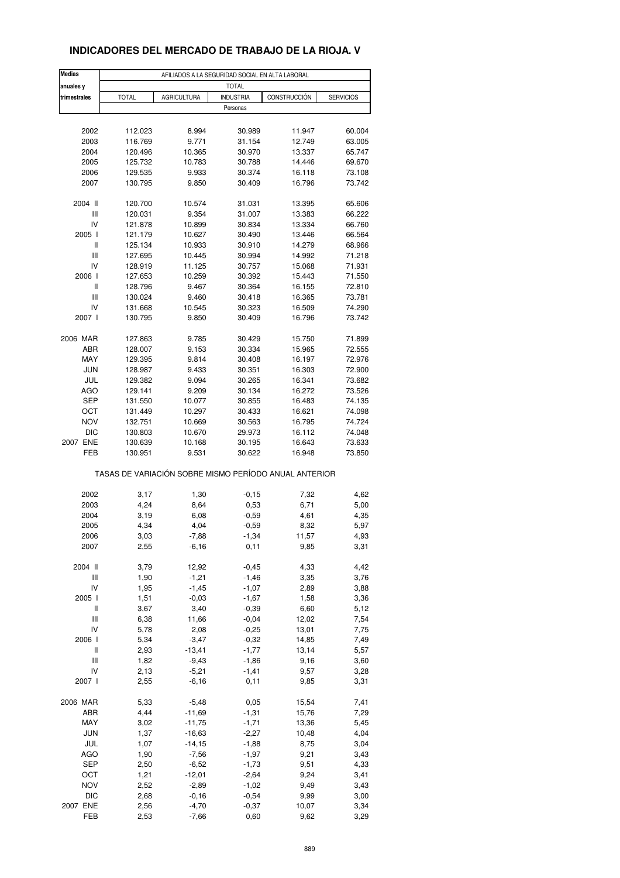# INDICADORES DEL MERCADO DE TRABAJO DE LA RIOJA. V

| Medias anuales y trimestrales | AFILIADOS A LA SEGURIDAD SOCIAL EN ALTA LABORAL | | | | |
|---|---|---|---|---|---|
| | TOTAL | | | | |
| | TOTAL | AGRICULTURA | INDUSTRIA | CONSTRUCCIÓN | SERVICIOS |
| | Personas | | | | |
| 2002 | 112.023 | 8.994 | 30.989 | 11.947 | 60.004 |
| 2003 | 116.769 | 9.771 | 31.154 | 12.749 | 63.005 |
| 2004 | 120.496 | 10.365 | 30.970 | 13.337 | 65.747 |
| 2005 | 125.732 | 10.783 | 30.788 | 14.446 | 69.670 |
| 2006 | 129.535 | 9.933 | 30.374 | 16.118 | 73.108 |
| 2007 | 130.795 | 9.850 | 30.409 | 16.796 | 73.742 |
| 2004 II | 120.700 | 10.574 | 31.031 | 13.395 | 65.606 |
| III | 120.031 | 9.354 | 31.007 | 13.383 | 66.222 |
| IV | 121.878 | 10.899 | 30.834 | 13.334 | 66.760 |
| 2005 I | 121.179 | 10.627 | 30.490 | 13.446 | 66.564 |
| II | 125.134 | 10.933 | 30.910 | 14.279 | 68.966 |
| III | 127.695 | 10.445 | 30.994 | 14.992 | 71.218 |
| IV | 128.919 | 11.125 | 30.757 | 15.068 | 71.931 |
| 2006 I | 127.653 | 10.259 | 30.392 | 15.443 | 71.550 |
| II | 128.796 | 9.467 | 30.364 | 16.155 | 72.810 |
| III | 130.024 | 9.460 | 30.418 | 16.365 | 73.781 |
| IV | 131.668 | 10.545 | 30.323 | 16.509 | 74.290 |
| 2007 I | 130.795 | 9.850 | 30.409 | 16.796 | 73.742 |
| 2006 MAR | 127.863 | 9.785 | 30.429 | 15.750 | 71.899 |
| ABR | 128.007 | 9.153 | 30.334 | 15.965 | 72.555 |
| MAY | 129.395 | 9.814 | 30.408 | 16.197 | 72.976 |
| JUN | 128.987 | 9.433 | 30.351 | 16.303 | 72.900 |
| JUL | 129.382 | 9.094 | 30.265 | 16.341 | 73.682 |
| AGO | 129.141 | 9.209 | 30.134 | 16.272 | 73.526 |
| SEP | 131.550 | 10.077 | 30.855 | 16.483 | 74.135 |
| OCT | 131.449 | 10.297 | 30.433 | 16.621 | 74.098 |
| NOV | 132.751 | 10.669 | 30.563 | 16.795 | 74.724 |
| DIC | 130.803 | 10.670 | 29.973 | 16.112 | 74.048 |
| 2007 ENE | 130.639 | 10.168 | 30.195 | 16.643 | 73.633 |
| FEB | 130.951 | 9.531 | 30.622 | 16.948 | 73.850 |
| | TASAS DE VARIACIÓN SOBRE MISMO PERÍODO ANUAL ANTERIOR | | | | |
| 2002 | 3,17 | 1,30 | -0,15 | 7,32 | 4,62 |
| 2003 | 4,24 | 8,64 | 0,53 | 6,71 | 5,00 |
| 2004 | 3,19 | 6,08 | -0,59 | 4,61 | 4,35 |
| 2005 | 4,34 | 4,04 | -0,59 | 8,32 | 5,97 |
| 2006 | 3,03 | -7,88 | -1,34 | 11,57 | 4,93 |
| 2007 | 2,55 | -6,16 | 0,11 | 9,85 | 3,31 |
| 2004 II | 3,79 | 12,92 | -0,45 | 4,33 | 4,42 |
| III | 1,90 | -1,21 | -1,46 | 3,35 | 3,76 |
| IV | 1,95 | -1,45 | -1,07 | 2,89 | 3,88 |
| 2005 I | 1,51 | -0,03 | -1,67 | 1,58 | 3,36 |
| II | 3,67 | 3,40 | -0,39 | 6,60 | 5,12 |
| III | 6,38 | 11,66 | -0,04 | 12,02 | 7,54 |
| IV | 5,78 | 2,08 | -0,25 | 13,01 | 7,75 |
| 2006 I | 5,34 | -3,47 | -0,32 | 14,85 | 7,49 |
| II | 2,93 | -13,41 | -1,77 | 13,14 | 5,57 |
| III | 1,82 | -9,43 | -1,86 | 9,16 | 3,60 |
| IV | 2,13 | -5,21 | -1,41 | 9,57 | 3,28 |
| 2007 I | 2,55 | -6,16 | 0,11 | 9,85 | 3,31 |
| 2006 MAR | 5,33 | -5,48 | 0,05 | 15,54 | 7,41 |
| ABR | 4,44 | -11,69 | -1,31 | 15,76 | 7,29 |
| MAY | 3,02 | -11,75 | -1,71 | 13,36 | 5,45 |
| JUN | 1,37 | -16,63 | -2,27 | 10,48 | 4,04 |
| JUL | 1,07 | -14,15 | -1,88 | 8,75 | 3,04 |
| AGO | 1,90 | -7,56 | -1,97 | 9,21 | 3,43 |
| SEP | 2,50 | -6,52 | -1,73 | 9,51 | 4,33 |
| OCT | 1,21 | -12,01 | -2,64 | 9,24 | 3,41 |
| NOV | 2,52 | -2,89 | -1,02 | 9,49 | 3,43 |
| DIC | 2,68 | -0,16 | -0,54 | 9,99 | 3,00 |
| 2007 ENE | 2,56 | -4,70 | -0,37 | 10,07 | 3,34 |
| FEB | 2,53 | -7,66 | 0,60 | 9,62 | 3,29 |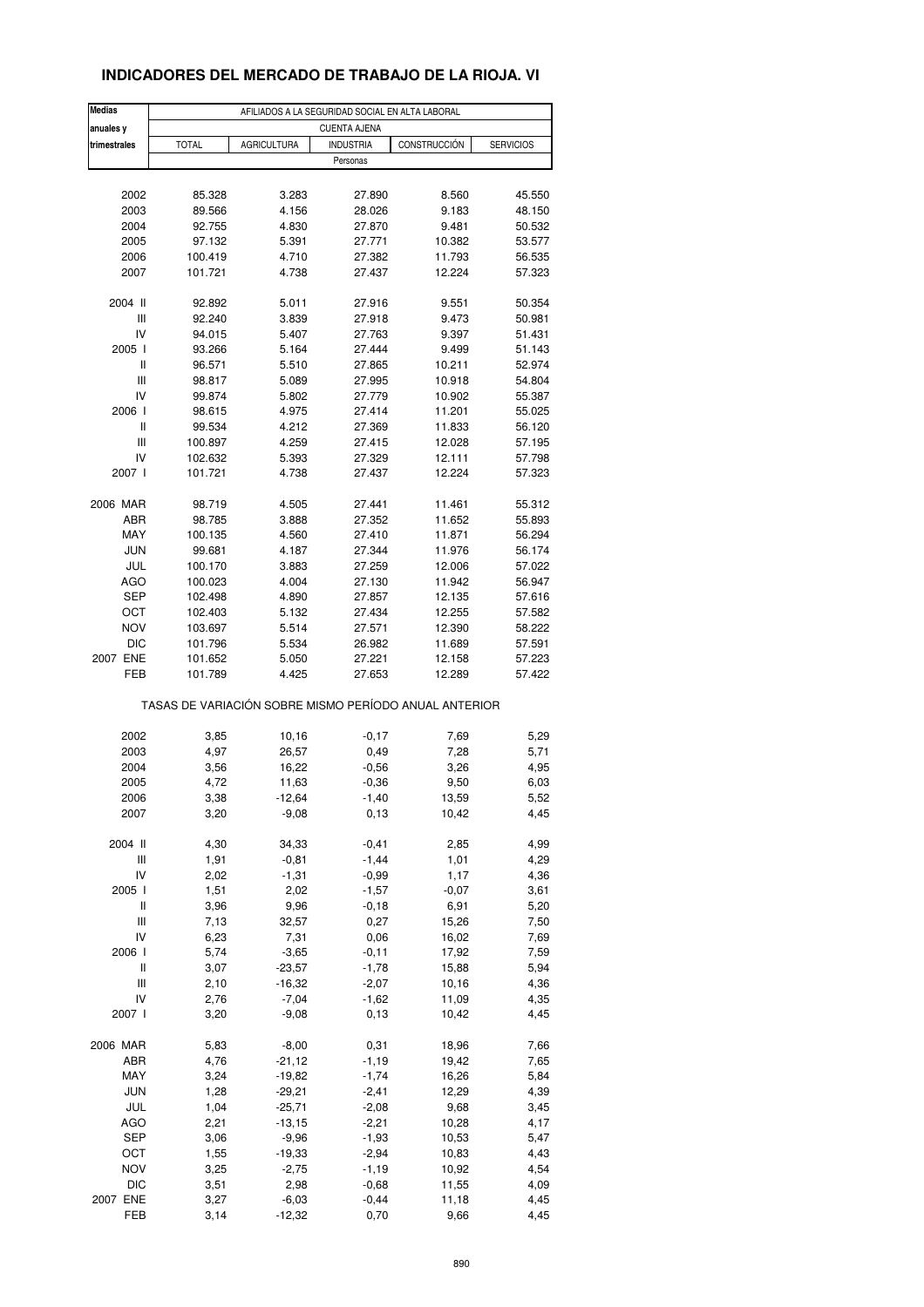# INDICADORES DEL MERCADO DE TRABAJO DE LA RIOJA. VI

| Medias anuales y trimestrales | AFILIADOS A LA SEGURIDAD SOCIAL EN ALTA LABORAL | | | | |
|---|---|---|---|---|---|
| | CUENTA AJENA | | | | |
| | TOTAL | AGRICULTURA | INDUSTRIA | CONSTRUCCIÓN | SERVICIOS |
| | Personas | | | | |
| 2002 | 85.328 | 3.283 | 27.890 | 8.560 | 45.550 |
| 2003 | 89.566 | 4.156 | 28.026 | 9.183 | 48.150 |
| 2004 | 92.755 | 4.830 | 27.870 | 9.481 | 50.532 |
| 2005 | 97.132 | 5.391 | 27.771 | 10.382 | 53.577 |
| 2006 | 100.419 | 4.710 | 27.382 | 11.793 | 56.535 |
| 2007 | 101.721 | 4.738 | 27.437 | 12.224 | 57.323 |
| 2004 II | 92.892 | 5.011 | 27.916 | 9.551 | 50.354 |
| III | 92.240 | 3.839 | 27.918 | 9.473 | 50.981 |
| IV | 94.015 | 5.407 | 27.763 | 9.397 | 51.431 |
| 2005 I | 93.266 | 5.164 | 27.444 | 9.499 | 51.143 |
| II | 96.571 | 5.510 | 27.865 | 10.211 | 52.974 |
| III | 98.817 | 5.089 | 27.995 | 10.918 | 54.804 |
| IV | 99.874 | 5.802 | 27.779 | 10.902 | 55.387 |
| 2006 I | 98.615 | 4.975 | 27.414 | 11.201 | 55.025 |
| II | 99.534 | 4.212 | 27.369 | 11.833 | 56.120 |
| III | 100.897 | 4.259 | 27.415 | 12.028 | 57.195 |
| IV | 102.632 | 5.393 | 27.329 | 12.111 | 57.798 |
| 2007 I | 101.721 | 4.738 | 27.437 | 12.224 | 57.323 |
| 2006 MAR | 98.719 | 4.505 | 27.441 | 11.461 | 55.312 |
| ABR | 98.785 | 3.888 | 27.352 | 11.652 | 55.893 |
| MAY | 100.135 | 4.560 | 27.410 | 11.871 | 56.294 |
| JUN | 99.681 | 4.187 | 27.344 | 11.976 | 56.174 |
| JUL | 100.170 | 3.883 | 27.259 | 12.006 | 57.022 |
| AGO | 100.023 | 4.004 | 27.130 | 11.942 | 56.947 |
| SEP | 102.498 | 4.890 | 27.857 | 12.135 | 57.616 |
| OCT | 102.403 | 5.132 | 27.434 | 12.255 | 57.582 |
| NOV | 103.697 | 5.514 | 27.571 | 12.390 | 58.222 |
| DIC | 101.796 | 5.534 | 26.982 | 11.689 | 57.591 |
| 2007 ENE | 101.652 | 5.050 | 27.221 | 12.158 | 57.223 |
| FEB | 101.789 | 4.425 | 27.653 | 12.289 | 57.422 |
| | TASAS DE VARIACIÓN SOBRE MISMO PERÍODO ANUAL ANTERIOR | | | | |
| 2002 | 3,85 | 10,16 | -0,17 | 7,69 | 5,29 |
| 2003 | 4,97 | 26,57 | 0,49 | 7,28 | 5,71 |
| 2004 | 3,56 | 16,22 | -0,56 | 3,26 | 4,95 |
| 2005 | 4,72 | 11,63 | -0,36 | 9,50 | 6,03 |
| 2006 | 3,38 | -12,64 | -1,40 | 13,59 | 5,52 |
| 2007 | 3,20 | -9,08 | 0,13 | 10,42 | 4,45 |
| 2004 II | 4,30 | 34,33 | -0,41 | 2,85 | 4,99 |
| III | 1,91 | -0,81 | -1,44 | 1,01 | 4,29 |
| IV | 2,02 | -1,31 | -0,99 | 1,17 | 4,36 |
| 2005 I | 1,51 | 2,02 | -1,57 | -0,07 | 3,61 |
| II | 3,96 | 9,96 | -0,18 | 6,91 | 5,20 |
| III | 7,13 | 32,57 | 0,27 | 15,26 | 7,50 |
| IV | 6,23 | 7,31 | 0,06 | 16,02 | 7,69 |
| 2006 I | 5,74 | -3,65 | -0,11 | 17,92 | 7,59 |
| II | 3,07 | -23,57 | -1,78 | 15,88 | 5,94 |
| III | 2,10 | -16,32 | -2,07 | 10,16 | 4,36 |
| IV | 2,76 | -7,04 | -1,62 | 11,09 | 4,35 |
| 2007 I | 3,20 | -9,08 | 0,13 | 10,42 | 4,45 |
| 2006 MAR | 5,83 | -8,00 | 0,31 | 18,96 | 7,66 |
| ABR | 4,76 | -21,12 | -1,19 | 19,42 | 7,65 |
| MAY | 3,24 | -19,82 | -1,74 | 16,26 | 5,84 |
| JUN | 1,28 | -29,21 | -2,41 | 12,29 | 4,39 |
| JUL | 1,04 | -25,71 | -2,08 | 9,68 | 3,45 |
| AGO | 2,21 | -13,15 | -2,21 | 10,28 | 4,17 |
| SEP | 3,06 | -9,96 | -1,93 | 10,53 | 5,47 |
| OCT | 1,55 | -19,33 | -2,94 | 10,83 | 4,43 |
| NOV | 3,25 | -2,75 | -1,19 | 10,92 | 4,54 |
| DIC | 3,51 | 2,98 | -0,68 | 11,55 | 4,09 |
| 2007 ENE | 3,27 | -6,03 | -0,44 | 11,18 | 4,45 |
| FEB | 3,14 | -12,32 | 0,70 | 9,66 | 4,45 |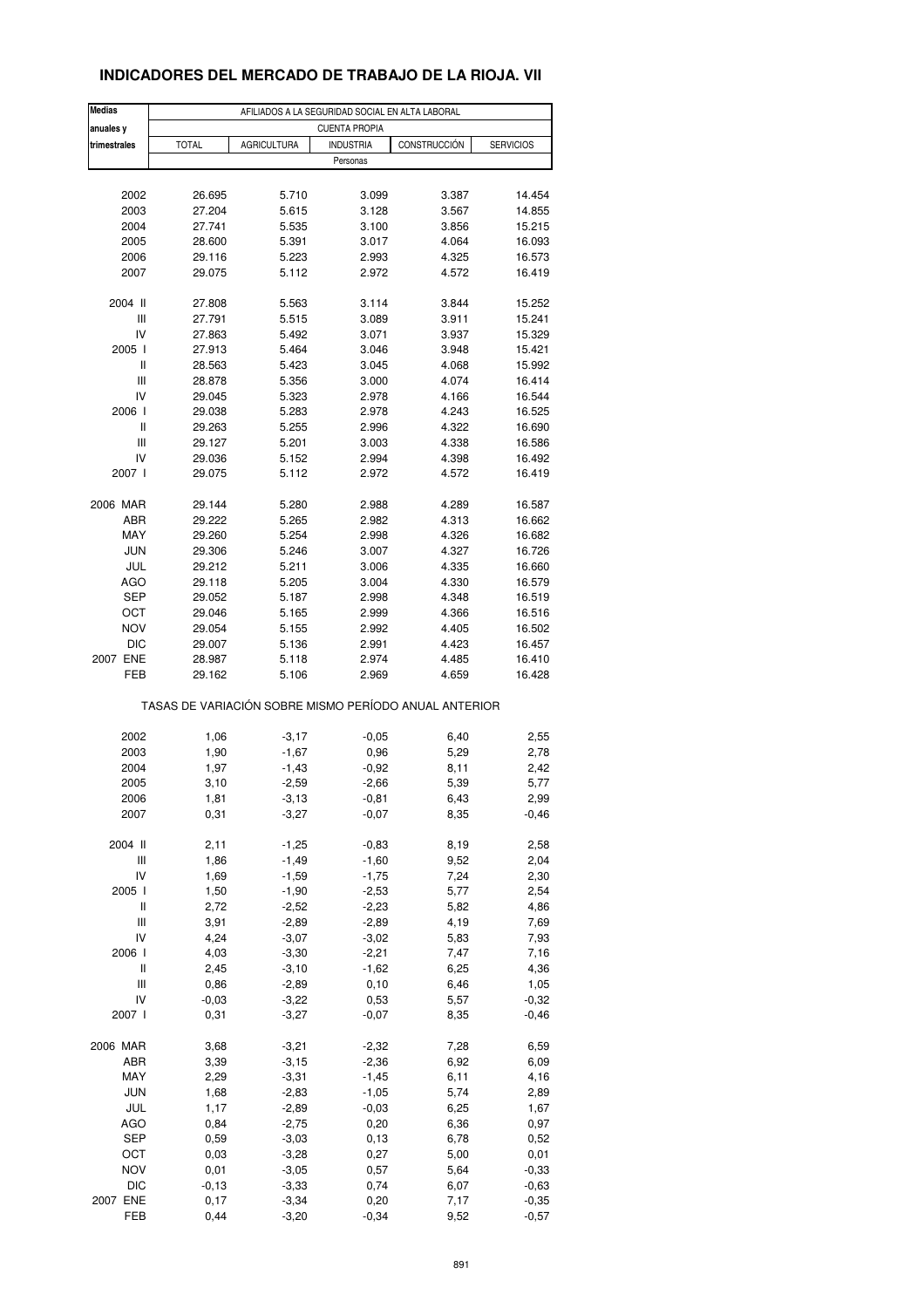# INDICADORES DEL MERCADO DE TRABAJO DE LA RIOJA. VII

| Medias anuales y trimestrales | AFILIADOS A LA SEGURIDAD SOCIAL EN ALTA LABORAL | | | | |
|---|---|---|---|---|---|
| | CUENTA PROPIA | | | | |
| | TOTAL | AGRICULTURA | INDUSTRIA | CONSTRUCCIÓN | SERVICIOS |
| | Personas | | | | |
| 2002 | 26.695 | 5.710 | 3.099 | 3.387 | 14.454 |
| 2003 | 27.204 | 5.615 | 3.128 | 3.567 | 14.855 |
| 2004 | 27.741 | 5.535 | 3.100 | 3.856 | 15.215 |
| 2005 | 28.600 | 5.391 | 3.017 | 4.064 | 16.093 |
| 2006 | 29.116 | 5.223 | 2.993 | 4.325 | 16.573 |
| 2007 | 29.075 | 5.112 | 2.972 | 4.572 | 16.419 |
| 2004 II | 27.808 | 5.563 | 3.114 | 3.844 | 15.252 |
| III | 27.791 | 5.515 | 3.089 | 3.911 | 15.241 |
| IV | 27.863 | 5.492 | 3.071 | 3.937 | 15.329 |
| 2005 I | 27.913 | 5.464 | 3.046 | 3.948 | 15.421 |
| II | 28.563 | 5.423 | 3.045 | 4.068 | 15.992 |
| III | 28.878 | 5.356 | 3.000 | 4.074 | 16.414 |
| IV | 29.045 | 5.323 | 2.978 | 4.166 | 16.544 |
| 2006 I | 29.038 | 5.283 | 2.978 | 4.243 | 16.525 |
| II | 29.263 | 5.255 | 2.996 | 4.322 | 16.690 |
| III | 29.127 | 5.201 | 3.003 | 4.338 | 16.586 |
| IV | 29.036 | 5.152 | 2.994 | 4.398 | 16.492 |
| 2007 I | 29.075 | 5.112 | 2.972 | 4.572 | 16.419 |
| 2006 MAR | 29.144 | 5.280 | 2.988 | 4.289 | 16.587 |
| ABR | 29.222 | 5.265 | 2.982 | 4.313 | 16.662 |
| MAY | 29.260 | 5.254 | 2.998 | 4.326 | 16.682 |
| JUN | 29.306 | 5.246 | 3.007 | 4.327 | 16.726 |
| JUL | 29.212 | 5.211 | 3.006 | 4.335 | 16.660 |
| AGO | 29.118 | 5.205 | 3.004 | 4.330 | 16.579 |
| SEP | 29.052 | 5.187 | 2.998 | 4.348 | 16.519 |
| OCT | 29.046 | 5.165 | 2.999 | 4.366 | 16.516 |
| NOV | 29.054 | 5.155 | 2.992 | 4.405 | 16.502 |
| DIC | 29.007 | 5.136 | 2.991 | 4.423 | 16.457 |
| 2007 ENE | 28.987 | 5.118 | 2.974 | 4.485 | 16.410 |
| FEB | 29.162 | 5.106 | 2.969 | 4.659 | 16.428 |
| | TASAS DE VARIACIÓN SOBRE MISMO PERÍODO ANUAL ANTERIOR | | | | |
| 2002 | 1,06 | -3,17 | -0,05 | 6,40 | 2,55 |
| 2003 | 1,90 | -1,67 | 0,96 | 5,29 | 2,78 |
| 2004 | 1,97 | -1,43 | -0,92 | 8,11 | 2,42 |
| 2005 | 3,10 | -2,59 | -2,66 | 5,39 | 5,77 |
| 2006 | 1,81 | -3,13 | -0,81 | 6,43 | 2,99 |
| 2007 | 0,31 | -3,27 | -0,07 | 8,35 | -0,46 |
| 2004 II | 2,11 | -1,25 | -0,83 | 8,19 | 2,58 |
| III | 1,86 | -1,49 | -1,60 | 9,52 | 2,04 |
| IV | 1,69 | -1,59 | -1,75 | 7,24 | 2,30 |
| 2005 I | 1,50 | -1,90 | -2,53 | 5,77 | 2,54 |
| II | 2,72 | -2,52 | -2,23 | 5,82 | 4,86 |
| III | 3,91 | -2,89 | -2,89 | 4,19 | 7,69 |
| IV | 4,24 | -3,07 | -3,02 | 5,83 | 7,93 |
| 2006 I | 4,03 | -3,30 | -2,21 | 7,47 | 7,16 |
| II | 2,45 | -3,10 | -1,62 | 6,25 | 4,36 |
| III | 0,86 | -2,89 | 0,10 | 6,46 | 1,05 |
| IV | -0,03 | -3,22 | 0,53 | 5,57 | -0,32 |
| 2007 I | 0,31 | -3,27 | -0,07 | 8,35 | -0,46 |
| 2006 MAR | 3,68 | -3,21 | -2,32 | 7,28 | 6,59 |
| ABR | 3,39 | -3,15 | -2,36 | 6,92 | 6,09 |
| MAY | 2,29 | -3,31 | -1,45 | 6,11 | 4,16 |
| JUN | 1,68 | -2,83 | -1,05 | 5,74 | 2,89 |
| JUL | 1,17 | -2,89 | -0,03 | 6,25 | 1,67 |
| AGO | 0,84 | -2,75 | 0,20 | 6,36 | 0,97 |
| SEP | 0,59 | -3,03 | 0,13 | 6,78 | 0,52 |
| OCT | 0,03 | -3,28 | 0,27 | 5,00 | 0,01 |
| NOV | 0,01 | -3,05 | 0,57 | 5,64 | -0,33 |
| DIC | -0,13 | -3,33 | 0,74 | 6,07 | -0,63 |
| 2007 ENE | 0,17 | -3,34 | 0,20 | 7,17 | -0,35 |
| FEB | 0,44 | -3,20 | -0,34 | 9,52 | -0,57 |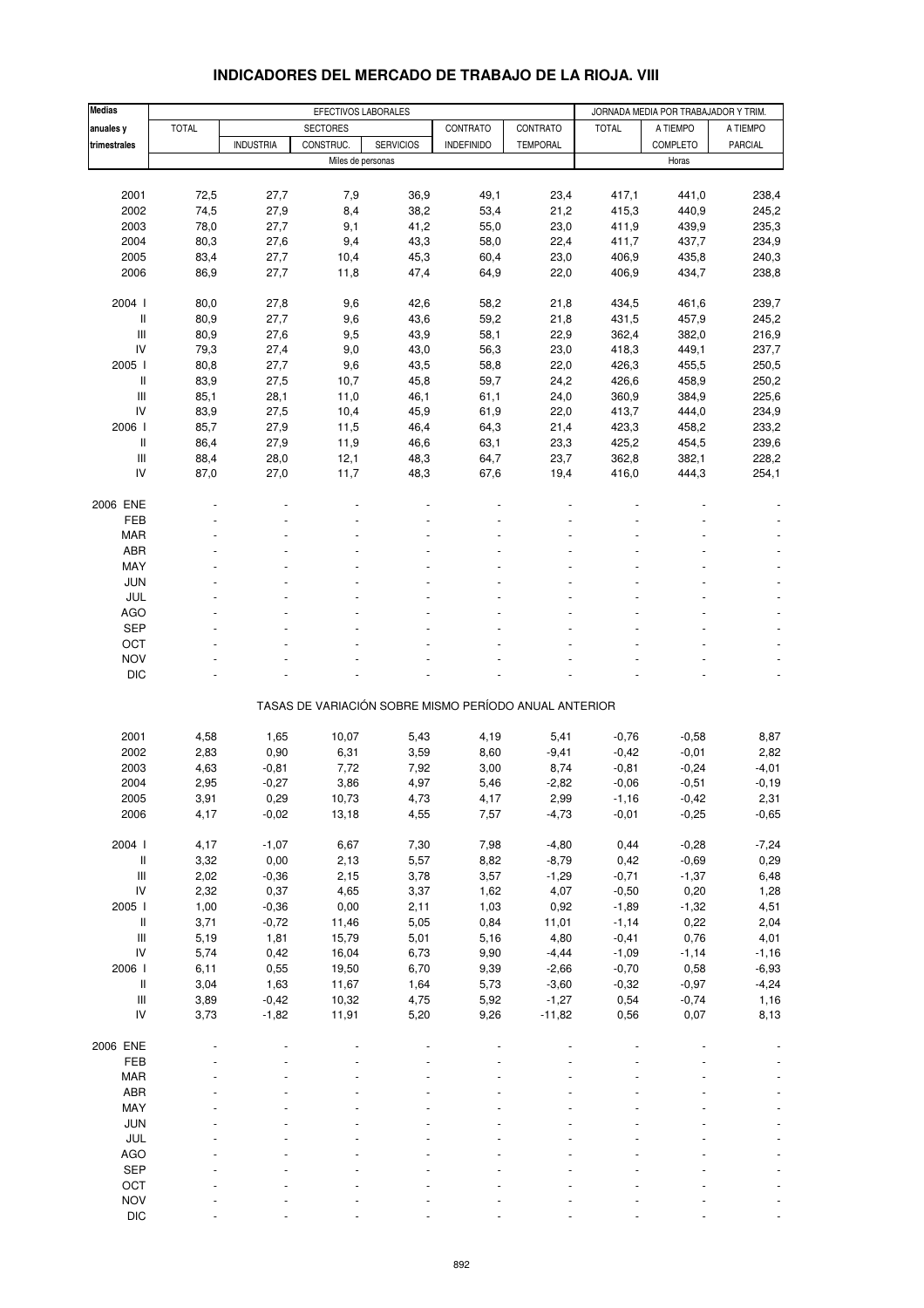## INDICADORES DEL MERCADO DE TRABAJO DE LA RIOJA. VIII

| Medias anuales y trimestrales | EFECTIVOS LABORALES | | | | | | JORNADA MEDIA POR TRABAJADOR Y TRIM. | | |
|---|---|---|---|---|---|---|---|---|---|
| | TOTAL | SECTORES | | | CONTRATO | CONTRATO | TOTAL | A TIEMPO | A TIEMPO |
| | | INDUSTRIA | CONSTRUC. | SERVICIOS | INDEFINIDO | TEMPORAL | | COMPLETO | PARCIAL |
| | Miles de personas | | | | | | Horas | | |
| 2001 | 72,5 | 27,7 | 7,9 | 36,9 | 49,1 | 23,4 | 417,1 | 441,0 | 238,4 |
| 2002 | 74,5 | 27,9 | 8,4 | 38,2 | 53,4 | 21,2 | 415,3 | 440,9 | 245,2 |
| 2003 | 78,0 | 27,7 | 9,1 | 41,2 | 55,0 | 23,0 | 411,9 | 439,9 | 235,3 |
| 2004 | 80,3 | 27,6 | 9,4 | 43,3 | 58,0 | 22,4 | 411,7 | 437,7 | 234,9 |
| 2005 | 83,4 | 27,7 | 10,4 | 45,3 | 60,4 | 23,0 | 406,9 | 435,8 | 240,3 |
| 2006 | 86,9 | 27,7 | 11,8 | 47,4 | 64,9 | 22,0 | 406,9 | 434,7 | 238,8 |
| 2004 I | 80,0 | 27,8 | 9,6 | 42,6 | 58,2 | 21,8 | 434,5 | 461,6 | 239,7 |
| II | 80,9 | 27,7 | 9,6 | 43,6 | 59,2 | 21,8 | 431,5 | 457,9 | 245,2 |
| III | 80,9 | 27,6 | 9,5 | 43,9 | 58,1 | 22,9 | 362,4 | 382,0 | 216,9 |
| IV | 79,3 | 27,4 | 9,0 | 43,0 | 56,3 | 23,0 | 418,3 | 449,1 | 237,7 |
| 2005 I | 80,8 | 27,7 | 9,6 | 43,5 | 58,8 | 22,0 | 426,3 | 455,5 | 250,5 |
| II | 83,9 | 27,5 | 10,7 | 45,8 | 59,7 | 24,2 | 426,6 | 458,9 | 250,2 |
| III | 85,1 | 28,1 | 11,0 | 46,1 | 61,1 | 24,0 | 360,9 | 384,9 | 225,6 |
| IV | 83,9 | 27,5 | 10,4 | 45,9 | 61,9 | 22,0 | 413,7 | 444,0 | 234,9 |
| 2006 I | 85,7 | 27,9 | 11,5 | 46,4 | 64,3 | 21,4 | 423,3 | 458,2 | 233,2 |
| II | 86,4 | 27,9 | 11,9 | 46,6 | 63,1 | 23,3 | 425,2 | 454,5 | 239,6 |
| III | 88,4 | 28,0 | 12,1 | 48,3 | 64,7 | 23,7 | 362,8 | 382,1 | 228,2 |
| IV | 87,0 | 27,0 | 11,7 | 48,3 | 67,6 | 19,4 | 416,0 | 444,3 | 254,1 |
| 2006 ENE | - | - | - | - | - | - | - | - | - |
| FEB | - | - | - | - | - | - | - | - | - |
| MAR | - | - | - | - | - | - | - | - | - |
| ABR | - | - | - | - | - | - | - | - | - |
| MAY | - | - | - | - | - | - | - | - | - |
| JUN | - | - | - | - | - | - | - | - | - |
| JUL | - | - | - | - | - | - | - | - | - |
| AGO | - | - | - | - | - | - | - | - | - |
| SEP | - | - | - | - | - | - | - | - | - |
| OCT | - | - | - | - | - | - | - | - | - |
| NOV | - | - | - | - | - | - | - | - | - |
| DIC | - | - | - | - | - | - | - | - | - |
| | TASAS DE VARIACIÓN SOBRE MISMO PERÍODO ANUAL ANTERIOR | | | | | | | | |
| 2001 | 4,58 | 1,65 | 10,07 | 5,43 | 4,19 | 5,41 | -0,76 | -0,58 | 8,87 |
| 2002 | 2,83 | 0,90 | 6,31 | 3,59 | 8,60 | -9,41 | -0,42 | -0,01 | 2,82 |
| 2003 | 4,63 | -0,81 | 7,72 | 7,92 | 3,00 | 8,74 | -0,81 | -0,24 | -4,01 |
| 2004 | 2,95 | -0,27 | 3,86 | 4,97 | 5,46 | -2,82 | -0,06 | -0,51 | -0,19 |
| 2005 | 3,91 | 0,29 | 10,73 | 4,73 | 4,17 | 2,99 | -1,16 | -0,42 | 2,31 |
| 2006 | 4,17 | -0,02 | 13,18 | 4,55 | 7,57 | -4,73 | -0,01 | -0,25 | -0,65 |
| 2004 I | 4,17 | -1,07 | 6,67 | 7,30 | 7,98 | -4,80 | 0,44 | -0,28 | -7,24 |
| II | 3,32 | 0,00 | 2,13 | 5,57 | 8,82 | -8,79 | 0,42 | -0,69 | 0,29 |
| III | 2,02 | -0,36 | 2,15 | 3,78 | 3,57 | -1,29 | -0,71 | -1,37 | 6,48 |
| IV | 2,32 | 0,37 | 4,65 | 3,37 | 1,62 | 4,07 | -0,50 | 0,20 | 1,28 |
| 2005 I | 1,00 | -0,36 | 0,00 | 2,11 | 1,03 | 0,92 | -1,89 | -1,32 | 4,51 |
| II | 3,71 | -0,72 | 11,46 | 5,05 | 0,84 | 11,01 | -1,14 | 0,22 | 2,04 |
| III | 5,19 | 1,81 | 15,79 | 5,01 | 5,16 | 4,80 | -0,41 | 0,76 | 4,01 |
| IV | 5,74 | 0,42 | 16,04 | 6,73 | 9,90 | -4,44 | -1,09 | -1,14 | -1,16 |
| 2006 I | 6,11 | 0,55 | 19,50 | 6,70 | 9,39 | -2,66 | -0,70 | 0,58 | -6,93 |
| II | 3,04 | 1,63 | 11,67 | 1,64 | 5,73 | -3,60 | -0,32 | -0,97 | -4,24 |
| III | 3,89 | -0,42 | 10,32 | 4,75 | 5,92 | -1,27 | 0,54 | -0,74 | 1,16 |
| IV | 3,73 | -1,82 | 11,91 | 5,20 | 9,26 | -11,82 | 0,56 | 0,07 | 8,13 |
| 2006 ENE | - | - | - | - | - | - | - | - | - |
| FEB | - | - | - | - | - | - | - | - | - |
| MAR | - | - | - | - | - | - | - | - | - |
| ABR | - | - | - | - | - | - | - | - | - |
| MAY | - | - | - | - | - | - | - | - | - |
| JUN | - | - | - | - | - | - | - | - | - |
| JUL | - | - | - | - | - | - | - | - | - |
| AGO | - | - | - | - | - | - | - | - | - |
| SEP | - | - | - | - | - | - | - | - | - |
| OCT | - | - | - | - | - | - | - | - | - |
| NOV | - | - | - | - | - | - | - | - | - |
| DIC | - | - | - | - | - | - | - | - | - |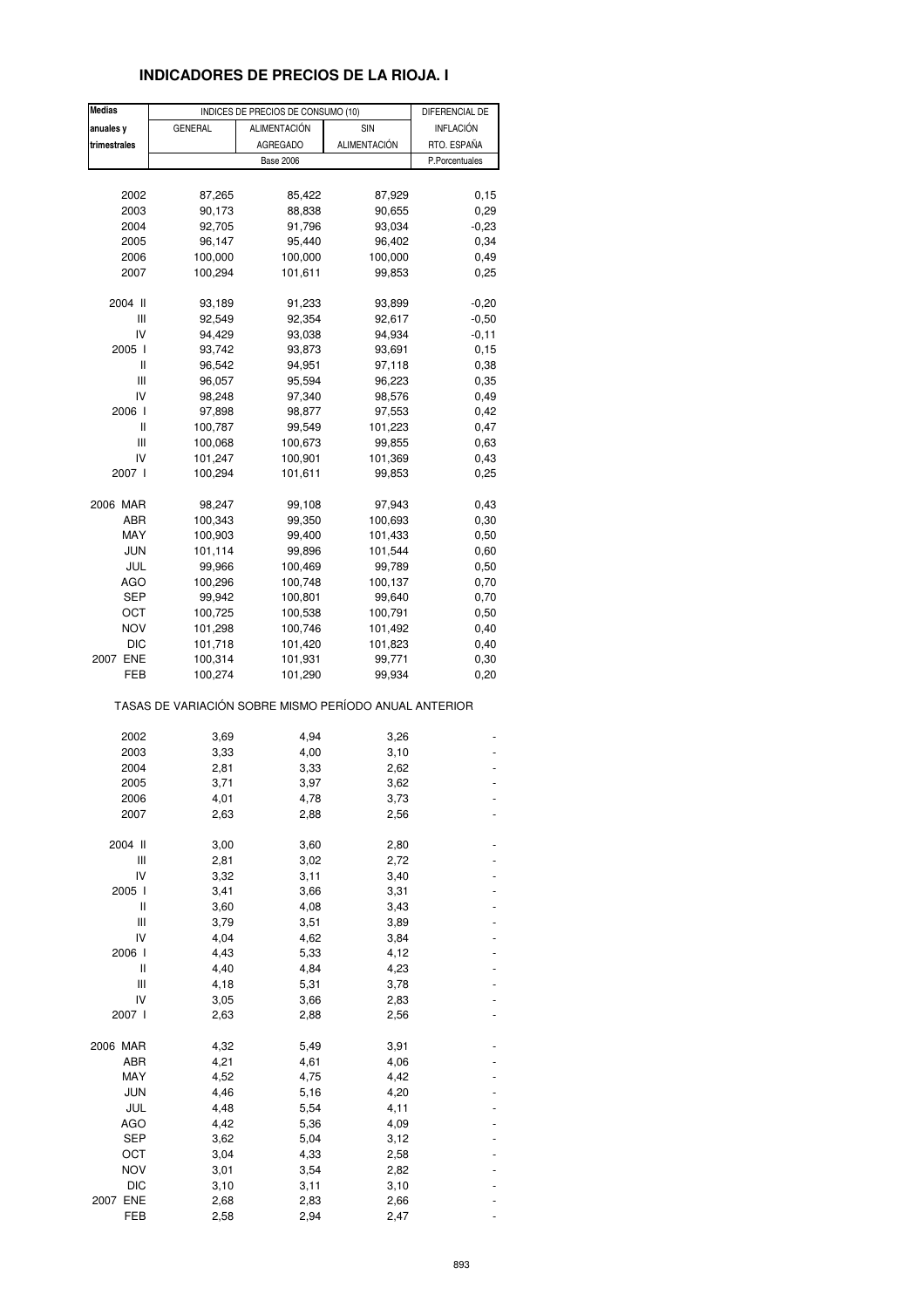# INDICADORES DE PRECIOS DE LA RIOJA. I

| Medias anuales y trimestrales | INDICES DE PRECIOS DE CONSUMO (10) | | | DIFERENCIAL DE INFLACIÓN RTO. ESPAÑA |
|---|---|---|---|---|
| | GENERAL | ALIMENTACIÓN AGREGADO | SIN ALIMENTACIÓN | |
| | Base 2006 | | | P.Porcentuales |
| 2002 | 87,265 | 85,422 | 87,929 | 0,15 |
| 2003 | 90,173 | 88,838 | 90,655 | 0,29 |
| 2004 | 92,705 | 91,796 | 93,034 | -0,23 |
| 2005 | 96,147 | 95,440 | 96,402 | 0,34 |
| 2006 | 100,000 | 100,000 | 100,000 | 0,49 |
| 2007 | 100,294 | 101,611 | 99,853 | 0,25 |
| 2004 II | 93,189 | 91,233 | 93,899 | -0,20 |
| III | 92,549 | 92,354 | 92,617 | -0,50 |
| IV | 94,429 | 93,038 | 94,934 | -0,11 |
| 2005 I | 93,742 | 93,873 | 93,691 | 0,15 |
| II | 96,542 | 94,951 | 97,118 | 0,38 |
| III | 96,057 | 95,594 | 96,223 | 0,35 |
| IV | 98,248 | 97,340 | 98,576 | 0,49 |
| 2006 I | 97,898 | 98,877 | 97,553 | 0,42 |
| II | 100,787 | 99,549 | 101,223 | 0,47 |
| III | 100,068 | 100,673 | 99,855 | 0,63 |
| IV | 101,247 | 100,901 | 101,369 | 0,43 |
| 2007 I | 100,294 | 101,611 | 99,853 | 0,25 |
| 2006 MAR | 98,247 | 99,108 | 97,943 | 0,43 |
| ABR | 100,343 | 99,350 | 100,693 | 0,30 |
| MAY | 100,903 | 99,400 | 101,433 | 0,50 |
| JUN | 101,114 | 99,896 | 101,544 | 0,60 |
| JUL | 99,966 | 100,469 | 99,789 | 0,50 |
| AGO | 100,296 | 100,748 | 100,137 | 0,70 |
| SEP | 99,942 | 100,801 | 99,640 | 0,70 |
| OCT | 100,725 | 100,538 | 100,791 | 0,50 |
| NOV | 101,298 | 100,746 | 101,492 | 0,40 |
| DIC | 101,718 | 101,420 | 101,823 | 0,40 |
| 2007 ENE | 100,314 | 101,931 | 99,771 | 0,30 |
| FEB | 100,274 | 101,290 | 99,934 | 0,20 |
| TASAS DE VARIACIÓN SOBRE MISMO PERÍODO ANUAL ANTERIOR | | | | |
| 2002 | 3,69 | 4,94 | 3,26 | - |
| 2003 | 3,33 | 4,00 | 3,10 | - |
| 2004 | 2,81 | 3,33 | 2,62 | - |
| 2005 | 3,71 | 3,97 | 3,62 | - |
| 2006 | 4,01 | 4,78 | 3,73 | - |
| 2007 | 2,63 | 2,88 | 2,56 | - |
| 2004 II | 3,00 | 3,60 | 2,80 | - |
| III | 2,81 | 3,02 | 2,72 | - |
| IV | 3,32 | 3,11 | 3,40 | - |
| 2005 I | 3,41 | 3,66 | 3,31 | - |
| II | 3,60 | 4,08 | 3,43 | - |
| III | 3,79 | 3,51 | 3,89 | - |
| IV | 4,04 | 4,62 | 3,84 | - |
| 2006 I | 4,43 | 5,33 | 4,12 | - |
| II | 4,40 | 4,84 | 4,23 | - |
| III | 4,18 | 5,31 | 3,78 | - |
| IV | 3,05 | 3,66 | 2,83 | - |
| 2007 I | 2,63 | 2,88 | 2,56 | - |
| 2006 MAR | 4,32 | 5,49 | 3,91 | - |
| ABR | 4,21 | 4,61 | 4,06 | - |
| MAY | 4,52 | 4,75 | 4,42 | - |
| JUN | 4,46 | 5,16 | 4,20 | - |
| JUL | 4,48 | 5,54 | 4,11 | - |
| AGO | 4,42 | 5,36 | 4,09 | - |
| SEP | 3,62 | 5,04 | 3,12 | - |
| OCT | 3,04 | 4,33 | 2,58 | - |
| NOV | 3,01 | 3,54 | 2,82 | - |
| DIC | 3,10 | 3,11 | 3,10 | - |
| 2007 ENE | 2,68 | 2,83 | 2,66 | - |
| FEB | 2,58 | 2,94 | 2,47 | - |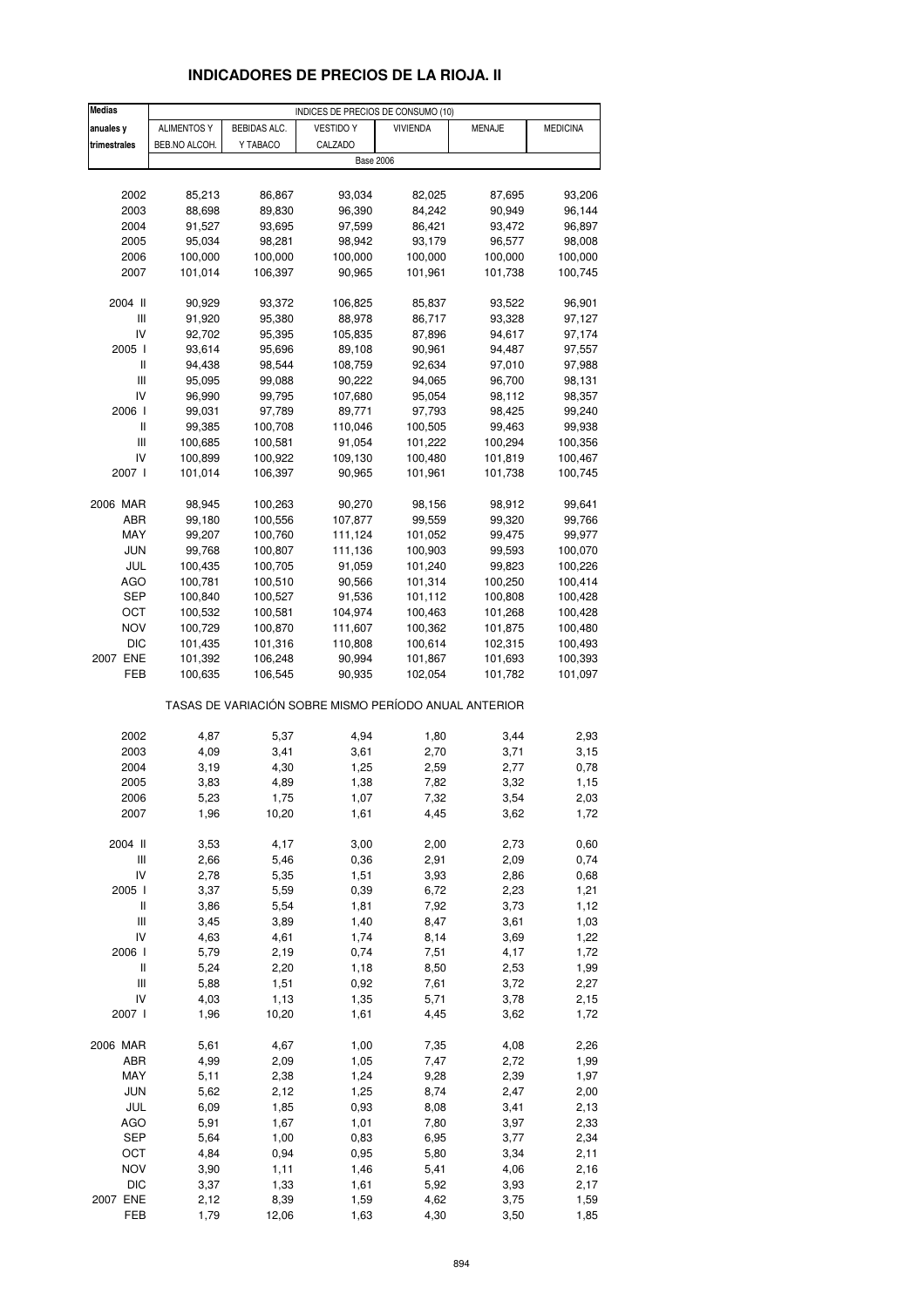## INDICADORES DE PRECIOS DE LA RIOJA. II

| Medias anuales y trimestrales | INDICES DE PRECIOS DE CONSUMO (10) | | | | | |
|---|---|---|---|---|---|---|
| | ALIMENTOS Y BEB.NO ALCOH. | BEBIDAS ALC. Y TABACO | VESTIDO Y CALZADO | VIVIENDA | MENAJE | MEDICINA |
| | Base 2006 | | | | | |
| 2002 | 85,213 | 86,867 | 93,034 | 82,025 | 87,695 | 93,206 |
| 2003 | 88,698 | 89,830 | 96,390 | 84,242 | 90,949 | 96,144 |
| 2004 | 91,527 | 93,695 | 97,599 | 86,421 | 93,472 | 96,897 |
| 2005 | 95,034 | 98,281 | 98,942 | 93,179 | 96,577 | 98,008 |
| 2006 | 100,000 | 100,000 | 100,000 | 100,000 | 100,000 | 100,000 |
| 2007 | 101,014 | 106,397 | 90,965 | 101,961 | 101,738 | 100,745 |
| 2004 II | 90,929 | 93,372 | 106,825 | 85,837 | 93,522 | 96,901 |
| III | 91,920 | 95,380 | 88,978 | 86,717 | 93,328 | 97,127 |
| IV | 92,702 | 95,395 | 105,835 | 87,896 | 94,617 | 97,174 |
| 2005 I | 93,614 | 95,696 | 89,108 | 90,961 | 94,487 | 97,557 |
| II | 94,438 | 98,544 | 108,759 | 92,634 | 97,010 | 97,988 |
| III | 95,095 | 99,088 | 90,222 | 94,065 | 96,700 | 98,131 |
| IV | 96,990 | 99,795 | 107,680 | 95,054 | 98,112 | 98,357 |
| 2006 I | 99,031 | 97,789 | 89,771 | 97,793 | 98,425 | 99,240 |
| II | 99,385 | 100,708 | 110,046 | 100,505 | 99,463 | 99,938 |
| III | 100,685 | 100,581 | 91,054 | 101,222 | 100,294 | 100,356 |
| IV | 100,899 | 100,922 | 109,130 | 100,480 | 101,819 | 100,467 |
| 2007 I | 101,014 | 106,397 | 90,965 | 101,961 | 101,738 | 100,745 |
| 2006 MAR | 98,945 | 100,263 | 90,270 | 98,156 | 98,912 | 99,641 |
| ABR | 99,180 | 100,556 | 107,877 | 99,559 | 99,320 | 99,766 |
| MAY | 99,207 | 100,760 | 111,124 | 101,052 | 99,475 | 99,977 |
| JUN | 99,768 | 100,807 | 111,136 | 100,903 | 99,593 | 100,070 |
| JUL | 100,435 | 100,705 | 91,059 | 101,240 | 99,823 | 100,226 |
| AGO | 100,781 | 100,510 | 90,566 | 101,314 | 100,250 | 100,414 |
| SEP | 100,840 | 100,527 | 91,536 | 101,112 | 100,808 | 100,428 |
| OCT | 100,532 | 100,581 | 104,974 | 100,463 | 101,268 | 100,428 |
| NOV | 100,729 | 100,870 | 111,607 | 100,362 | 101,875 | 100,480 |
| DIC | 101,435 | 101,316 | 110,808 | 100,614 | 102,315 | 100,493 |
| 2007 ENE | 101,392 | 106,248 | 90,994 | 101,867 | 101,693 | 100,393 |
| FEB | 100,635 | 106,545 | 90,935 | 102,054 | 101,782 | 101,097 |
| | TASAS DE VARIACIÓN SOBRE MISMO PERÍODO ANUAL ANTERIOR | | | | | |
| 2002 | 4,87 | 5,37 | 4,94 | 1,80 | 3,44 | 2,93 |
| 2003 | 4,09 | 3,41 | 3,61 | 2,70 | 3,71 | 3,15 |
| 2004 | 3,19 | 4,30 | 1,25 | 2,59 | 2,77 | 0,78 |
| 2005 | 3,83 | 4,89 | 1,38 | 7,82 | 3,32 | 1,15 |
| 2006 | 5,23 | 1,75 | 1,07 | 7,32 | 3,54 | 2,03 |
| 2007 | 1,96 | 10,20 | 1,61 | 4,45 | 3,62 | 1,72 |
| 2004 II | 3,53 | 4,17 | 3,00 | 2,00 | 2,73 | 0,60 |
| III | 2,66 | 5,46 | 0,36 | 2,91 | 2,09 | 0,74 |
| IV | 2,78 | 5,35 | 1,51 | 3,93 | 2,86 | 0,68 |
| 2005 I | 3,37 | 5,59 | 0,39 | 6,72 | 2,23 | 1,21 |
| II | 3,86 | 5,54 | 1,81 | 7,92 | 3,73 | 1,12 |
| III | 3,45 | 3,89 | 1,40 | 8,47 | 3,61 | 1,03 |
| IV | 4,63 | 4,61 | 1,74 | 8,14 | 3,69 | 1,22 |
| 2006 I | 5,79 | 2,19 | 0,74 | 7,51 | 4,17 | 1,72 |
| II | 5,24 | 2,20 | 1,18 | 8,50 | 2,53 | 1,99 |
| III | 5,88 | 1,51 | 0,92 | 7,61 | 3,72 | 2,27 |
| IV | 4,03 | 1,13 | 1,35 | 5,71 | 3,78 | 2,15 |
| 2007 I | 1,96 | 10,20 | 1,61 | 4,45 | 3,62 | 1,72 |
| 2006 MAR | 5,61 | 4,67 | 1,00 | 7,35 | 4,08 | 2,26 |
| ABR | 4,99 | 2,09 | 1,05 | 7,47 | 2,72 | 1,99 |
| MAY | 5,11 | 2,38 | 1,24 | 9,28 | 2,39 | 1,97 |
| JUN | 5,62 | 2,12 | 1,25 | 8,74 | 2,47 | 2,00 |
| JUL | 6,09 | 1,85 | 0,93 | 8,08 | 3,41 | 2,13 |
| AGO | 5,91 | 1,67 | 1,01 | 7,80 | 3,97 | 2,33 |
| SEP | 5,64 | 1,00 | 0,83 | 6,95 | 3,77 | 2,34 |
| OCT | 4,84 | 0,94 | 0,95 | 5,80 | 3,34 | 2,11 |
| NOV | 3,90 | 1,11 | 1,46 | 5,41 | 4,06 | 2,16 |
| DIC | 3,37 | 1,33 | 1,61 | 5,92 | 3,93 | 2,17 |
| 2007 ENE | 2,12 | 8,39 | 1,59 | 4,62 | 3,75 | 1,59 |
| FEB | 1,79 | 12,06 | 1,63 | 4,30 | 3,50 | 1,85 |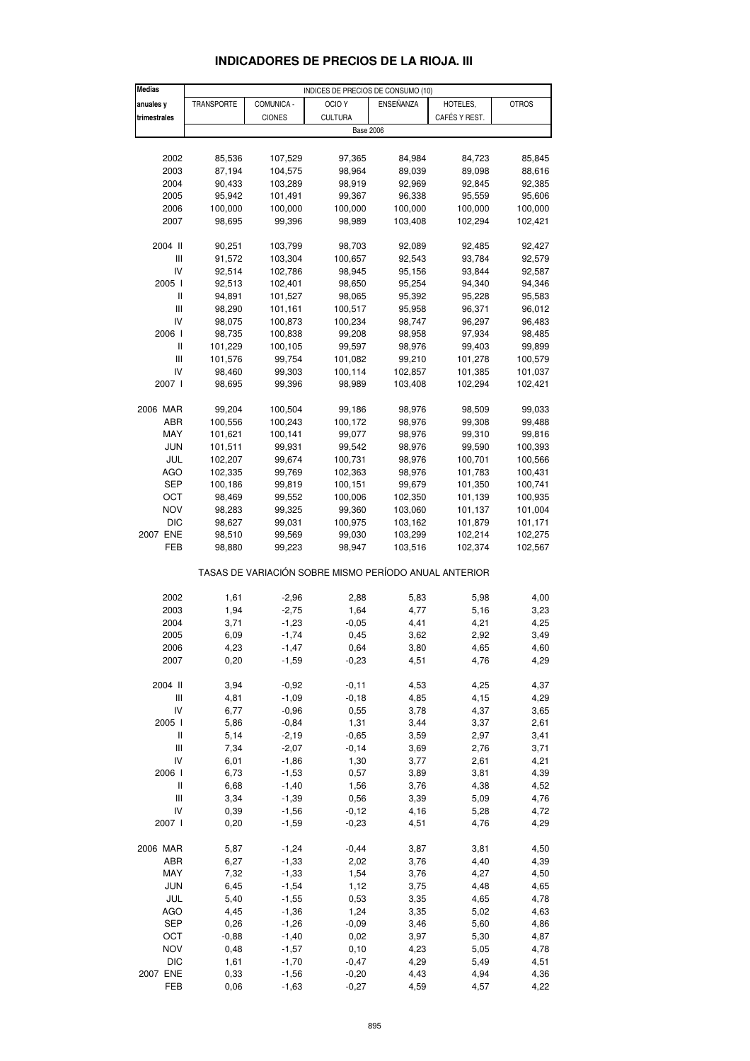# INDICADORES DE PRECIOS DE LA RIOJA. III

| Medias anuales y trimestrales | INDICES DE PRECIOS DE CONSUMO (10) | | | | | |
|---|---|---|---|---|---|---|
| | TRANSPORTE | COMUNICA - CIONES | OCIO Y CULTURA | ENSEÑANZA | HOTELES, CAFÉS Y REST. | OTROS |
| | Base 2006 | | | | | |
| 2002 | 85,536 | 107,529 | 97,365 | 84,984 | 84,723 | 85,845 |
| 2003 | 87,194 | 104,575 | 98,964 | 89,039 | 89,098 | 88,616 |
| 2004 | 90,433 | 103,289 | 98,919 | 92,969 | 92,845 | 92,385 |
| 2005 | 95,942 | 101,491 | 99,367 | 96,338 | 95,559 | 95,606 |
| 2006 | 100,000 | 100,000 | 100,000 | 100,000 | 100,000 | 100,000 |
| 2007 | 98,695 | 99,396 | 98,989 | 103,408 | 102,294 | 102,421 |
| 2004 II | 90,251 | 103,799 | 98,703 | 92,089 | 92,485 | 92,427 |
| III | 91,572 | 103,304 | 100,657 | 92,543 | 93,784 | 92,579 |
| IV | 92,514 | 102,786 | 98,945 | 95,156 | 93,844 | 92,587 |
| 2005 I | 92,513 | 102,401 | 98,650 | 95,254 | 94,340 | 94,346 |
| II | 94,891 | 101,527 | 98,065 | 95,392 | 95,228 | 95,583 |
| III | 98,290 | 101,161 | 100,517 | 95,958 | 96,371 | 96,012 |
| IV | 98,075 | 100,873 | 100,234 | 98,747 | 96,297 | 96,483 |
| 2006 I | 98,735 | 100,838 | 99,208 | 98,958 | 97,934 | 98,485 |
| II | 101,229 | 100,105 | 99,597 | 98,976 | 99,403 | 99,899 |
| III | 101,576 | 99,754 | 101,082 | 99,210 | 101,278 | 100,579 |
| IV | 98,460 | 99,303 | 100,114 | 102,857 | 101,385 | 101,037 |
| 2007 I | 98,695 | 99,396 | 98,989 | 103,408 | 102,294 | 102,421 |
| 2006 MAR | 99,204 | 100,504 | 99,186 | 98,976 | 98,509 | 99,033 |
| ABR | 100,556 | 100,243 | 100,172 | 98,976 | 99,308 | 99,488 |
| MAY | 101,621 | 100,141 | 99,077 | 98,976 | 99,310 | 99,816 |
| JUN | 101,511 | 99,931 | 99,542 | 98,976 | 99,590 | 100,393 |
| JUL | 102,207 | 99,674 | 100,731 | 98,976 | 100,701 | 100,566 |
| AGO | 102,335 | 99,769 | 102,363 | 98,976 | 101,783 | 100,431 |
| SEP | 100,186 | 99,819 | 100,151 | 99,679 | 101,350 | 100,741 |
| OCT | 98,469 | 99,552 | 100,006 | 102,350 | 101,139 | 100,935 |
| NOV | 98,283 | 99,325 | 99,360 | 103,060 | 101,137 | 101,004 |
| DIC | 98,627 | 99,031 | 100,975 | 103,162 | 101,879 | 101,171 |
| 2007 ENE | 98,510 | 99,569 | 99,030 | 103,299 | 102,214 | 102,275 |
| FEB | 98,880 | 99,223 | 98,947 | 103,516 | 102,374 | 102,567 |
| | TASAS DE VARIACIÓN SOBRE MISMO PERÍODO ANUAL ANTERIOR | | | | | |
| 2002 | 1,61 | -2,96 | 2,88 | 5,83 | 5,98 | 4,00 |
| 2003 | 1,94 | -2,75 | 1,64 | 4,77 | 5,16 | 3,23 |
| 2004 | 3,71 | -1,23 | -0,05 | 4,41 | 4,21 | 4,25 |
| 2005 | 6,09 | -1,74 | 0,45 | 3,62 | 2,92 | 3,49 |
| 2006 | 4,23 | -1,47 | 0,64 | 3,80 | 4,65 | 4,60 |
| 2007 | 0,20 | -1,59 | -0,23 | 4,51 | 4,76 | 4,29 |
| 2004 II | 3,94 | -0,92 | -0,11 | 4,53 | 4,25 | 4,37 |
| III | 4,81 | -1,09 | -0,18 | 4,85 | 4,15 | 4,29 |
| IV | 6,77 | -0,96 | 0,55 | 3,78 | 4,37 | 3,65 |
| 2005 I | 5,86 | -0,84 | 1,31 | 3,44 | 3,37 | 2,61 |
| II | 5,14 | -2,19 | -0,65 | 3,59 | 2,97 | 3,41 |
| III | 7,34 | -2,07 | -0,14 | 3,69 | 2,76 | 3,71 |
| IV | 6,01 | -1,86 | 1,30 | 3,77 | 2,61 | 4,21 |
| 2006 I | 6,73 | -1,53 | 0,57 | 3,89 | 3,81 | 4,39 |
| II | 6,68 | -1,40 | 1,56 | 3,76 | 4,38 | 4,52 |
| III | 3,34 | -1,39 | 0,56 | 3,39 | 5,09 | 4,76 |
| IV | 0,39 | -1,56 | -0,12 | 4,16 | 5,28 | 4,72 |
| 2007 I | 0,20 | -1,59 | -0,23 | 4,51 | 4,76 | 4,29 |
| 2006 MAR | 5,87 | -1,24 | -0,44 | 3,87 | 3,81 | 4,50 |
| ABR | 6,27 | -1,33 | 2,02 | 3,76 | 4,40 | 4,39 |
| MAY | 7,32 | -1,33 | 1,54 | 3,76 | 4,27 | 4,50 |
| JUN | 6,45 | -1,54 | 1,12 | 3,75 | 4,48 | 4,65 |
| JUL | 5,40 | -1,55 | 0,53 | 3,35 | 4,65 | 4,78 |
| AGO | 4,45 | -1,36 | 1,24 | 3,35 | 5,02 | 4,63 |
| SEP | 0,26 | -1,26 | -0,09 | 3,46 | 5,60 | 4,86 |
| OCT | -0,88 | -1,40 | 0,02 | 3,97 | 5,30 | 4,87 |
| NOV | 0,48 | -1,57 | 0,10 | 4,23 | 5,05 | 4,78 |
| DIC | 1,61 | -1,70 | -0,47 | 4,29 | 5,49 | 4,51 |
| 2007 ENE | 0,33 | -1,56 | -0,20 | 4,43 | 4,94 | 4,36 |
| FEB | 0,06 | -1,63 | -0,27 | 4,59 | 4,57 | 4,22 |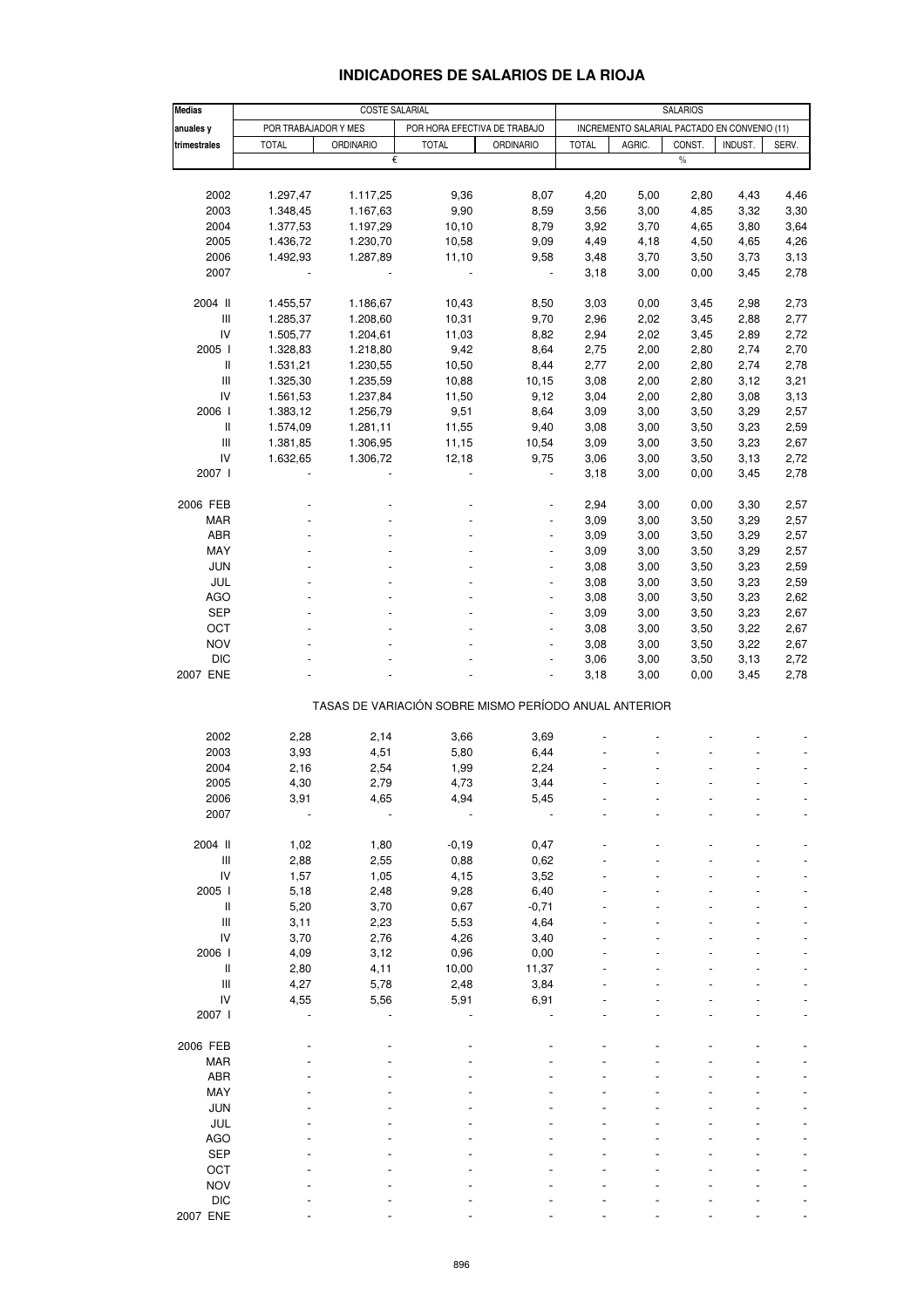# INDICADORES DE SALARIOS DE LA RIOJA

| Medias anuales y trimestrales | COSTE SALARIAL | | | | SALARIOS | | | | |
|---|---|---|---|---|---|---|---|---|---|
| | POR TRABAJADOR Y MES | | POR HORA EFECTIVA DE TRABAJO | | INCREMENTO SALARIAL PACTADO EN CONVENIO (11) | | | | |
| | TOTAL | ORDINARIO | TOTAL | ORDINARIO | TOTAL | AGRIC. | CONST. | INDUST. | SERV. |
| | € | | | | % | | | | |
| 2002 | 1.297,47 | 1.117,25 | 9,36 | 8,07 | 4,20 | 5,00 | 2,80 | 4,43 | 4,46 |
| 2003 | 1.348,45 | 1.167,63 | 9,90 | 8,59 | 3,56 | 3,00 | 4,85 | 3,32 | 3,30 |
| 2004 | 1.377,53 | 1.197,29 | 10,10 | 8,79 | 3,92 | 3,70 | 4,65 | 3,80 | 3,64 |
| 2005 | 1.436,72 | 1.230,70 | 10,58 | 9,09 | 4,49 | 4,18 | 4,50 | 4,65 | 4,26 |
| 2006 | 1.492,93 | 1.287,89 | 11,10 | 9,58 | 3,48 | 3,70 | 3,50 | 3,73 | 3,13 |
| 2007 | - | - | - | - | 3,18 | 3,00 | 0,00 | 3,45 | 2,78 |
| 2004 II | 1.455,57 | 1.186,67 | 10,43 | 8,50 | 3,03 | 0,00 | 3,45 | 2,98 | 2,73 |
| III | 1.285,37 | 1.208,60 | 10,31 | 9,70 | 2,96 | 2,02 | 3,45 | 2,88 | 2,77 |
| IV | 1.505,77 | 1.204,61 | 11,03 | 8,82 | 2,94 | 2,02 | 3,45 | 2,89 | 2,72 |
| 2005 I | 1.328,83 | 1.218,80 | 9,42 | 8,64 | 2,75 | 2,00 | 2,80 | 2,74 | 2,70 |
| II | 1.531,21 | 1.230,55 | 10,50 | 8,44 | 2,77 | 2,00 | 2,80 | 2,74 | 2,78 |
| III | 1.325,30 | 1.235,59 | 10,88 | 10,15 | 3,08 | 2,00 | 2,80 | 3,12 | 3,21 |
| IV | 1.561,53 | 1.237,84 | 11,50 | 9,12 | 3,04 | 2,00 | 2,80 | 3,08 | 3,13 |
| 2006 I | 1.383,12 | 1.256,79 | 9,51 | 8,64 | 3,09 | 3,00 | 3,50 | 3,29 | 2,57 |
| II | 1.574,09 | 1.281,11 | 11,55 | 9,40 | 3,08 | 3,00 | 3,50 | 3,23 | 2,59 |
| III | 1.381,85 | 1.306,95 | 11,15 | 10,54 | 3,09 | 3,00 | 3,50 | 3,23 | 2,67 |
| IV | 1.632,65 | 1.306,72 | 12,18 | 9,75 | 3,06 | 3,00 | 3,50 | 3,13 | 2,72 |
| 2007 I | - | - | - | - | 3,18 | 3,00 | 0,00 | 3,45 | 2,78 |
| 2006 FEB | - | - | - | - | 2,94 | 3,00 | 0,00 | 3,30 | 2,57 |
| MAR | - | - | - | - | 3,09 | 3,00 | 3,50 | 3,29 | 2,57 |
| ABR | - | - | - | - | 3,09 | 3,00 | 3,50 | 3,29 | 2,57 |
| MAY | - | - | - | - | 3,09 | 3,00 | 3,50 | 3,29 | 2,57 |
| JUN | - | - | - | - | 3,08 | 3,00 | 3,50 | 3,23 | 2,59 |
| JUL | - | - | - | - | 3,08 | 3,00 | 3,50 | 3,23 | 2,59 |
| AGO | - | - | - | - | 3,08 | 3,00 | 3,50 | 3,23 | 2,62 |
| SEP | - | - | - | - | 3,09 | 3,00 | 3,50 | 3,23 | 2,67 |
| OCT | - | - | - | - | 3,08 | 3,00 | 3,50 | 3,22 | 2,67 |
| NOV | - | - | - | - | 3,08 | 3,00 | 3,50 | 3,23 | 2,67 |
| DIC | - | - | - | - | 3,06 | 3,00 | 3,50 | 3,13 | 2,72 |
| 2007 ENE | - | - | - | - | 3,18 | 3,00 | 0,00 | 3,45 | 2,78 |
| **TASAS DE VARIACIÓN SOBRE MISMO PERÍODO ANUAL ANTERIOR** | | | | | | | | | |
| 2002 | 2,28 | 2,14 | 3,66 | 3,69 | - | - | - | - | - |
| 2003 | 3,93 | 4,51 | 5,80 | 6,44 | - | - | - | - | - |
| 2004 | 2,16 | 2,54 | 1,99 | 2,24 | - | - | - | - | - |
| 2005 | 4,30 | 2,79 | 4,73 | 3,44 | - | - | - | - | - |
| 2006 | 3,91 | 4,65 | 4,94 | 5,45 | - | - | - | - | - |
| 2007 | - | - | - | - | - | - | - | - | - |
| 2004 II | 1,02 | 1,80 | -0,19 | 0,47 | - | - | - | - | - |
| III | 2,88 | 2,55 | 0,88 | 0,62 | - | - | - | - | - |
| IV | 1,57 | 1,05 | 4,15 | 3,52 | - | - | - | - | - |
| 2005 I | 5,18 | 2,48 | 9,28 | 6,40 | - | - | - | - | - |
| II | 5,20 | 3,70 | 0,67 | -0,71 | - | - | - | - | - |
| III | 3,11 | 2,23 | 5,53 | 4,64 | - | - | - | - | - |
| IV | 3,70 | 2,76 | 4,26 | 3,40 | - | - | - | - | - |
| 2006 I | 4,09 | 3,12 | 0,96 | 0,00 | - | - | - | - | - |
| II | 2,80 | 4,11 | 10,00 | 11,37 | - | - | - | - | - |
| III | 4,27 | 5,78 | 2,48 | 3,84 | - | - | - | - | - |
| IV | 4,55 | 5,56 | 5,91 | 6,91 | - | - | - | - | - |
| 2007 I | - | - | - | - | - | - | - | - | - |
| 2006 FEB | - | - | - | - | - | - | - | - | - |
| MAR | - | - | - | - | - | - | - | - | - |
| ABR | - | - | - | - | - | - | - | - | - |
| MAY | - | - | - | - | - | - | - | - | - |
| JUN | - | - | - | - | - | - | - | - | - |
| JUL | - | - | - | - | - | - | - | - | - |
| AGO | - | - | - | - | - | - | - | - | - |
| SEP | - | - | - | - | - | - | - | - | - |
| OCT | - | - | - | - | - | - | - | - | - |
| NOV | - | - | - | - | - | - | - | - | - |
| DIC | - | - | - | - | - | - | - | - | - |
| 2007 ENE | - | - | - | - | - | - | - | - | - |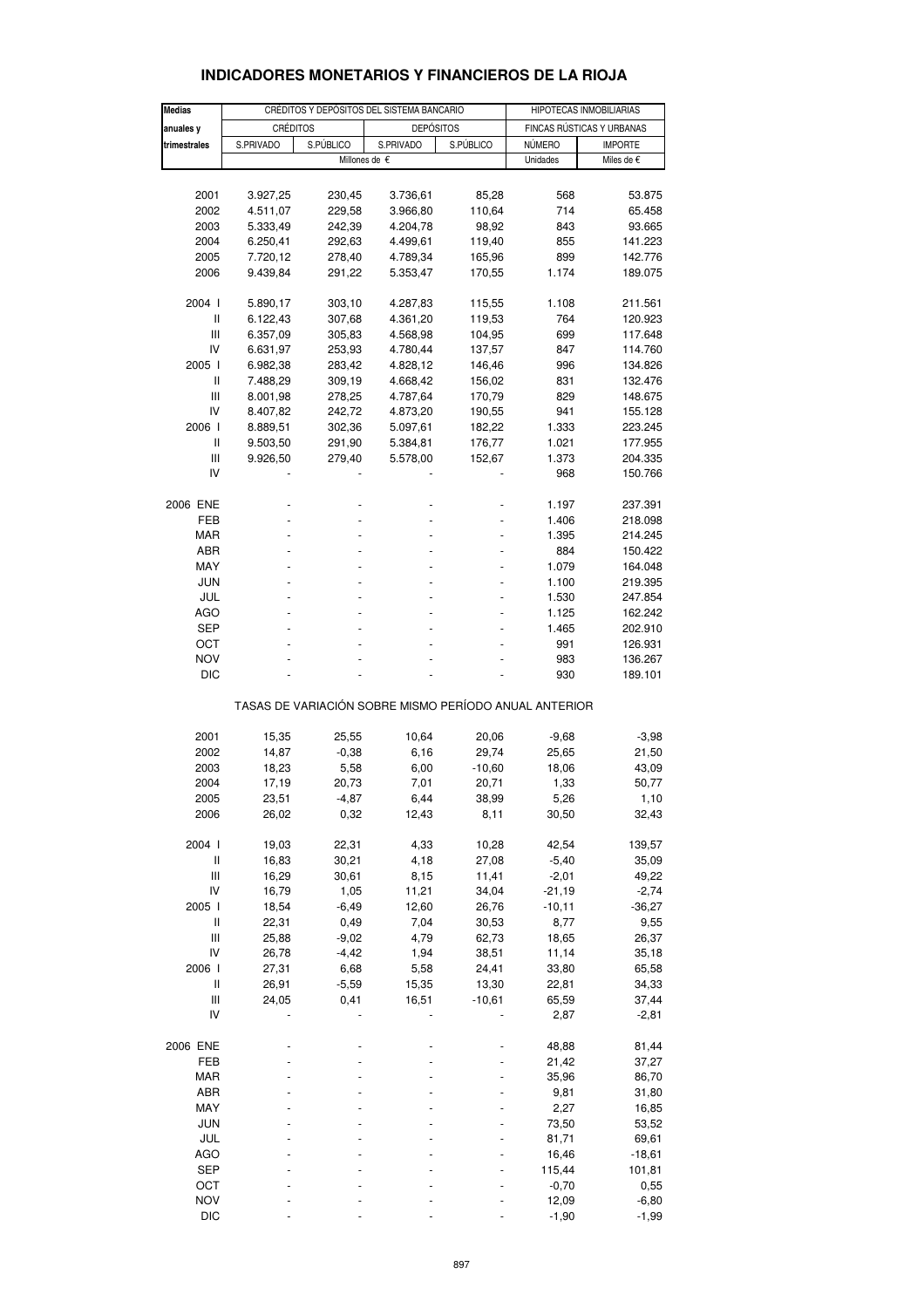## INDICADORES MONETARIOS Y FINANCIEROS DE LA RIOJA

| Medias anuales y trimestrales | CRÉDITOS Y DEPÓSITOS DEL SISTEMA BANCARIO | | | | HIPOTECAS INMOBILIARIAS | |
|---|---|---|---|---|---|---|
| | CRÉDITOS | | DEPÓSITOS | | FINCAS RÚSTICAS Y URBANAS | |
| | S.PRIVADO | S.PÚBLICO | S.PRIVADO | S.PÚBLICO | NÚMERO | IMPORTE |
| | Millones de € | | | | Unidades | Miles de € |
| 2001 | 3.927,25 | 230,45 | 3.736,61 | 85,28 | 568 | 53.875 |
| 2002 | 4.511,07 | 229,58 | 3.966,80 | 110,64 | 714 | 65.458 |
| 2003 | 5.333,49 | 242,39 | 4.204,78 | 98,92 | 843 | 93.665 |
| 2004 | 6.250,41 | 292,63 | 4.499,61 | 119,40 | 855 | 141.223 |
| 2005 | 7.720,12 | 278,40 | 4.789,34 | 165,96 | 899 | 142.776 |
| 2006 | 9.439,84 | 291,22 | 5.353,47 | 170,55 | 1.174 | 189.075 |
| 2004 I | 5.890,17 | 303,10 | 4.287,83 | 115,55 | 1.108 | 211.561 |
| II | 6.122,43 | 307,68 | 4.361,20 | 119,53 | 764 | 120.923 |
| III | 6.357,09 | 305,83 | 4.568,98 | 104,95 | 699 | 117.648 |
| IV | 6.631,97 | 253,93 | 4.780,44 | 137,57 | 847 | 114.760 |
| 2005 I | 6.982,38 | 283,42 | 4.828,12 | 146,46 | 996 | 134.826 |
| II | 7.488,29 | 309,19 | 4.668,42 | 156,02 | 831 | 132.476 |
| III | 8.001,98 | 278,25 | 4.787,64 | 170,79 | 829 | 148.675 |
| IV | 8.407,82 | 242,72 | 4.873,20 | 190,55 | 941 | 155.128 |
| 2006 I | 8.889,51 | 302,36 | 5.097,61 | 182,22 | 1.333 | 223.245 |
| II | 9.503,50 | 291,90 | 5.384,81 | 176,77 | 1.021 | 177.955 |
| III | 9.926,50 | 279,40 | 5.578,00 | 152,67 | 1.373 | 204.335 |
| IV | - | - | - | - | 968 | 150.766 |
| 2006 ENE | - | - | - | - | 1.197 | 237.391 |
| FEB | - | - | - | - | 1.406 | 218.098 |
| MAR | - | - | - | - | 1.395 | 214.245 |
| ABR | - | - | - | - | 884 | 150.422 |
| MAY | - | - | - | - | 1.079 | 164.048 |
| JUN | - | - | - | - | 1.100 | 219.395 |
| JUL | - | - | - | - | 1.530 | 247.854 |
| AGO | - | - | - | - | 1.125 | 162.242 |
| SEP | - | - | - | - | 1.465 | 202.910 |
| OCT | - | - | - | - | 991 | 126.931 |
| NOV | - | - | - | - | 983 | 136.267 |
| DIC | - | - | - | - | 930 | 189.101 |
| | TASAS DE VARIACIÓN SOBRE MISMO PERÍODO ANUAL ANTERIOR | | | | | |
| 2001 | 15,35 | 25,55 | 10,64 | 20,06 | -9,68 | -3,98 |
| 2002 | 14,87 | -0,38 | 6,16 | 29,74 | 25,65 | 21,50 |
| 2003 | 18,23 | 5,58 | 6,00 | -10,60 | 18,06 | 43,09 |
| 2004 | 17,19 | 20,73 | 7,01 | 20,71 | 1,33 | 50,77 |
| 2005 | 23,51 | -4,87 | 6,44 | 38,99 | 5,26 | 1,10 |
| 2006 | 26,02 | 0,32 | 12,43 | 8,11 | 30,50 | 32,43 |
| 2004 I | 19,03 | 22,31 | 4,33 | 10,28 | 42,54 | 139,57 |
| II | 16,83 | 30,21 | 4,18 | 27,08 | -5,40 | 35,09 |
| III | 16,29 | 30,61 | 8,15 | 11,41 | -2,01 | 49,22 |
| IV | 16,79 | 1,05 | 11,21 | 34,04 | -21,19 | -2,74 |
| 2005 I | 18,54 | -6,49 | 12,60 | 26,76 | -10,11 | -36,27 |
| II | 22,31 | 0,49 | 7,04 | 30,53 | 8,77 | 9,55 |
| III | 25,88 | -9,02 | 4,79 | 62,73 | 18,65 | 26,37 |
| IV | 26,78 | -4,42 | 1,94 | 38,51 | 11,14 | 35,18 |
| 2006 I | 27,31 | 6,68 | 5,58 | 24,41 | 33,80 | 65,58 |
| II | 26,91 | -5,59 | 15,35 | 13,30 | 22,81 | 34,33 |
| III | 24,05 | 0,41 | 16,51 | -10,61 | 65,59 | 37,44 |
| IV | - | - | - | - | 2,87 | -2,81 |
| 2006 ENE | - | - | - | - | 48,88 | 81,44 |
| FEB | - | - | - | - | 21,42 | 37,27 |
| MAR | - | - | - | - | 35,96 | 86,70 |
| ABR | - | - | - | - | 9,81 | 31,80 |
| MAY | - | - | - | - | 2,27 | 16,85 |
| JUN | - | - | - | - | 73,50 | 53,52 |
| JUL | - | - | - | - | 81,71 | 69,61 |
| AGO | - | - | - | - | 16,46 | -18,61 |
| SEP | - | - | - | - | 115,44 | 101,81 |
| OCT | - | - | - | - | -0,70 | 0,55 |
| NOV | - | - | - | - | 12,09 | -6,80 |
| DIC | - | - | - | - | -1,90 | -1,99 |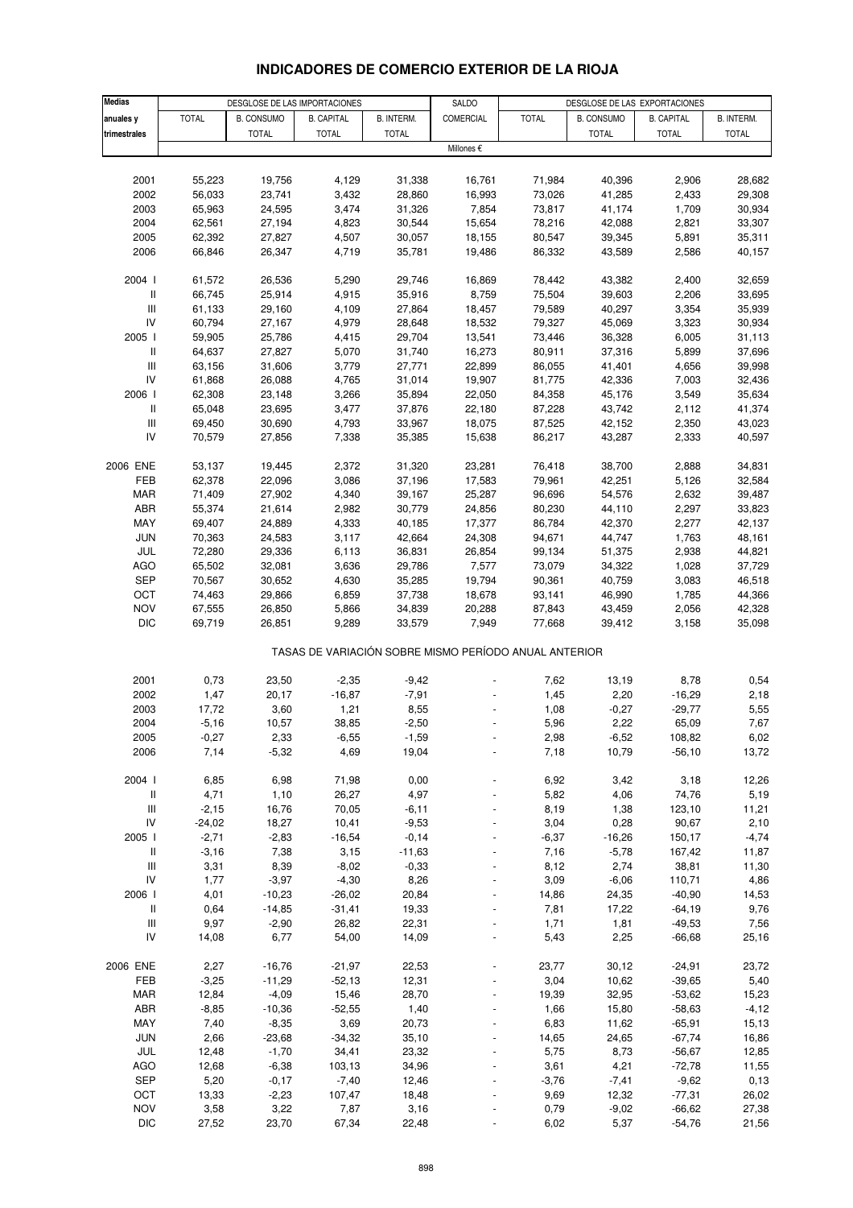# INDICADORES DE COMERCIO EXTERIOR DE LA RIOJA

| Medias anuales y trimestrales | DESGLOSE DE LAS IMPORTACIONES | | | | SALDO | DESGLOSE DE LAS EXPORTACIONES | | | |
|---|---|---|---|---|---|---|---|---|---|
| | TOTAL | B. CONSUMO TOTAL | B. CAPITAL TOTAL | B. INTERM. TOTAL | COMERCIAL | TOTAL | B. CONSUMO TOTAL | B. CAPITAL TOTAL | B. INTERM. TOTAL |
| | | | | | Millones € | | | | |
| 2001 | 55,223 | 19,756 | 4,129 | 31,338 | 16,761 | 71,984 | 40,396 | 2,906 | 28,682 |
| 2002 | 56,033 | 23,741 | 3,432 | 28,860 | 16,993 | 73,026 | 41,285 | 2,433 | 29,308 |
| 2003 | 65,963 | 24,595 | 3,474 | 31,326 | 7,854 | 73,817 | 41,174 | 1,709 | 30,934 |
| 2004 | 62,561 | 27,194 | 4,823 | 30,544 | 15,654 | 78,216 | 42,088 | 2,821 | 33,307 |
| 2005 | 62,392 | 27,827 | 4,507 | 30,057 | 18,155 | 80,547 | 39,345 | 5,891 | 35,311 |
| 2006 | 66,846 | 26,347 | 4,719 | 35,781 | 19,486 | 86,332 | 43,589 | 2,586 | 40,157 |
| 2004 I | 61,572 | 26,536 | 5,290 | 29,746 | 16,869 | 78,442 | 43,382 | 2,400 | 32,659 |
| II | 66,745 | 25,914 | 4,915 | 35,916 | 8,759 | 75,504 | 39,603 | 2,206 | 33,695 |
| III | 61,133 | 29,160 | 4,109 | 27,864 | 18,457 | 79,589 | 40,297 | 3,354 | 35,939 |
| IV | 60,794 | 27,167 | 4,979 | 28,648 | 18,532 | 79,327 | 45,069 | 3,323 | 30,934 |
| 2005 I | 59,905 | 25,786 | 4,415 | 29,704 | 13,541 | 73,446 | 36,328 | 6,005 | 31,113 |
| II | 64,637 | 27,827 | 5,070 | 31,740 | 16,273 | 80,911 | 37,316 | 5,899 | 37,696 |
| III | 63,156 | 31,606 | 3,779 | 27,771 | 22,899 | 86,055 | 41,401 | 4,656 | 39,998 |
| IV | 61,868 | 26,088 | 4,765 | 31,014 | 19,907 | 81,775 | 42,336 | 7,003 | 32,436 |
| 2006 I | 62,308 | 23,148 | 3,266 | 35,894 | 22,050 | 84,358 | 45,176 | 3,549 | 35,634 |
| II | 65,048 | 23,695 | 3,477 | 37,876 | 22,180 | 87,228 | 43,742 | 2,112 | 41,374 |
| III | 69,450 | 30,690 | 4,793 | 33,967 | 18,075 | 87,525 | 42,152 | 2,350 | 43,023 |
| IV | 70,579 | 27,856 | 7,338 | 35,385 | 15,638 | 86,217 | 43,287 | 2,333 | 40,597 |
| 2006 ENE | 53,137 | 19,445 | 2,372 | 31,320 | 23,281 | 76,418 | 38,700 | 2,888 | 34,831 |
| FEB | 62,378 | 22,096 | 3,086 | 37,196 | 17,583 | 79,961 | 42,251 | 5,126 | 32,584 |
| MAR | 71,409 | 27,902 | 4,340 | 39,167 | 25,287 | 96,696 | 54,576 | 2,632 | 39,487 |
| ABR | 55,374 | 21,614 | 2,982 | 30,779 | 24,856 | 80,230 | 44,110 | 2,297 | 33,823 |
| MAY | 69,407 | 24,889 | 4,333 | 40,185 | 17,377 | 86,784 | 42,370 | 2,277 | 42,137 |
| JUN | 70,363 | 24,583 | 3,117 | 42,664 | 24,308 | 94,671 | 44,747 | 1,763 | 48,161 |
| JUL | 72,280 | 29,336 | 6,113 | 36,831 | 26,854 | 99,134 | 51,375 | 2,938 | 44,821 |
| AGO | 65,502 | 32,081 | 3,636 | 29,786 | 7,577 | 73,079 | 34,322 | 1,028 | 37,729 |
| SEP | 70,567 | 30,652 | 4,630 | 35,285 | 19,794 | 90,361 | 40,759 | 3,083 | 46,518 |
| OCT | 74,463 | 29,866 | 6,859 | 37,738 | 18,678 | 93,141 | 46,990 | 1,785 | 44,366 |
| NOV | 67,555 | 26,850 | 5,866 | 34,839 | 20,288 | 87,843 | 43,459 | 2,056 | 42,328 |
| DIC | 69,719 | 26,851 | 9,289 | 33,579 | 7,949 | 77,668 | 39,412 | 3,158 | 35,098 |
| | | | | | TASAS DE VARIACIÓN SOBRE MISMO PERÍODO ANUAL ANTERIOR | | | | |
| 2001 | 0,73 | 23,50 | -2,35 | -9,42 | - | 7,62 | 13,19 | 8,78 | 0,54 |
| 2002 | 1,47 | 20,17 | -16,87 | -7,91 | - | 1,45 | 2,20 | -16,29 | 2,18 |
| 2003 | 17,72 | 3,60 | 1,21 | 8,55 | - | 1,08 | -0,27 | -29,77 | 5,55 |
| 2004 | -5,16 | 10,57 | 38,85 | -2,50 | - | 5,96 | 2,22 | 65,09 | 7,67 |
| 2005 | -0,27 | 2,33 | -6,55 | -1,59 | - | 2,98 | -6,52 | 108,82 | 6,02 |
| 2006 | 7,14 | -5,32 | 4,69 | 19,04 | - | 7,18 | 10,79 | -56,10 | 13,72 |
| 2004 I | 6,85 | 6,98 | 71,98 | 0,00 | - | 6,92 | 3,42 | 3,18 | 12,26 |
| II | 4,71 | 1,10 | 26,27 | 4,97 | - | 5,82 | 4,06 | 74,76 | 5,19 |
| III | -2,15 | 16,76 | 70,05 | -6,11 | - | 8,19 | 1,38 | 123,10 | 11,21 |
| IV | -24,02 | 18,27 | 10,41 | -9,53 | - | 3,04 | 0,28 | 90,67 | 2,10 |
| 2005 I | -2,71 | -2,83 | -16,54 | -0,14 | - | -6,37 | -16,26 | 150,17 | -4,74 |
| II | -3,16 | 7,38 | 3,15 | -11,63 | - | 7,16 | -5,78 | 167,42 | 11,87 |
| III | 3,31 | 8,39 | -8,02 | -0,33 | - | 8,12 | 2,74 | 38,81 | 11,30 |
| IV | 1,77 | -3,97 | -4,30 | 8,26 | - | 3,09 | -6,06 | 110,71 | 4,86 |
| 2006 I | 4,01 | -10,23 | -26,02 | 20,84 | - | 14,86 | 24,35 | -40,90 | 14,53 |
| II | 0,64 | -14,85 | -31,41 | 19,33 | - | 7,81 | 17,22 | -64,19 | 9,76 |
| III | 9,97 | -2,90 | 26,82 | 22,31 | - | 1,71 | 1,81 | -49,53 | 7,56 |
| IV | 14,08 | 6,77 | 54,00 | 14,09 | - | 5,43 | 2,25 | -66,68 | 25,16 |
| 2006 ENE | 2,27 | -16,76 | -21,97 | 22,53 | - | 23,77 | 30,12 | -24,91 | 23,72 |
| FEB | -3,25 | -11,29 | -52,13 | 12,31 | - | 3,04 | 10,62 | -39,65 | 5,40 |
| MAR | 12,84 | -4,09 | 15,46 | 28,70 | - | 19,39 | 32,95 | -53,62 | 15,23 |
| ABR | -8,85 | -10,36 | -52,55 | 1,40 | - | 1,66 | 15,80 | -58,63 | -4,12 |
| MAY | 7,40 | -8,35 | 3,69 | 20,73 | - | 6,83 | 11,62 | -65,91 | 15,13 |
| JUN | 2,66 | -23,68 | -34,32 | 35,10 | - | 14,65 | 24,65 | -67,74 | 16,86 |
| JUL | 12,48 | -1,70 | 34,41 | 23,32 | - | 5,75 | 8,73 | -56,67 | 12,85 |
| AGO | 12,68 | -6,38 | 103,13 | 34,96 | - | 3,61 | 4,21 | -72,78 | 11,55 |
| SEP | 5,20 | -0,17 | -7,40 | 12,46 | - | -3,76 | -7,41 | -9,62 | 0,13 |
| OCT | 13,33 | -2,23 | 107,47 | 18,48 | - | 9,69 | 12,32 | -77,31 | 26,02 |
| NOV | 3,58 | 3,22 | 7,87 | 3,16 | - | 0,79 | -9,02 | -66,62 | 27,38 |
| DIC | 27,52 | 23,70 | 67,34 | 22,48 | - | 6,02 | 5,37 | -54,76 | 21,56 |